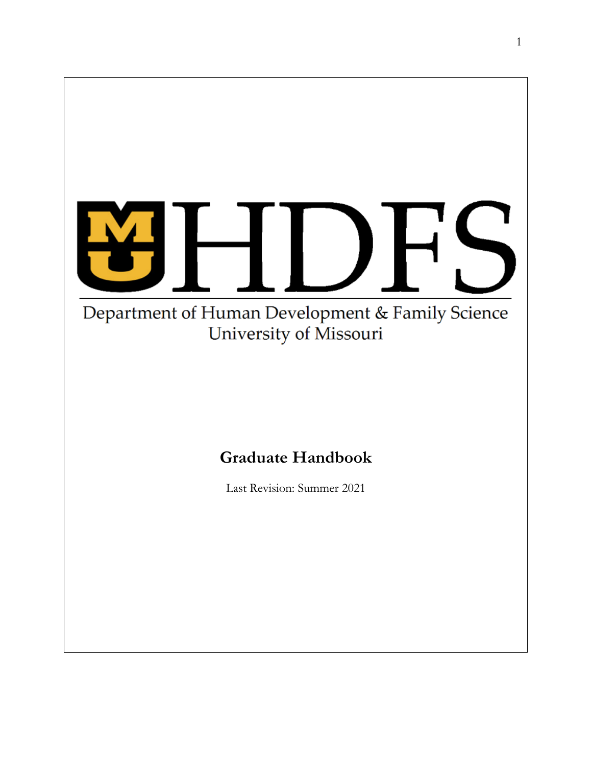# HDFS

Department of Human Development & Family Science
University of Missouri

## Graduate Handbook

Last Revision: Summer 2021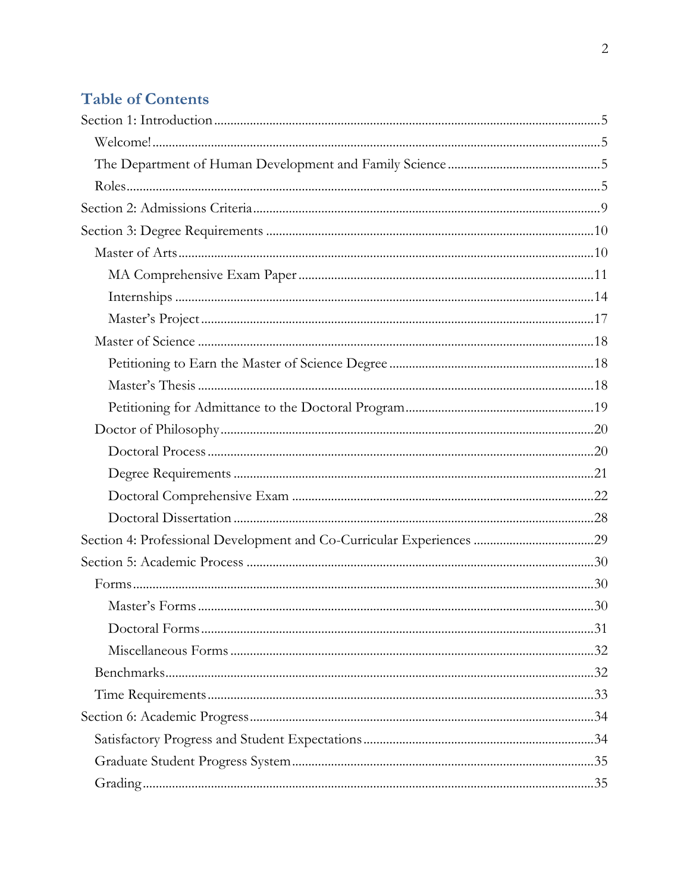## Table of Contents

- Section 1: Introduction ..... 5
  - Welcome! ..... 5
  - The Department of Human Development and Family Science ..... 5
  - Roles ..... 5
- Section 2: Admissions Criteria ..... 9
- Section 3: Degree Requirements ..... 10
  - Master of Arts ..... 10
    - MA Comprehensive Exam Paper ..... 11
    - Internships ..... 14
    - Master's Project ..... 17
  - Master of Science ..... 18
    - Petitioning to Earn the Master of Science Degree ..... 18
    - Master's Thesis ..... 18
    - Petitioning for Admittance to the Doctoral Program ..... 19
  - Doctor of Philosophy ..... 20
    - Doctoral Process ..... 20
    - Degree Requirements ..... 21
    - Doctoral Comprehensive Exam ..... 22
    - Doctoral Dissertation ..... 28
- Section 4: Professional Development and Co-Curricular Experiences ..... 29
- Section 5: Academic Process ..... 30
  - Forms ..... 30
    - Master's Forms ..... 30
    - Doctoral Forms ..... 31
    - Miscellaneous Forms ..... 32
  - Benchmarks ..... 32
  - Time Requirements ..... 33
- Section 6: Academic Progress ..... 34
  - Satisfactory Progress and Student Expectations ..... 34
  - Graduate Student Progress System ..... 35
  - Grading ..... 35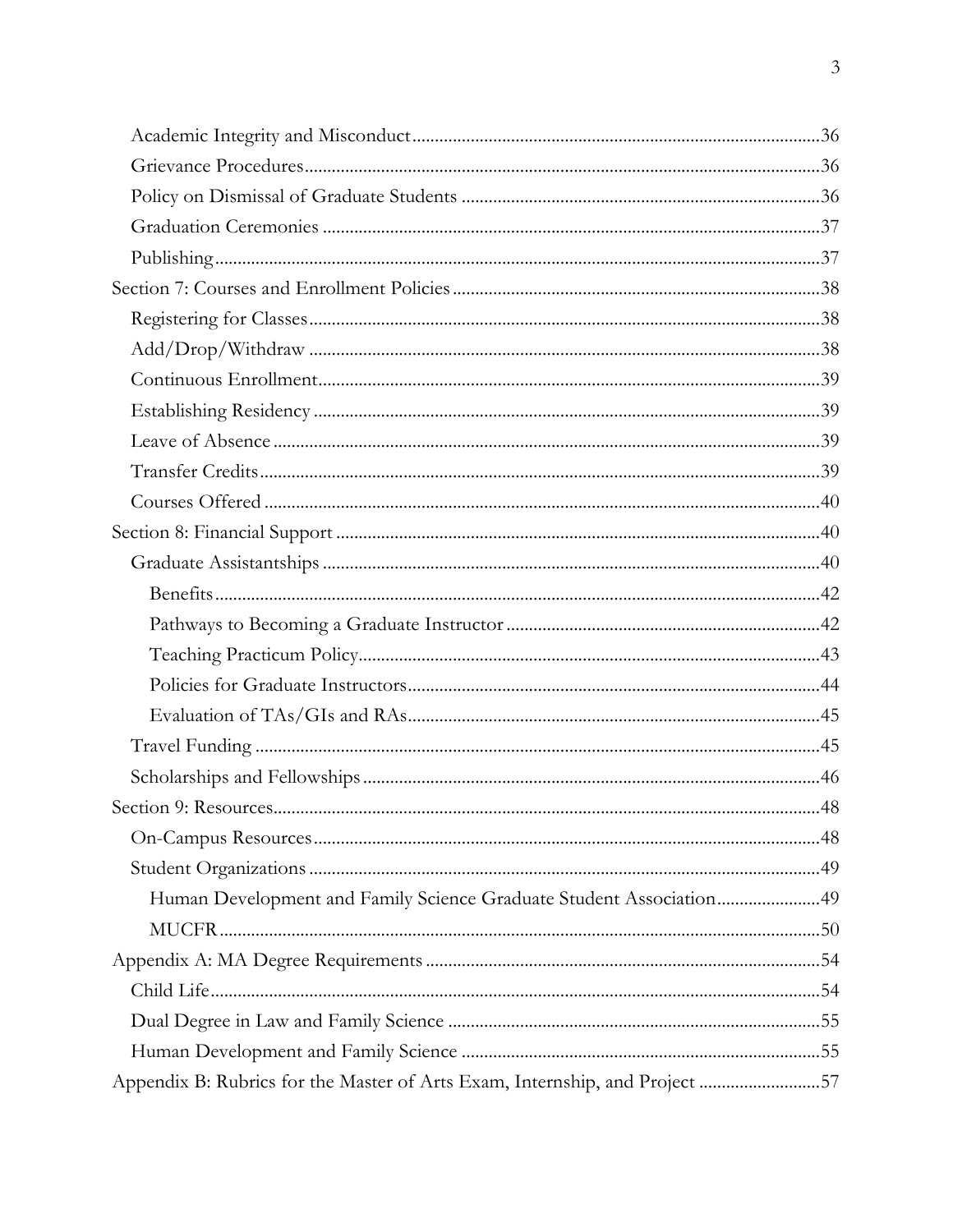- Academic Integrity and Misconduct.......................................................................................36
- Grievance Procedures..............................................................................................................36
- Policy on Dismissal of Graduate Students ...............................................................................36
- Graduation Ceremonies ...........................................................................................................37
- Publishing...................................................................................................................................37

Section 7: Courses and Enrollment Policies ..................................................................................38

- Registering for Classes..............................................................................................................38
- Add/Drop/Withdraw ...............................................................................................................38
- Continuous Enrollment.............................................................................................................39
- Establishing Residency ..............................................................................................................39
- Leave of Absence ......................................................................................................................39
- Transfer Credits..........................................................................................................................39
- Courses Offered .........................................................................................................................40

Section 8: Financial Support ...........................................................................................................40

- Graduate Assistantships ............................................................................................................40
  - Benefits...................................................................................................................................42
  - Pathways to Becoming a Graduate Instructor .....................................................................42
  - Teaching Practicum Policy.....................................................................................................43
  - Policies for Graduate Instructors..........................................................................................44
  - Evaluation of TAs/GIs and RAs..........................................................................................45
- Travel Funding ...........................................................................................................................45
- Scholarships and Fellowships ...................................................................................................46

Section 9: Resources.........................................................................................................................48

- On-Campus Resources...............................................................................................................48
- Student Organizations ...............................................................................................................49
  - Human Development and Family Science Graduate Student Association.......................49
  - MUCFR..................................................................................................................................50

Appendix A: MA Degree Requirements .......................................................................................54

- Child Life.....................................................................................................................................54
- Dual Degree in Law and Family Science .................................................................................55
- Human Development and Family Science ...............................................................................55

Appendix B: Rubrics for the Master of Arts Exam, Internship, and Project ...........................57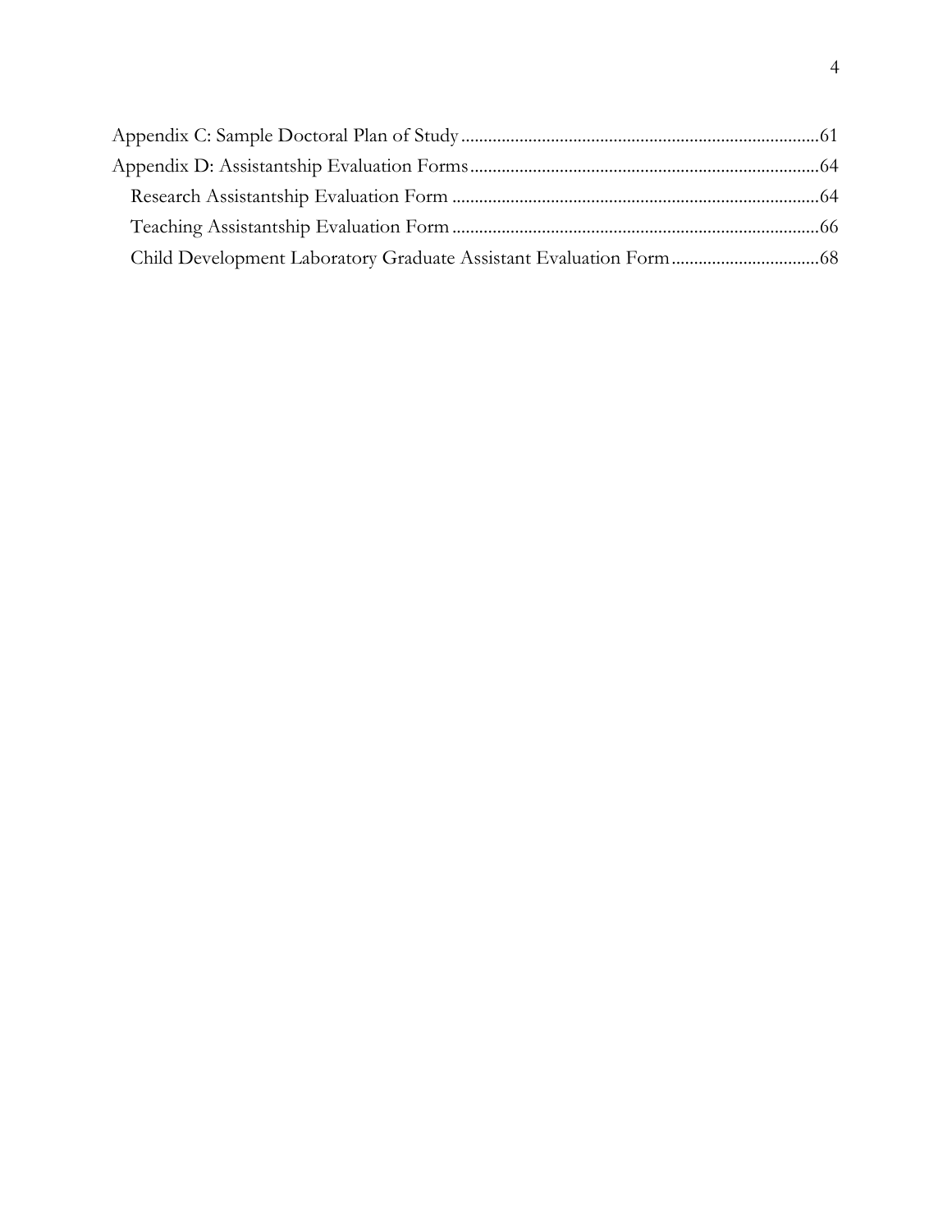Appendix C: Sample Doctoral Plan of Study ................................................................................61

Appendix D: Assistantship Evaluation Forms..............................................................................64

- Research Assistantship Evaluation Form ..................................................................................64
- Teaching Assistantship Evaluation Form ..................................................................................66
- Child Development Laboratory Graduate Assistant Evaluation Form.................................68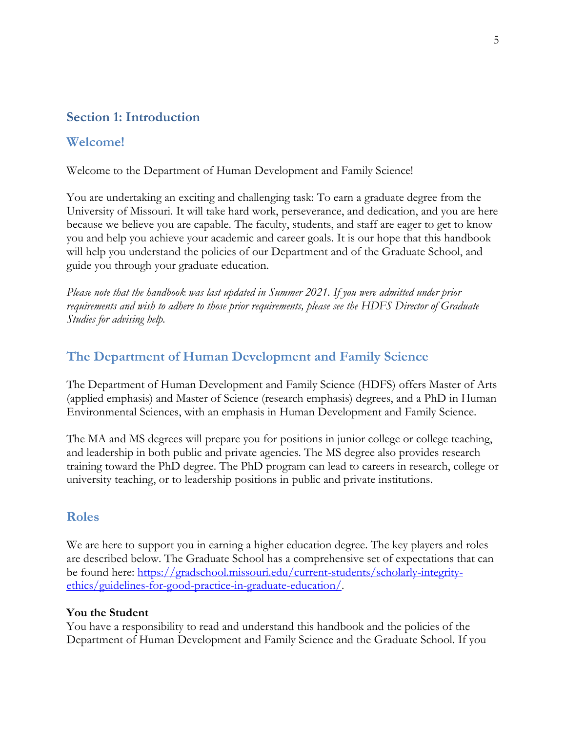## Section 1: Introduction

### Welcome!

Welcome to the Department of Human Development and Family Science!

You are undertaking an exciting and challenging task: To earn a graduate degree from the University of Missouri. It will take hard work, perseverance, and dedication, and you are here because we believe you are capable. The faculty, students, and staff are eager to get to know you and help you achieve your academic and career goals. It is our hope that this handbook will help you understand the policies of our Department and of the Graduate School, and guide you through your graduate education.

*Please note that the handbook was last updated in Summer 2021. If you were admitted under prior requirements and wish to adhere to those prior requirements, please see the HDFS Director of Graduate Studies for advising help.*

### The Department of Human Development and Family Science

The Department of Human Development and Family Science (HDFS) offers Master of Arts (applied emphasis) and Master of Science (research emphasis) degrees, and a PhD in Human Environmental Sciences, with an emphasis in Human Development and Family Science.

The MA and MS degrees will prepare you for positions in junior college or college teaching, and leadership in both public and private agencies. The MS degree also provides research training toward the PhD degree. The PhD program can lead to careers in research, college or university teaching, or to leadership positions in public and private institutions.

### Roles

We are here to support you in earning a higher education degree. The key players and roles are described below. The Graduate School has a comprehensive set of expectations that can be found here: [https://gradschool.missouri.edu/current-students/scholarly-integrity-ethics/guidelines-for-good-practice-in-graduate-education/](https://gradschool.missouri.edu/current-students/scholarly-integrity-ethics/guidelines-for-good-practice-in-graduate-education/).

**You the Student**

You have a responsibility to read and understand this handbook and the policies of the Department of Human Development and Family Science and the Graduate School. If you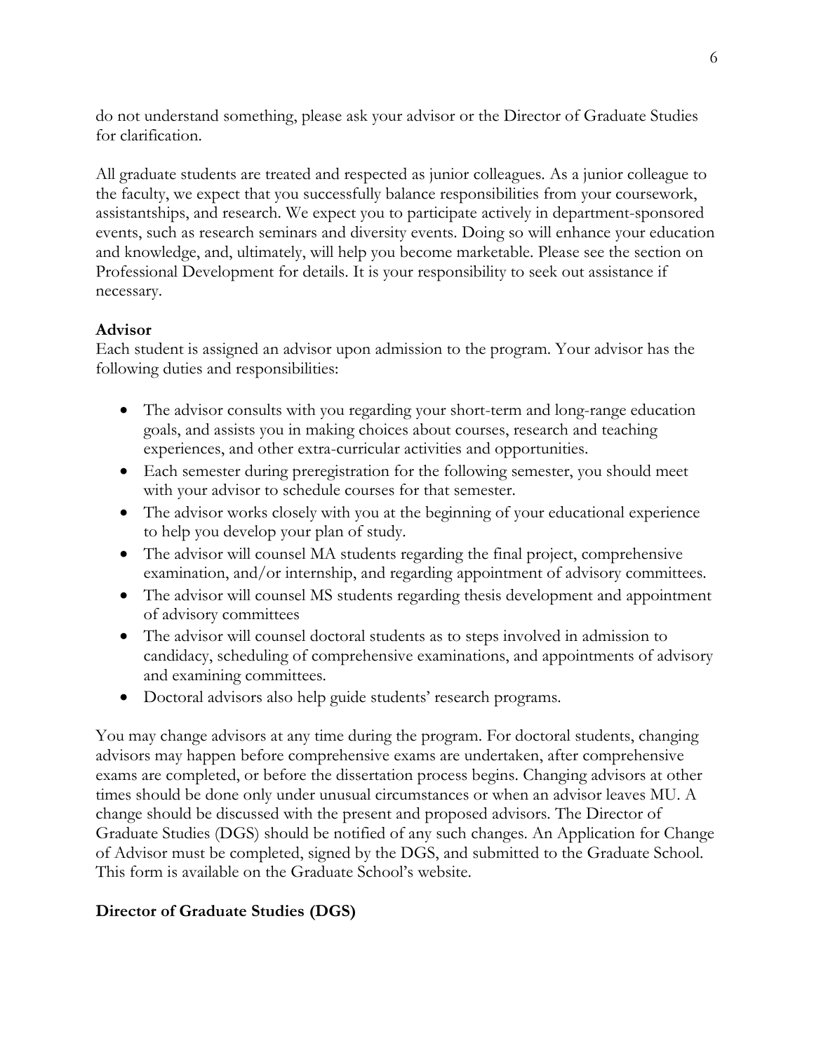do not understand something, please ask your advisor or the Director of Graduate Studies for clarification.

All graduate students are treated and respected as junior colleagues. As a junior colleague to the faculty, we expect that you successfully balance responsibilities from your coursework, assistantships, and research. We expect you to participate actively in department-sponsored events, such as research seminars and diversity events. Doing so will enhance your education and knowledge, and, ultimately, will help you become marketable. Please see the section on Professional Development for details. It is your responsibility to seek out assistance if necessary.

### Advisor

Each student is assigned an advisor upon admission to the program. Your advisor has the following duties and responsibilities:

- The advisor consults with you regarding your short-term and long-range education goals, and assists you in making choices about courses, research and teaching experiences, and other extra-curricular activities and opportunities.
- Each semester during preregistration for the following semester, you should meet with your advisor to schedule courses for that semester.
- The advisor works closely with you at the beginning of your educational experience to help you develop your plan of study.
- The advisor will counsel MA students regarding the final project, comprehensive examination, and/or internship, and regarding appointment of advisory committees.
- The advisor will counsel MS students regarding thesis development and appointment of advisory committees
- The advisor will counsel doctoral students as to steps involved in admission to candidacy, scheduling of comprehensive examinations, and appointments of advisory and examining committees.
- Doctoral advisors also help guide students' research programs.

You may change advisors at any time during the program. For doctoral students, changing advisors may happen before comprehensive exams are undertaken, after comprehensive exams are completed, or before the dissertation process begins. Changing advisors at other times should be done only under unusual circumstances or when an advisor leaves MU. A change should be discussed with the present and proposed advisors. The Director of Graduate Studies (DGS) should be notified of any such changes. An Application for Change of Advisor must be completed, signed by the DGS, and submitted to the Graduate School. This form is available on the Graduate School's website.

### Director of Graduate Studies (DGS)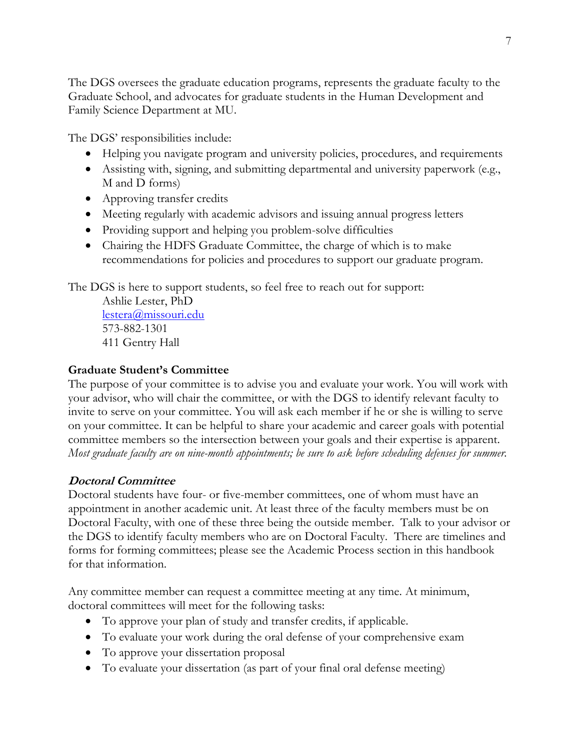The DGS oversees the graduate education programs, represents the graduate faculty to the Graduate School, and advocates for graduate students in the Human Development and Family Science Department at MU.

The DGS' responsibilities include:

- Helping you navigate program and university policies, procedures, and requirements
- Assisting with, signing, and submitting departmental and university paperwork (e.g., M and D forms)
- Approving transfer credits
- Meeting regularly with academic advisors and issuing annual progress letters
- Providing support and helping you problem-solve difficulties
- Chairing the HDFS Graduate Committee, the charge of which is to make recommendations for policies and procedures to support our graduate program.

The DGS is here to support students, so feel free to reach out for support:

Ashlie Lester, PhD
lestera@missouri.edu
573-882-1301
411 Gentry Hall

**Graduate Student's Committee**

The purpose of your committee is to advise you and evaluate your work. You will work with your advisor, who will chair the committee, or with the DGS to identify relevant faculty to invite to serve on your committee. You will ask each member if he or she is willing to serve on your committee. It can be helpful to share your academic and career goals with potential committee members so the intersection between your goals and their expertise is apparent. *Most graduate faculty are on nine-month appointments; be sure to ask before scheduling defenses for summer.*

***Doctoral Committee***

Doctoral students have four- or five-member committees, one of whom must have an appointment in another academic unit. At least three of the faculty members must be on Doctoral Faculty, with one of these three being the outside member. Talk to your advisor or the DGS to identify faculty members who are on Doctoral Faculty. There are timelines and forms for forming committees; please see the Academic Process section in this handbook for that information.

Any committee member can request a committee meeting at any time. At minimum, doctoral committees will meet for the following tasks:

- To approve your plan of study and transfer credits, if applicable.
- To evaluate your work during the oral defense of your comprehensive exam
- To approve your dissertation proposal
- To evaluate your dissertation (as part of your final oral defense meeting)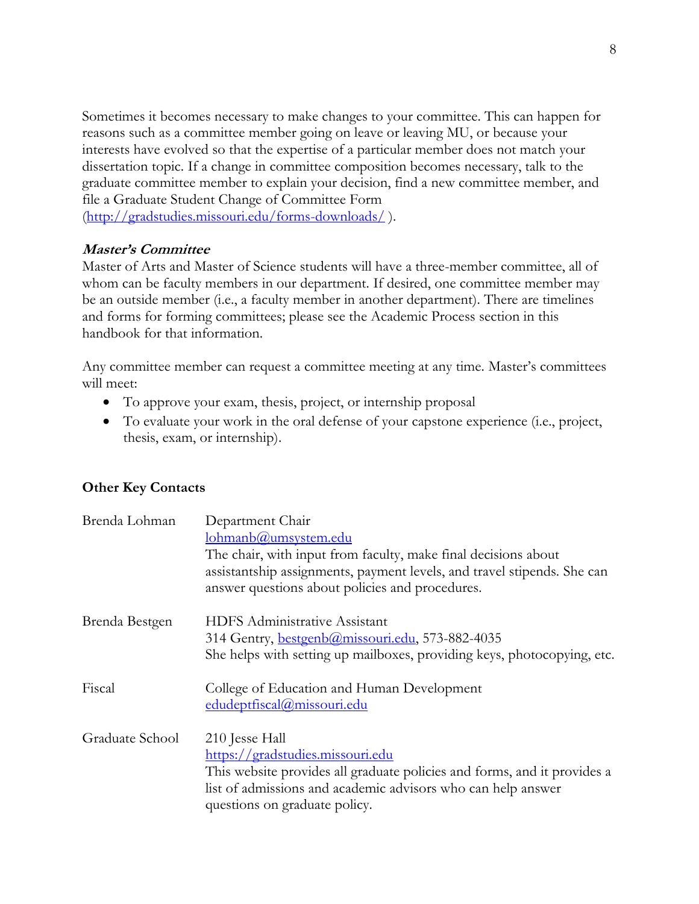Sometimes it becomes necessary to make changes to your committee. This can happen for reasons such as a committee member going on leave or leaving MU, or because your interests have evolved so that the expertise of a particular member does not match your dissertation topic. If a change in committee composition becomes necessary, talk to the graduate committee member to explain your decision, find a new committee member, and file a Graduate Student Change of Committee Form (http://gradstudies.missouri.edu/forms-downloads/ ).

### *Master's Committee*

Master of Arts and Master of Science students will have a three-member committee, all of whom can be faculty members in our department. If desired, one committee member may be an outside member (i.e., a faculty member in another department). There are timelines and forms for forming committees; please see the Academic Process section in this handbook for that information.

Any committee member can request a committee meeting at any time. Master's committees will meet:

- To approve your exam, thesis, project, or internship proposal
- To evaluate your work in the oral defense of your capstone experience (i.e., project, thesis, exam, or internship).

## Other Key Contacts

| | |
|---|---|
| Brenda Lohman | Department Chair<br>lohmanb@umsystem.edu<br>The chair, with input from faculty, make final decisions about assistantship assignments, payment levels, and travel stipends. She can answer questions about policies and procedures. |
| Brenda Bestgen | HDFS Administrative Assistant<br>314 Gentry, bestgenb@missouri.edu, 573-882-4035<br>She helps with setting up mailboxes, providing keys, photocopying, etc. |
| Fiscal | College of Education and Human Development<br>edudeptfiscal@missouri.edu |
| Graduate School | 210 Jesse Hall<br>https://gradstudies.missouri.edu<br>This website provides all graduate policies and forms, and it provides a list of admissions and academic advisors who can help answer questions on graduate policy. |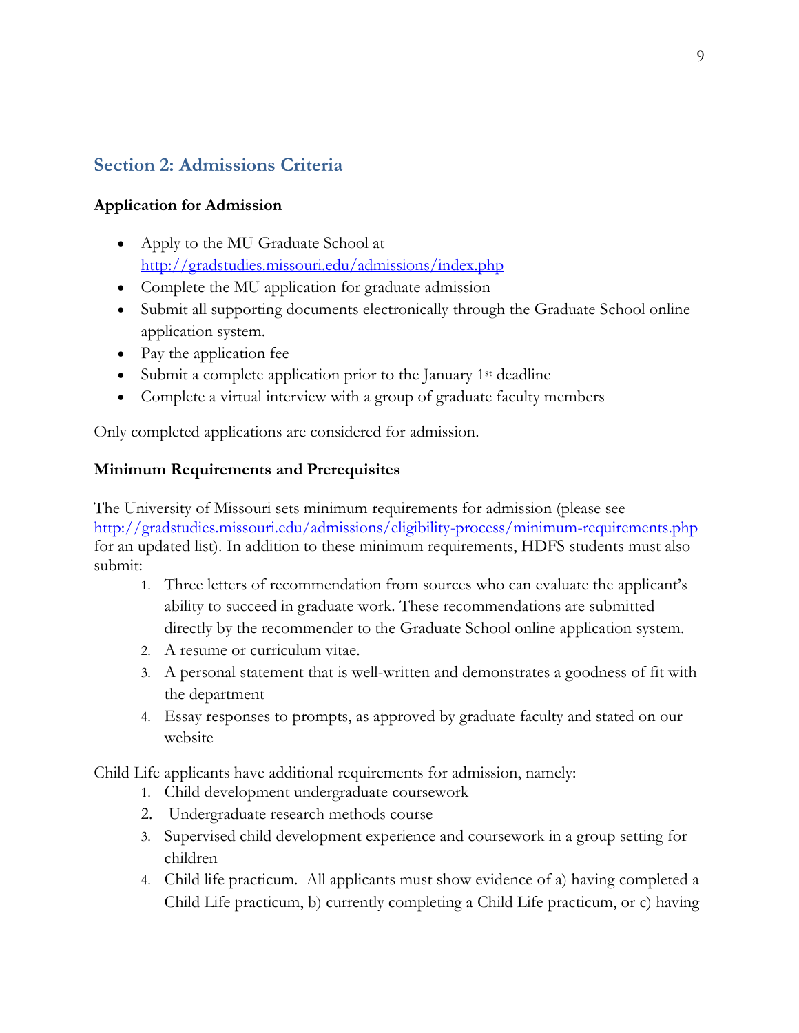## Section 2: Admissions Criteria

**Application for Admission**

- Apply to the MU Graduate School at http://gradstudies.missouri.edu/admissions/index.php
- Complete the MU application for graduate admission
- Submit all supporting documents electronically through the Graduate School online application system.
- Pay the application fee
- Submit a complete application prior to the January 1st deadline
- Complete a virtual interview with a group of graduate faculty members

Only completed applications are considered for admission.

**Minimum Requirements and Prerequisites**

The University of Missouri sets minimum requirements for admission (please see http://gradstudies.missouri.edu/admissions/eligibility-process/minimum-requirements.php for an updated list). In addition to these minimum requirements, HDFS students must also submit:

1. Three letters of recommendation from sources who can evaluate the applicant's ability to succeed in graduate work. These recommendations are submitted directly by the recommender to the Graduate School online application system.
2. A resume or curriculum vitae.
3. A personal statement that is well-written and demonstrates a goodness of fit with the department
4. Essay responses to prompts, as approved by graduate faculty and stated on our website

Child Life applicants have additional requirements for admission, namely:

1. Child development undergraduate coursework
2. Undergraduate research methods course
3. Supervised child development experience and coursework in a group setting for children
4. Child life practicum. All applicants must show evidence of a) having completed a Child Life practicum, b) currently completing a Child Life practicum, or c) having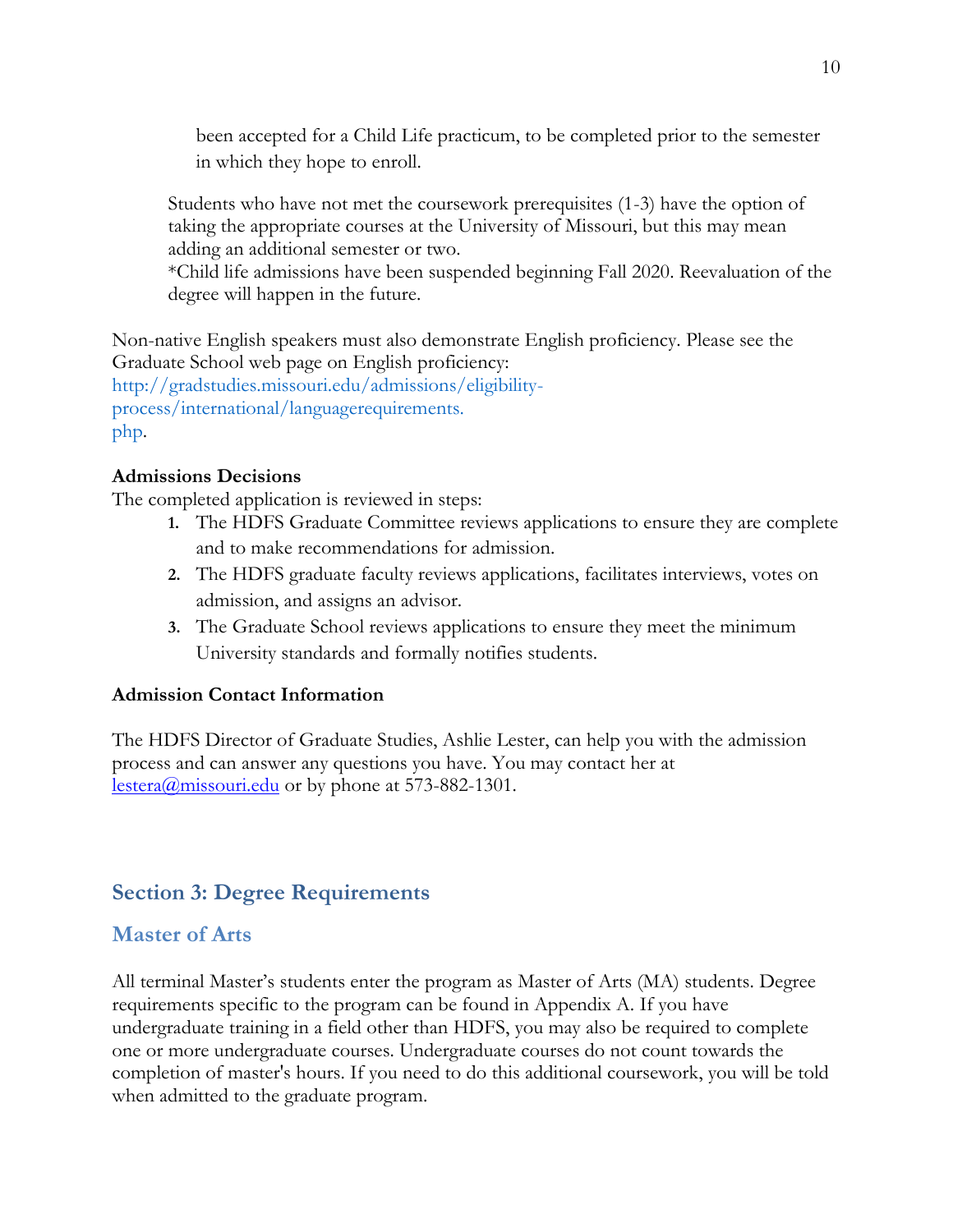been accepted for a Child Life practicum, to be completed prior to the semester in which they hope to enroll.

Students who have not met the coursework prerequisites (1-3) have the option of taking the appropriate courses at the University of Missouri, but this may mean adding an additional semester or two.
*Child life admissions have been suspended beginning Fall 2020. Reevaluation of the degree will happen in the future.

Non-native English speakers must also demonstrate English proficiency. Please see the Graduate School web page on English proficiency: http://gradstudies.missouri.edu/admissions/eligibility-process/international/languagerequirements.php.

**Admissions Decisions**

The completed application is reviewed in steps:

1. The HDFS Graduate Committee reviews applications to ensure they are complete and to make recommendations for admission.
2. The HDFS graduate faculty reviews applications, facilitates interviews, votes on admission, and assigns an advisor.
3. The Graduate School reviews applications to ensure they meet the minimum University standards and formally notifies students.

**Admission Contact Information**

The HDFS Director of Graduate Studies, Ashlie Lester, can help you with the admission process and can answer any questions you have. You may contact her at lestera@missouri.edu or by phone at 573-882-1301.

## Section 3: Degree Requirements

### Master of Arts

All terminal Master's students enter the program as Master of Arts (MA) students. Degree requirements specific to the program can be found in Appendix A. If you have undergraduate training in a field other than HDFS, you may also be required to complete one or more undergraduate courses. Undergraduate courses do not count towards the completion of master's hours. If you need to do this additional coursework, you will be told when admitted to the graduate program.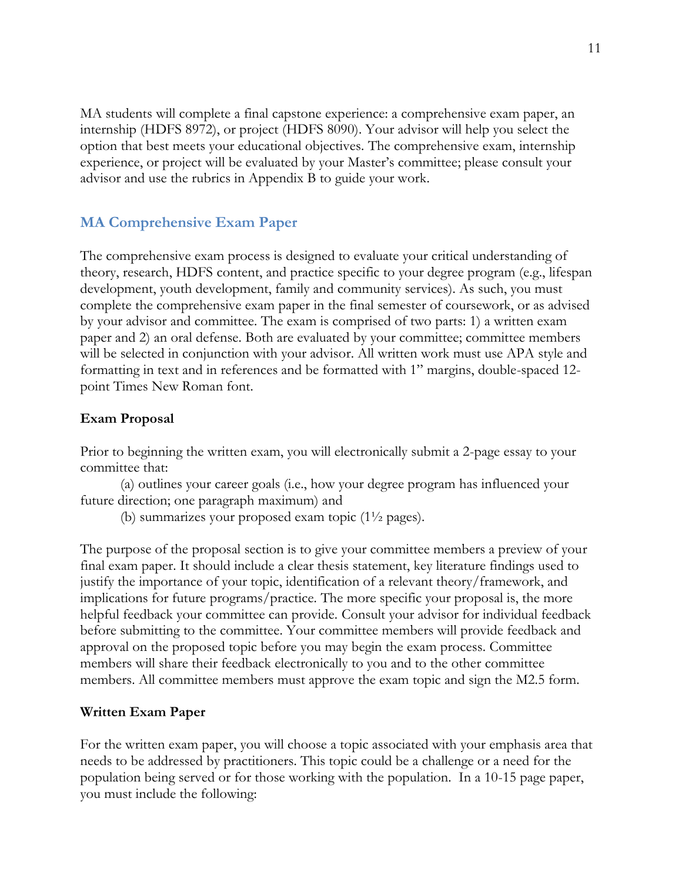MA students will complete a final capstone experience: a comprehensive exam paper, an internship (HDFS 8972), or project (HDFS 8090). Your advisor will help you select the option that best meets your educational objectives. The comprehensive exam, internship experience, or project will be evaluated by your Master's committee; please consult your advisor and use the rubrics in Appendix B to guide your work.

## MA Comprehensive Exam Paper

The comprehensive exam process is designed to evaluate your critical understanding of theory, research, HDFS content, and practice specific to your degree program (e.g., lifespan development, youth development, family and community services). As such, you must complete the comprehensive exam paper in the final semester of coursework, or as advised by your advisor and committee. The exam is comprised of two parts: 1) a written exam paper and 2) an oral defense. Both are evaluated by your committee; committee members will be selected in conjunction with your advisor. All written work must use APA style and formatting in text and in references and be formatted with 1" margins, double-spaced 12-point Times New Roman font.

### Exam Proposal

Prior to beginning the written exam, you will electronically submit a 2-page essay to your committee that:

(a) outlines your career goals (i.e., how your degree program has influenced your future direction; one paragraph maximum) and

(b) summarizes your proposed exam topic (1½ pages).

The purpose of the proposal section is to give your committee members a preview of your final exam paper. It should include a clear thesis statement, key literature findings used to justify the importance of your topic, identification of a relevant theory/framework, and implications for future programs/practice. The more specific your proposal is, the more helpful feedback your committee can provide. Consult your advisor for individual feedback before submitting to the committee. Your committee members will provide feedback and approval on the proposed topic before you may begin the exam process. Committee members will share their feedback electronically to you and to the other committee members. All committee members must approve the exam topic and sign the M2.5 form.

### Written Exam Paper

For the written exam paper, you will choose a topic associated with your emphasis area that needs to be addressed by practitioners. This topic could be a challenge or a need for the population being served or for those working with the population. In a 10-15 page paper, you must include the following: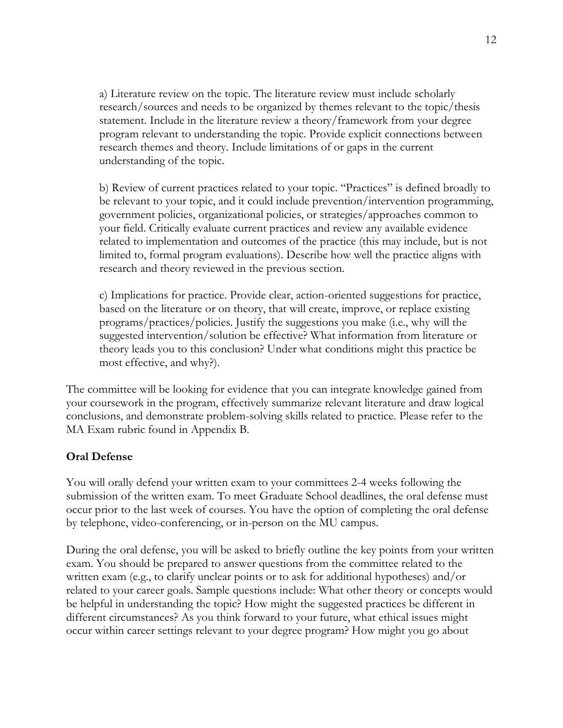a) Literature review on the topic. The literature review must include scholarly research/sources and needs to be organized by themes relevant to the topic/thesis statement. Include in the literature review a theory/framework from your degree program relevant to understanding the topic. Provide explicit connections between research themes and theory. Include limitations of or gaps in the current understanding of the topic.

b) Review of current practices related to your topic. "Practices" is defined broadly to be relevant to your topic, and it could include prevention/intervention programming, government policies, organizational policies, or strategies/approaches common to your field. Critically evaluate current practices and review any available evidence related to implementation and outcomes of the practice (this may include, but is not limited to, formal program evaluations). Describe how well the practice aligns with research and theory reviewed in the previous section.

c) Implications for practice. Provide clear, action-oriented suggestions for practice, based on the literature or on theory, that will create, improve, or replace existing programs/practices/policies. Justify the suggestions you make (i.e., why will the suggested intervention/solution be effective? What information from literature or theory leads you to this conclusion? Under what conditions might this practice be most effective, and why?).

The committee will be looking for evidence that you can integrate knowledge gained from your coursework in the program, effectively summarize relevant literature and draw logical conclusions, and demonstrate problem-solving skills related to practice. Please refer to the MA Exam rubric found in Appendix B.

**Oral Defense**

You will orally defend your written exam to your committees 2-4 weeks following the submission of the written exam. To meet Graduate School deadlines, the oral defense must occur prior to the last week of courses. You have the option of completing the oral defense by telephone, video-conferencing, or in-person on the MU campus.

During the oral defense, you will be asked to briefly outline the key points from your written exam. You should be prepared to answer questions from the committee related to the written exam (e.g., to clarify unclear points or to ask for additional hypotheses) and/or related to your career goals. Sample questions include: What other theory or concepts would be helpful in understanding the topic? How might the suggested practices be different in different circumstances? As you think forward to your future, what ethical issues might occur within career settings relevant to your degree program? How might you go about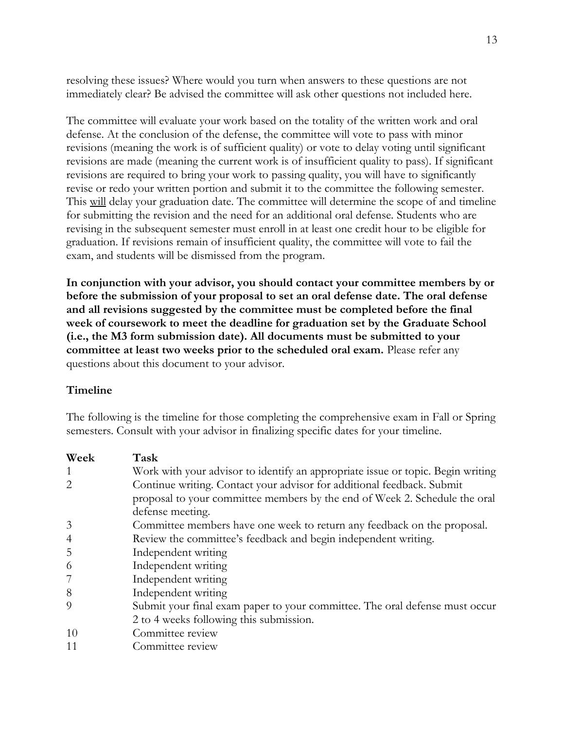resolving these issues? Where would you turn when answers to these questions are not immediately clear? Be advised the committee will ask other questions not included here.

The committee will evaluate your work based on the totality of the written work and oral defense. At the conclusion of the defense, the committee will vote to pass with minor revisions (meaning the work is of sufficient quality) or vote to delay voting until significant revisions are made (meaning the current work is of insufficient quality to pass). If significant revisions are required to bring your work to passing quality, you will have to significantly revise or redo your written portion and submit it to the committee the following semester. This <u>will</u> delay your graduation date. The committee will determine the scope of and timeline for submitting the revision and the need for an additional oral defense. Students who are revising in the subsequent semester must enroll in at least one credit hour to be eligible for graduation. If revisions remain of insufficient quality, the committee will vote to fail the exam, and students will be dismissed from the program.

**In conjunction with your advisor, you should contact your committee members by or before the submission of your proposal to set an oral defense date. The oral defense and all revisions suggested by the committee must be completed before the final week of coursework to meet the deadline for graduation set by the Graduate School (i.e., the M3 form submission date). All documents must be submitted to your committee at least two weeks prior to the scheduled oral exam.** Please refer any questions about this document to your advisor.

## Timeline

The following is the timeline for those completing the comprehensive exam in Fall or Spring semesters. Consult with your advisor in finalizing specific dates for your timeline.

| Week | Task |
|---|---|
| 1 | Work with your advisor to identify an appropriate issue or topic. Begin writing |
| 2 | Continue writing. Contact your advisor for additional feedback. Submit proposal to your committee members by the end of Week 2. Schedule the oral defense meeting. |
| 3 | Committee members have one week to return any feedback on the proposal. |
| 4 | Review the committee's feedback and begin independent writing. |
| 5 | Independent writing |
| 6 | Independent writing |
| 7 | Independent writing |
| 8 | Independent writing |
| 9 | Submit your final exam paper to your committee. The oral defense must occur 2 to 4 weeks following this submission. |
| 10 | Committee review |
| 11 | Committee review |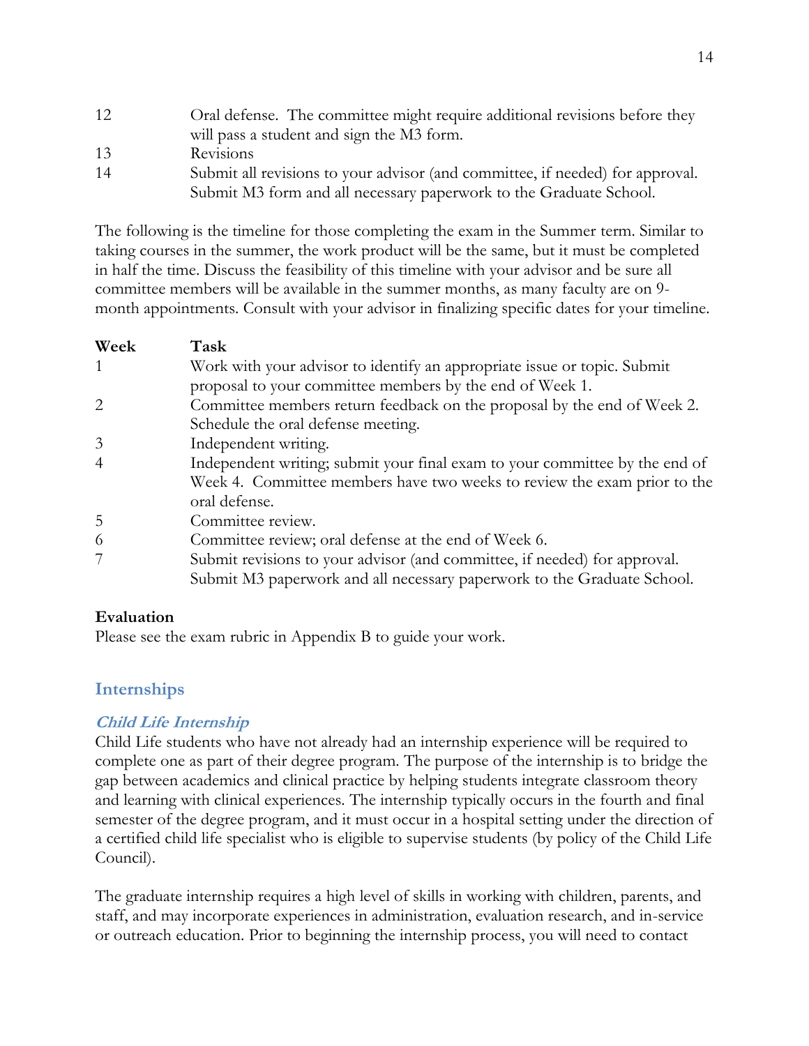| | |
|---|---|
| 12 | Oral defense. The committee might require additional revisions before they will pass a student and sign the M3 form. |
| 13 | Revisions |
| 14 | Submit all revisions to your advisor (and committee, if needed) for approval. Submit M3 form and all necessary paperwork to the Graduate School. |

The following is the timeline for those completing the exam in the Summer term. Similar to taking courses in the summer, the work product will be the same, but it must be completed in half the time. Discuss the feasibility of this timeline with your advisor and be sure all committee members will be available in the summer months, as many faculty are on 9-month appointments. Consult with your advisor in finalizing specific dates for your timeline.

| Week | Task |
|---|---|
| 1 | Work with your advisor to identify an appropriate issue or topic. Submit proposal to your committee members by the end of Week 1. |
| 2 | Committee members return feedback on the proposal by the end of Week 2. Schedule the oral defense meeting. |
| 3 | Independent writing. |
| 4 | Independent writing; submit your final exam to your committee by the end of Week 4. Committee members have two weeks to review the exam prior to the oral defense. |
| 5 | Committee review. |
| 6 | Committee review; oral defense at the end of Week 6. |
| 7 | Submit revisions to your advisor (and committee, if needed) for approval. Submit M3 paperwork and all necessary paperwork to the Graduate School. |

**Evaluation**

Please see the exam rubric in Appendix B to guide your work.

## Internships

### *Child Life Internship*

Child Life students who have not already had an internship experience will be required to complete one as part of their degree program. The purpose of the internship is to bridge the gap between academics and clinical practice by helping students integrate classroom theory and learning with clinical experiences. The internship typically occurs in the fourth and final semester of the degree program, and it must occur in a hospital setting under the direction of a certified child life specialist who is eligible to supervise students (by policy of the Child Life Council).

The graduate internship requires a high level of skills in working with children, parents, and staff, and may incorporate experiences in administration, evaluation research, and in-service or outreach education. Prior to beginning the internship process, you will need to contact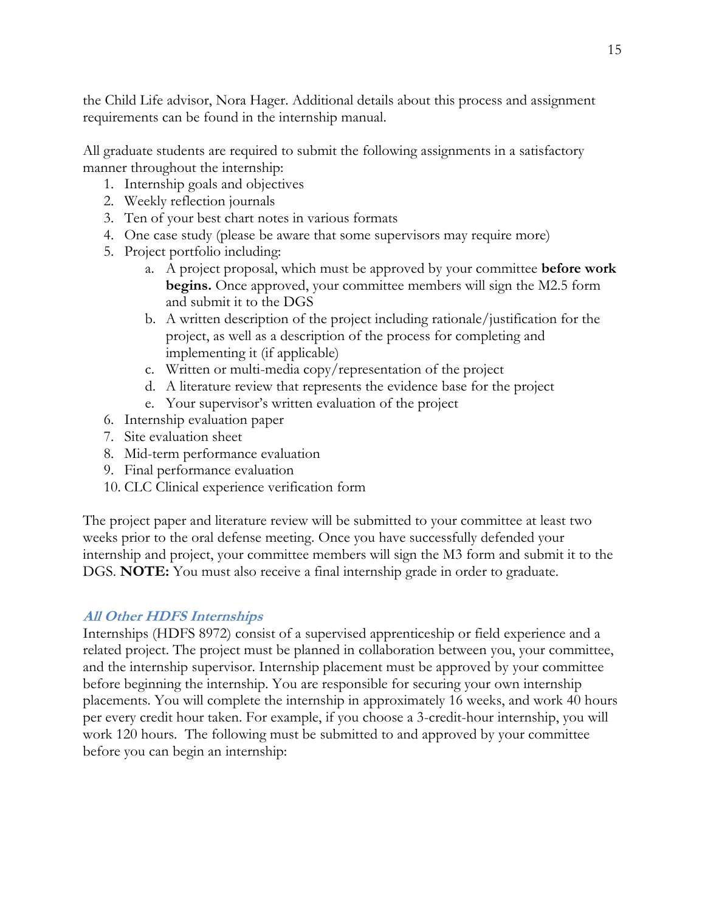the Child Life advisor, Nora Hager. Additional details about this process and assignment requirements can be found in the internship manual.

All graduate students are required to submit the following assignments in a satisfactory manner throughout the internship:

1. Internship goals and objectives
2. Weekly reflection journals
3. Ten of your best chart notes in various formats
4. One case study (please be aware that some supervisors may require more)
5. Project portfolio including:
    a. A project proposal, which must be approved by your committee **before work begins.** Once approved, your committee members will sign the M2.5 form and submit it to the DGS
    b. A written description of the project including rationale/justification for the project, as well as a description of the process for completing and implementing it (if applicable)
    c. Written or multi-media copy/representation of the project
    d. A literature review that represents the evidence base for the project
    e. Your supervisor's written evaluation of the project
6. Internship evaluation paper
7. Site evaluation sheet
8. Mid-term performance evaluation
9. Final performance evaluation
10. CLC Clinical experience verification form

The project paper and literature review will be submitted to your committee at least two weeks prior to the oral defense meeting. Once you have successfully defended your internship and project, your committee members will sign the M3 form and submit it to the DGS. **NOTE:** You must also receive a final internship grade in order to graduate.

### *All Other HDFS Internships*

Internships (HDFS 8972) consist of a supervised apprenticeship or field experience and a related project. The project must be planned in collaboration between you, your committee, and the internship supervisor. Internship placement must be approved by your committee before beginning the internship. You are responsible for securing your own internship placements. You will complete the internship in approximately 16 weeks, and work 40 hours per every credit hour taken. For example, if you choose a 3-credit-hour internship, you will work 120 hours. The following must be submitted to and approved by your committee before you can begin an internship: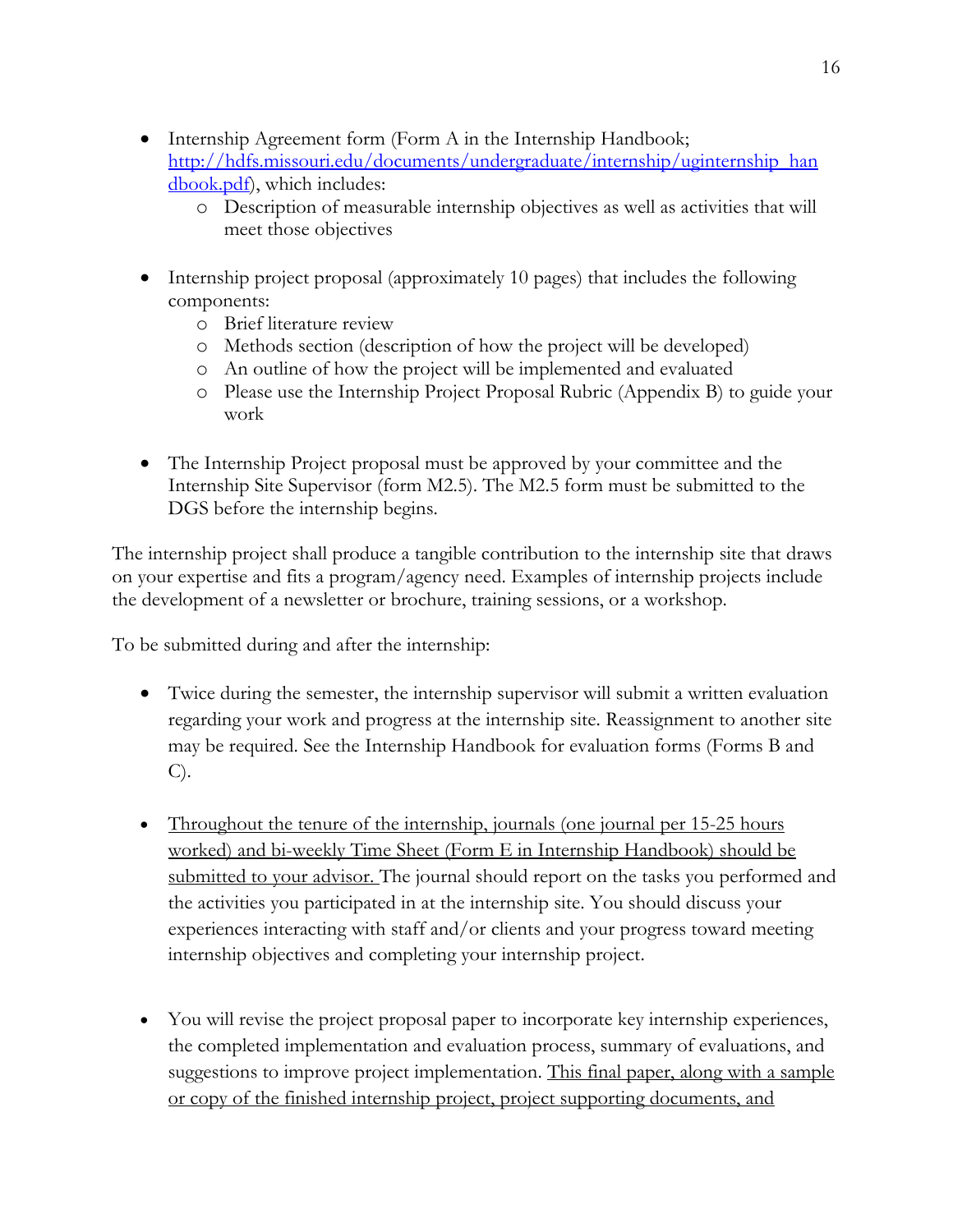- Internship Agreement form (Form A in the Internship Handbook; [http://hdfs.missouri.edu/documents/undergraduate/internship/uginternship_handbook.pdf](http://hdfs.missouri.edu/documents/undergraduate/internship/uginternship_handbook.pdf)), which includes:
  - Description of measurable internship objectives as well as activities that will meet those objectives

- Internship project proposal (approximately 10 pages) that includes the following components:
  - Brief literature review
  - Methods section (description of how the project will be developed)
  - An outline of how the project will be implemented and evaluated
  - Please use the Internship Project Proposal Rubric (Appendix B) to guide your work

- The Internship Project proposal must be approved by your committee and the Internship Site Supervisor (form M2.5). The M2.5 form must be submitted to the DGS before the internship begins.

The internship project shall produce a tangible contribution to the internship site that draws on your expertise and fits a program/agency need. Examples of internship projects include the development of a newsletter or brochure, training sessions, or a workshop.

To be submitted during and after the internship:

- Twice during the semester, the internship supervisor will submit a written evaluation regarding your work and progress at the internship site. Reassignment to another site may be required. See the Internship Handbook for evaluation forms (Forms B and C).

- <u>Throughout the tenure of the internship, journals (one journal per 15-25 hours worked) and bi-weekly Time Sheet (Form E in Internship Handbook) should be submitted to your advisor.</u> The journal should report on the tasks you performed and the activities you participated in at the internship site. You should discuss your experiences interacting with staff and/or clients and your progress toward meeting internship objectives and completing your internship project.

- You will revise the project proposal paper to incorporate key internship experiences, the completed implementation and evaluation process, summary of evaluations, and suggestions to improve project implementation. <u>This final paper, along with a sample or copy of the finished internship project, project supporting documents, and</u>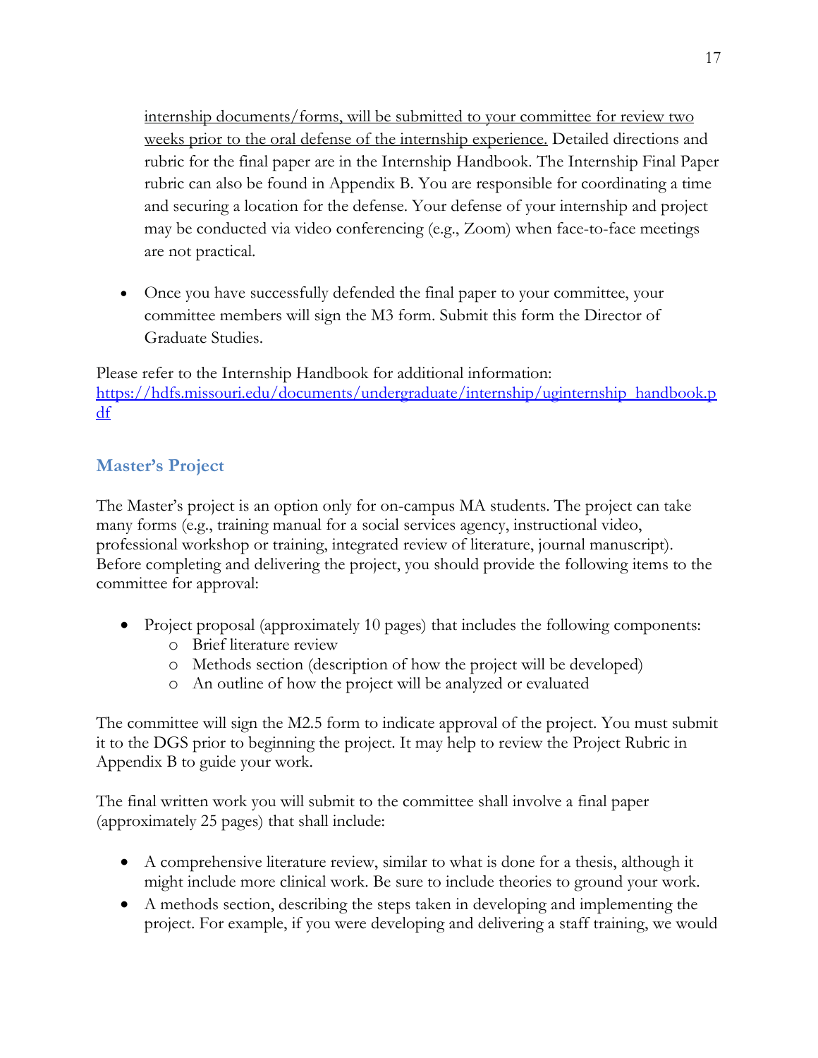internship documents/forms, will be submitted to your committee for review two weeks prior to the oral defense of the internship experience. Detailed directions and rubric for the final paper are in the Internship Handbook. The Internship Final Paper rubric can also be found in Appendix B. You are responsible for coordinating a time and securing a location for the defense. Your defense of your internship and project may be conducted via video conferencing (e.g., Zoom) when face-to-face meetings are not practical.

- Once you have successfully defended the final paper to your committee, your committee members will sign the M3 form. Submit this form the Director of Graduate Studies.

Please refer to the Internship Handbook for additional information: https://hdfs.missouri.edu/documents/undergraduate/internship/uginternship_handbook.pdf

## Master's Project

The Master's project is an option only for on-campus MA students. The project can take many forms (e.g., training manual for a social services agency, instructional video, professional workshop or training, integrated review of literature, journal manuscript). Before completing and delivering the project, you should provide the following items to the committee for approval:

- Project proposal (approximately 10 pages) that includes the following components:
  - Brief literature review
  - Methods section (description of how the project will be developed)
  - An outline of how the project will be analyzed or evaluated

The committee will sign the M2.5 form to indicate approval of the project. You must submit it to the DGS prior to beginning the project. It may help to review the Project Rubric in Appendix B to guide your work.

The final written work you will submit to the committee shall involve a final paper (approximately 25 pages) that shall include:

- A comprehensive literature review, similar to what is done for a thesis, although it might include more clinical work. Be sure to include theories to ground your work.
- A methods section, describing the steps taken in developing and implementing the project. For example, if you were developing and delivering a staff training, we would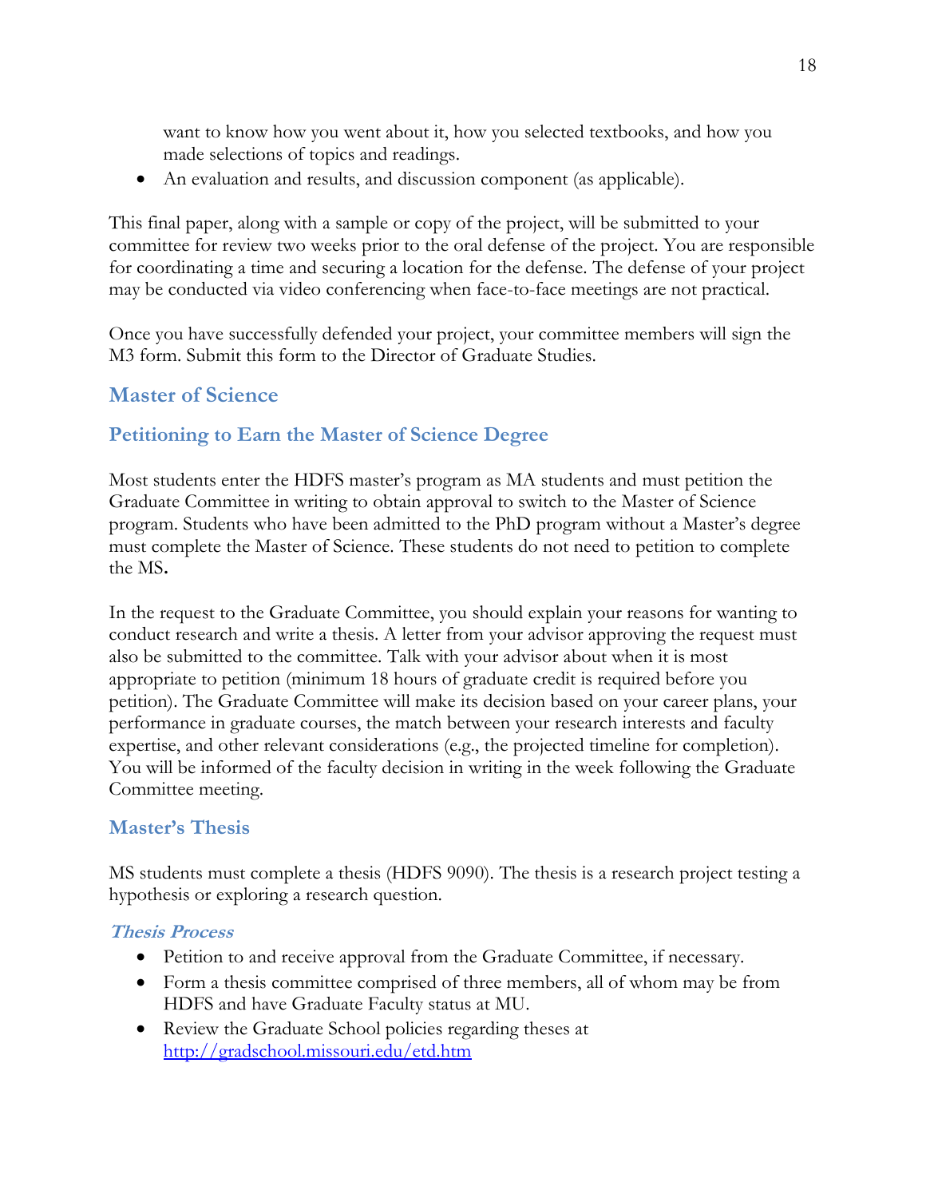want to know how you went about it, how you selected textbooks, and how you made selections of topics and readings.

- An evaluation and results, and discussion component (as applicable).

This final paper, along with a sample or copy of the project, will be submitted to your committee for review two weeks prior to the oral defense of the project. You are responsible for coordinating a time and securing a location for the defense. The defense of your project may be conducted via video conferencing when face-to-face meetings are not practical.

Once you have successfully defended your project, your committee members will sign the M3 form. Submit this form to the Director of Graduate Studies.

## Master of Science

### Petitioning to Earn the Master of Science Degree

Most students enter the HDFS master's program as MA students and must petition the Graduate Committee in writing to obtain approval to switch to the Master of Science program. Students who have been admitted to the PhD program without a Master's degree must complete the Master of Science. These students do not need to petition to complete the MS**.**

In the request to the Graduate Committee, you should explain your reasons for wanting to conduct research and write a thesis. A letter from your advisor approving the request must also be submitted to the committee. Talk with your advisor about when it is most appropriate to petition (minimum 18 hours of graduate credit is required before you petition). The Graduate Committee will make its decision based on your career plans, your performance in graduate courses, the match between your research interests and faculty expertise, and other relevant considerations (e.g., the projected timeline for completion). You will be informed of the faculty decision in writing in the week following the Graduate Committee meeting.

### Master's Thesis

MS students must complete a thesis (HDFS 9090). The thesis is a research project testing a hypothesis or exploring a research question.

#### *Thesis Process*

- Petition to and receive approval from the Graduate Committee, if necessary.
- Form a thesis committee comprised of three members, all of whom may be from HDFS and have Graduate Faculty status at MU.
- Review the Graduate School policies regarding theses at [http://gradschool.missouri.edu/etd.htm](http://gradschool.missouri.edu/etd.htm)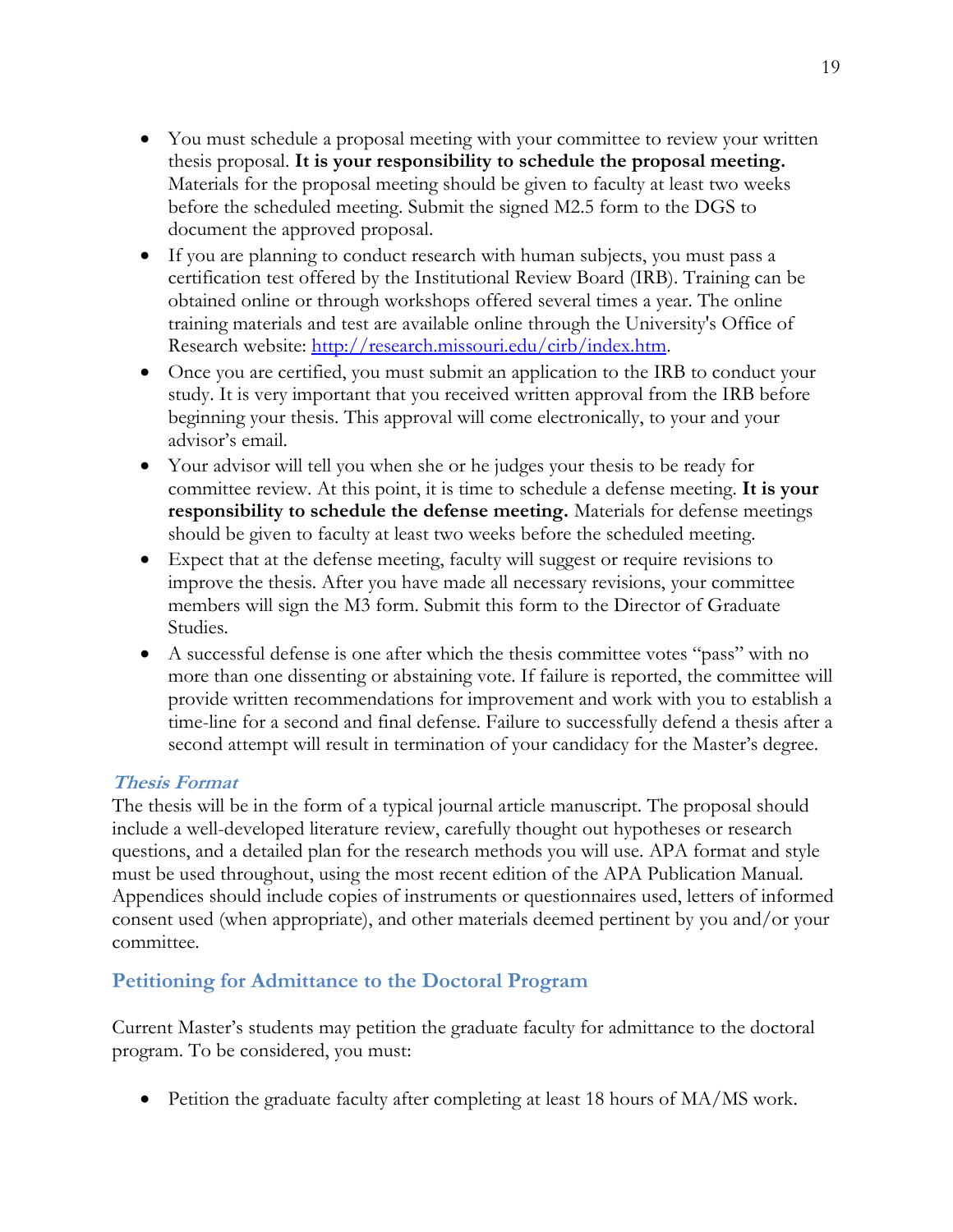- You must schedule a proposal meeting with your committee to review your written thesis proposal. **It is your responsibility to schedule the proposal meeting.** Materials for the proposal meeting should be given to faculty at least two weeks before the scheduled meeting. Submit the signed M2.5 form to the DGS to document the approved proposal.
- If you are planning to conduct research with human subjects, you must pass a certification test offered by the Institutional Review Board (IRB). Training can be obtained online or through workshops offered several times a year. The online training materials and test are available online through the University's Office of Research website: [http://research.missouri.edu/cirb/index.htm](http://research.missouri.edu/cirb/index.htm).
- Once you are certified, you must submit an application to the IRB to conduct your study. It is very important that you received written approval from the IRB before beginning your thesis. This approval will come electronically, to your and your advisor's email.
- Your advisor will tell you when she or he judges your thesis to be ready for committee review. At this point, it is time to schedule a defense meeting. **It is your responsibility to schedule the defense meeting.** Materials for defense meetings should be given to faculty at least two weeks before the scheduled meeting.
- Expect that at the defense meeting, faculty will suggest or require revisions to improve the thesis. After you have made all necessary revisions, your committee members will sign the M3 form. Submit this form to the Director of Graduate Studies.
- A successful defense is one after which the thesis committee votes "pass" with no more than one dissenting or abstaining vote. If failure is reported, the committee will provide written recommendations for improvement and work with you to establish a time-line for a second and final defense. Failure to successfully defend a thesis after a second attempt will result in termination of your candidacy for the Master's degree.

### *Thesis Format*

The thesis will be in the form of a typical journal article manuscript. The proposal should include a well-developed literature review, carefully thought out hypotheses or research questions, and a detailed plan for the research methods you will use. APA format and style must be used throughout, using the most recent edition of the APA Publication Manual. Appendices should include copies of instruments or questionnaires used, letters of informed consent used (when appropriate), and other materials deemed pertinent by you and/or your committee.

## Petitioning for Admittance to the Doctoral Program

Current Master's students may petition the graduate faculty for admittance to the doctoral program. To be considered, you must:

- Petition the graduate faculty after completing at least 18 hours of MA/MS work.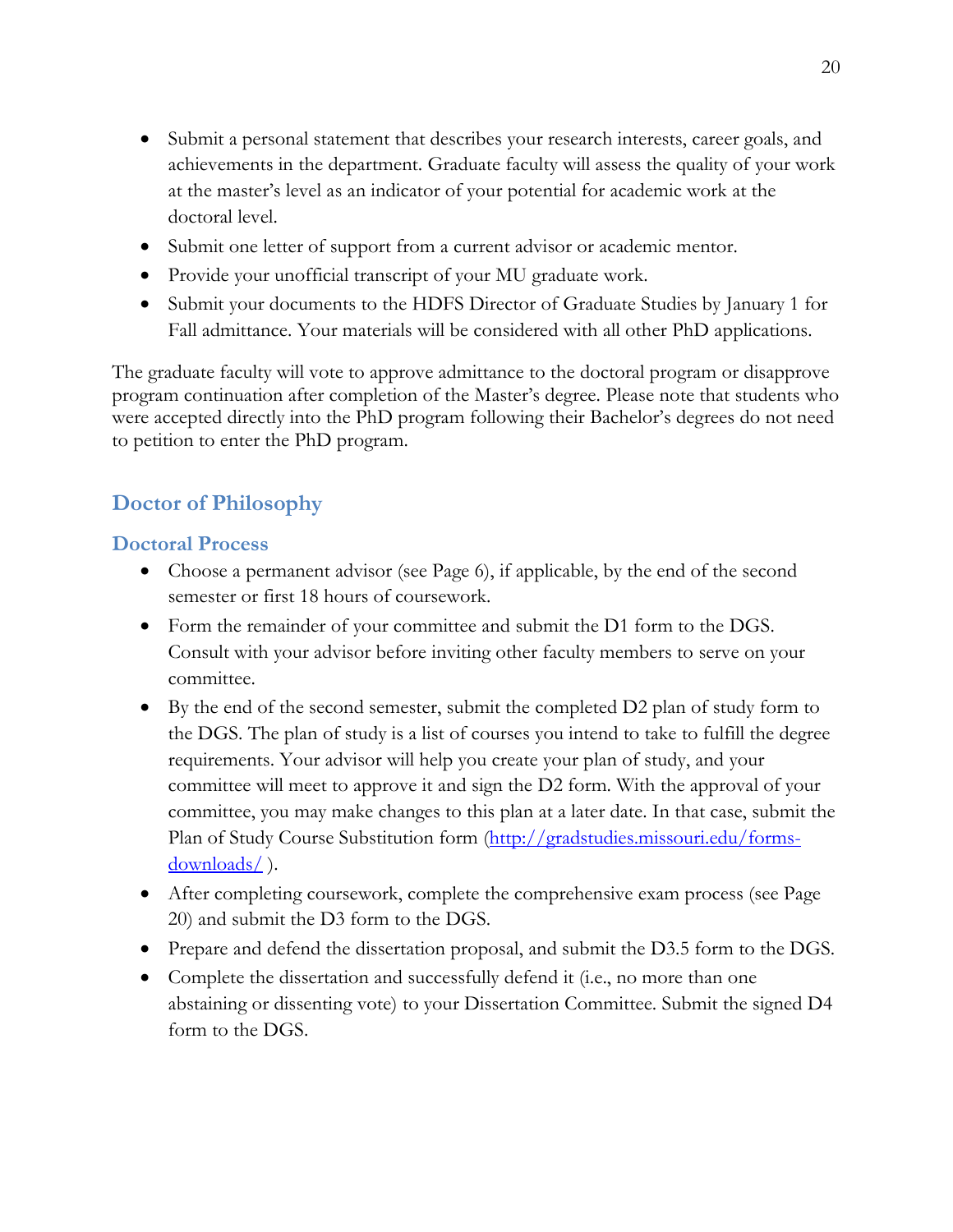- Submit a personal statement that describes your research interests, career goals, and achievements in the department. Graduate faculty will assess the quality of your work at the master's level as an indicator of your potential for academic work at the doctoral level.
- Submit one letter of support from a current advisor or academic mentor.
- Provide your unofficial transcript of your MU graduate work.
- Submit your documents to the HDFS Director of Graduate Studies by January 1 for Fall admittance. Your materials will be considered with all other PhD applications.

The graduate faculty will vote to approve admittance to the doctoral program or disapprove program continuation after completion of the Master's degree. Please note that students who were accepted directly into the PhD program following their Bachelor's degrees do not need to petition to enter the PhD program.

## Doctor of Philosophy

### Doctoral Process

- Choose a permanent advisor (see Page 6), if applicable, by the end of the second semester or first 18 hours of coursework.
- Form the remainder of your committee and submit the D1 form to the DGS. Consult with your advisor before inviting other faculty members to serve on your committee.
- By the end of the second semester, submit the completed D2 plan of study form to the DGS. The plan of study is a list of courses you intend to take to fulfill the degree requirements. Your advisor will help you create your plan of study, and your committee will meet to approve it and sign the D2 form. With the approval of your committee, you may make changes to this plan at a later date. In that case, submit the Plan of Study Course Substitution form (http://gradstudies.missouri.edu/forms-downloads/ ).
- After completing coursework, complete the comprehensive exam process (see Page 20) and submit the D3 form to the DGS.
- Prepare and defend the dissertation proposal, and submit the D3.5 form to the DGS.
- Complete the dissertation and successfully defend it (i.e., no more than one abstaining or dissenting vote) to your Dissertation Committee. Submit the signed D4 form to the DGS.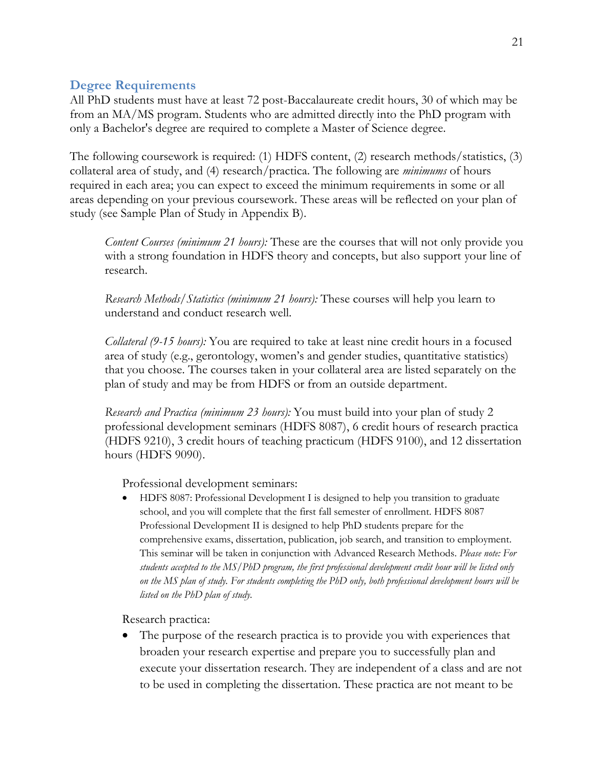## Degree Requirements

All PhD students must have at least 72 post-Baccalaureate credit hours, 30 of which may be from an MA/MS program. Students who are admitted directly into the PhD program with only a Bachelor's degree are required to complete a Master of Science degree.

The following coursework is required: (1) HDFS content, (2) research methods/statistics, (3) collateral area of study, and (4) research/practica. The following are *minimums* of hours required in each area; you can expect to exceed the minimum requirements in some or all areas depending on your previous coursework. These areas will be reflected on your plan of study (see Sample Plan of Study in Appendix B).

> *Content Courses (minimum 21 hours):* These are the courses that will not only provide you with a strong foundation in HDFS theory and concepts, but also support your line of research.
>
> *Research Methods/Statistics (minimum 21 hours):* These courses will help you learn to understand and conduct research well.
>
> *Collateral (9-15 hours):* You are required to take at least nine credit hours in a focused area of study (e.g., gerontology, women's and gender studies, quantitative statistics) that you choose. The courses taken in your collateral area are listed separately on the plan of study and may be from HDFS or from an outside department.
>
> *Research and Practica (minimum 23 hours):* You must build into your plan of study 2 professional development seminars (HDFS 8087), 6 credit hours of research practica (HDFS 9210), 3 credit hours of teaching practicum (HDFS 9100), and 12 dissertation hours (HDFS 9090).

Professional development seminars:

- HDFS 8087: Professional Development I is designed to help you transition to graduate school, and you will complete that the first fall semester of enrollment. HDFS 8087 Professional Development II is designed to help PhD students prepare for the comprehensive exams, dissertation, publication, job search, and transition to employment. This seminar will be taken in conjunction with Advanced Research Methods. *Please note: For students accepted to the MS/PhD program, the first professional development credit hour will be listed only on the MS plan of study. For students completing the PhD only, both professional development hours will be listed on the PhD plan of study.*

Research practica:

- The purpose of the research practica is to provide you with experiences that broaden your research expertise and prepare you to successfully plan and execute your dissertation research. They are independent of a class and are not to be used in completing the dissertation. These practica are not meant to be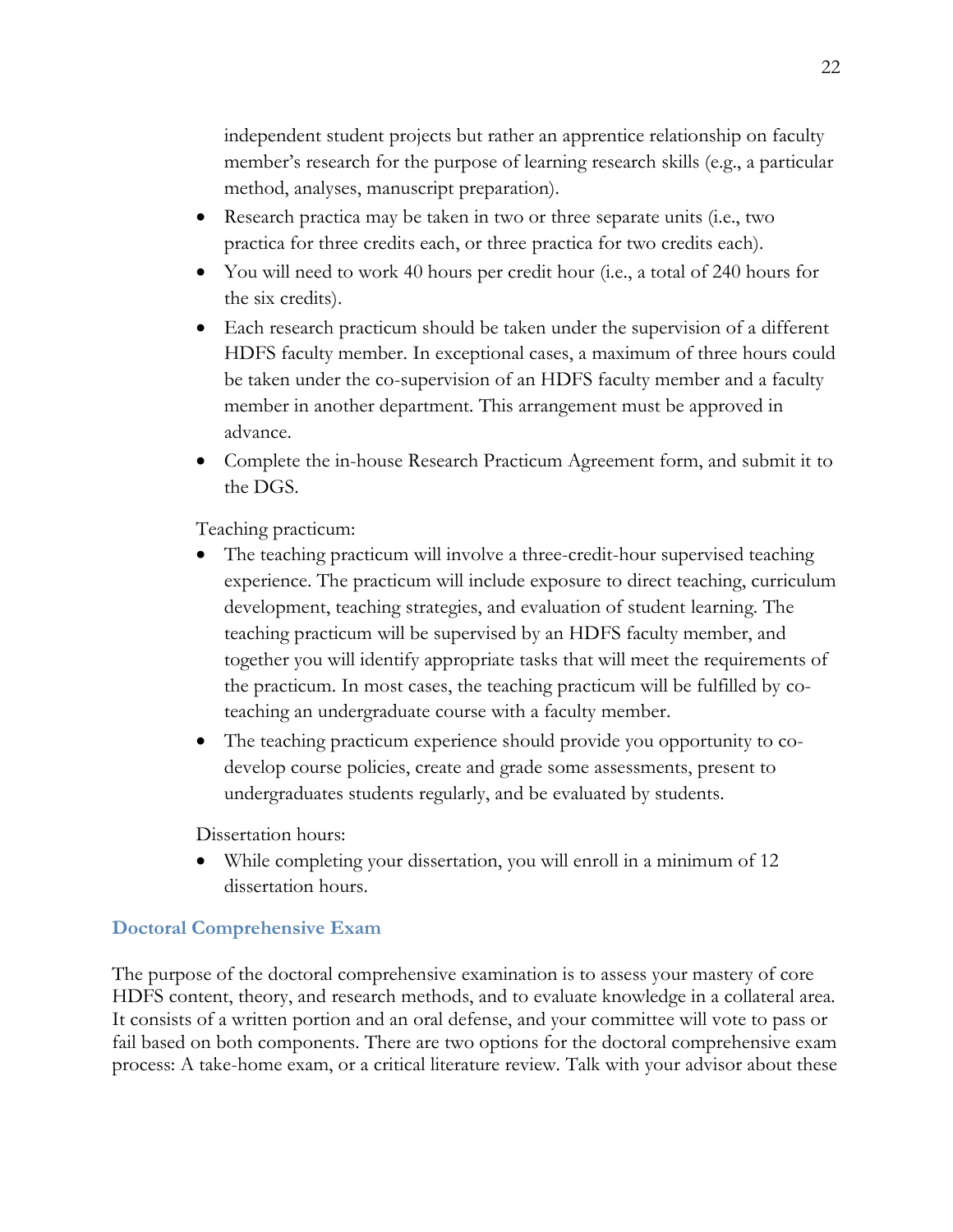independent student projects but rather an apprentice relationship on faculty member's research for the purpose of learning research skills (e.g., a particular method, analyses, manuscript preparation).

- Research practica may be taken in two or three separate units (i.e., two practica for three credits each, or three practica for two credits each).
- You will need to work 40 hours per credit hour (i.e., a total of 240 hours for the six credits).
- Each research practicum should be taken under the supervision of a different HDFS faculty member. In exceptional cases, a maximum of three hours could be taken under the co-supervision of an HDFS faculty member and a faculty member in another department. This arrangement must be approved in advance.
- Complete the in-house Research Practicum Agreement form, and submit it to the DGS.

Teaching practicum:

- The teaching practicum will involve a three-credit-hour supervised teaching experience. The practicum will include exposure to direct teaching, curriculum development, teaching strategies, and evaluation of student learning. The teaching practicum will be supervised by an HDFS faculty member, and together you will identify appropriate tasks that will meet the requirements of the practicum. In most cases, the teaching practicum will be fulfilled by co-teaching an undergraduate course with a faculty member.
- The teaching practicum experience should provide you opportunity to co-develop course policies, create and grade some assessments, present to undergraduates students regularly, and be evaluated by students.

Dissertation hours:

- While completing your dissertation, you will enroll in a minimum of 12 dissertation hours.

## Doctoral Comprehensive Exam

The purpose of the doctoral comprehensive examination is to assess your mastery of core HDFS content, theory, and research methods, and to evaluate knowledge in a collateral area. It consists of a written portion and an oral defense, and your committee will vote to pass or fail based on both components. There are two options for the doctoral comprehensive exam process: A take-home exam, or a critical literature review. Talk with your advisor about these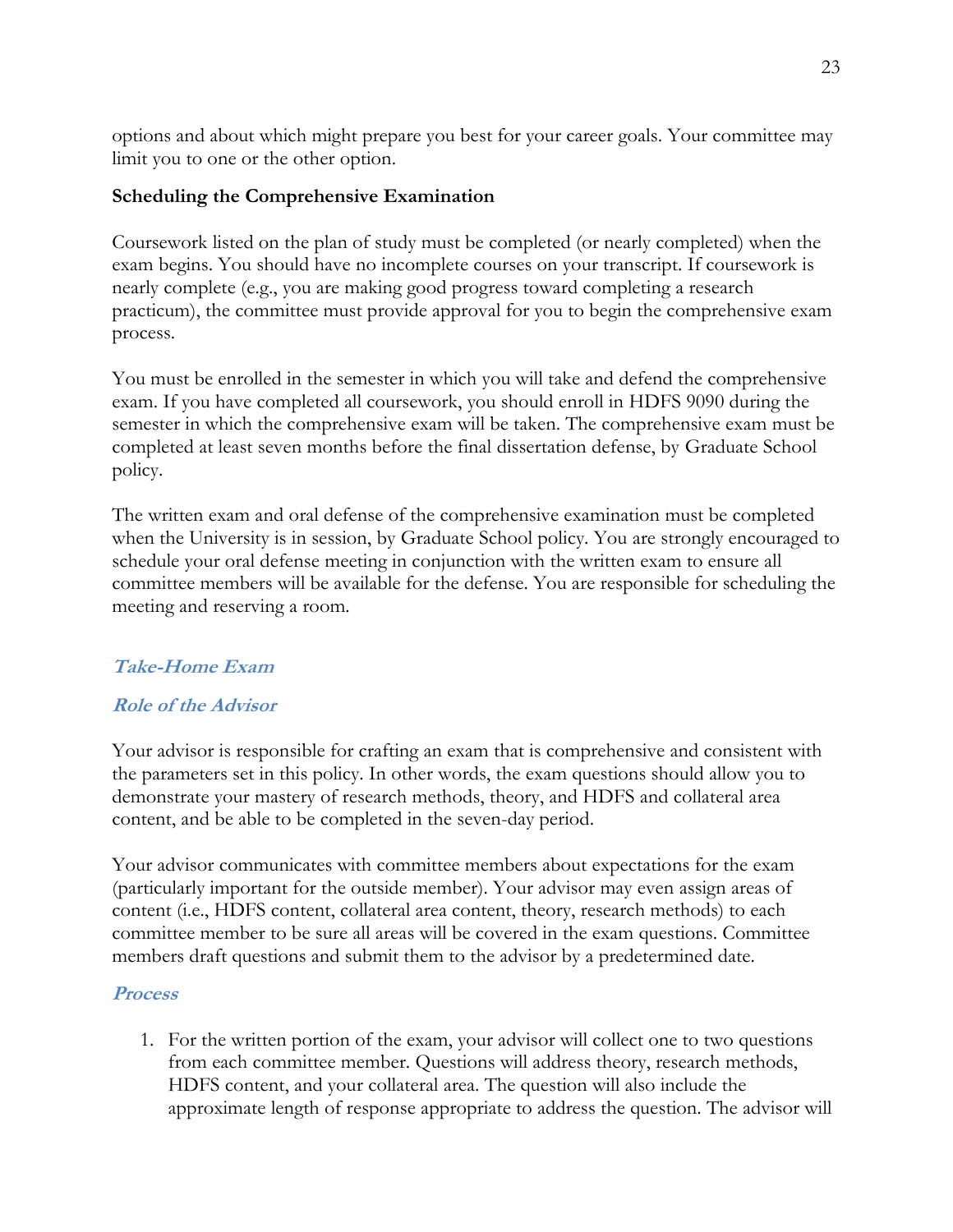options and about which might prepare you best for your career goals. Your committee may limit you to one or the other option.

**Scheduling the Comprehensive Examination**

Coursework listed on the plan of study must be completed (or nearly completed) when the exam begins. You should have no incomplete courses on your transcript. If coursework is nearly complete (e.g., you are making good progress toward completing a research practicum), the committee must provide approval for you to begin the comprehensive exam process.

You must be enrolled in the semester in which you will take and defend the comprehensive exam. If you have completed all coursework, you should enroll in HDFS 9090 during the semester in which the comprehensive exam will be taken. The comprehensive exam must be completed at least seven months before the final dissertation defense, by Graduate School policy.

The written exam and oral defense of the comprehensive examination must be completed when the University is in session, by Graduate School policy. You are strongly encouraged to schedule your oral defense meeting in conjunction with the written exam to ensure all committee members will be available for the defense. You are responsible for scheduling the meeting and reserving a room.

### *Take-Home Exam*

#### *Role of the Advisor*

Your advisor is responsible for crafting an exam that is comprehensive and consistent with the parameters set in this policy. In other words, the exam questions should allow you to demonstrate your mastery of research methods, theory, and HDFS and collateral area content, and be able to be completed in the seven-day period.

Your advisor communicates with committee members about expectations for the exam (particularly important for the outside member). Your advisor may even assign areas of content (i.e., HDFS content, collateral area content, theory, research methods) to each committee member to be sure all areas will be covered in the exam questions. Committee members draft questions and submit them to the advisor by a predetermined date.

#### *Process*

1. For the written portion of the exam, your advisor will collect one to two questions from each committee member. Questions will address theory, research methods, HDFS content, and your collateral area. The question will also include the approximate length of response appropriate to address the question. The advisor will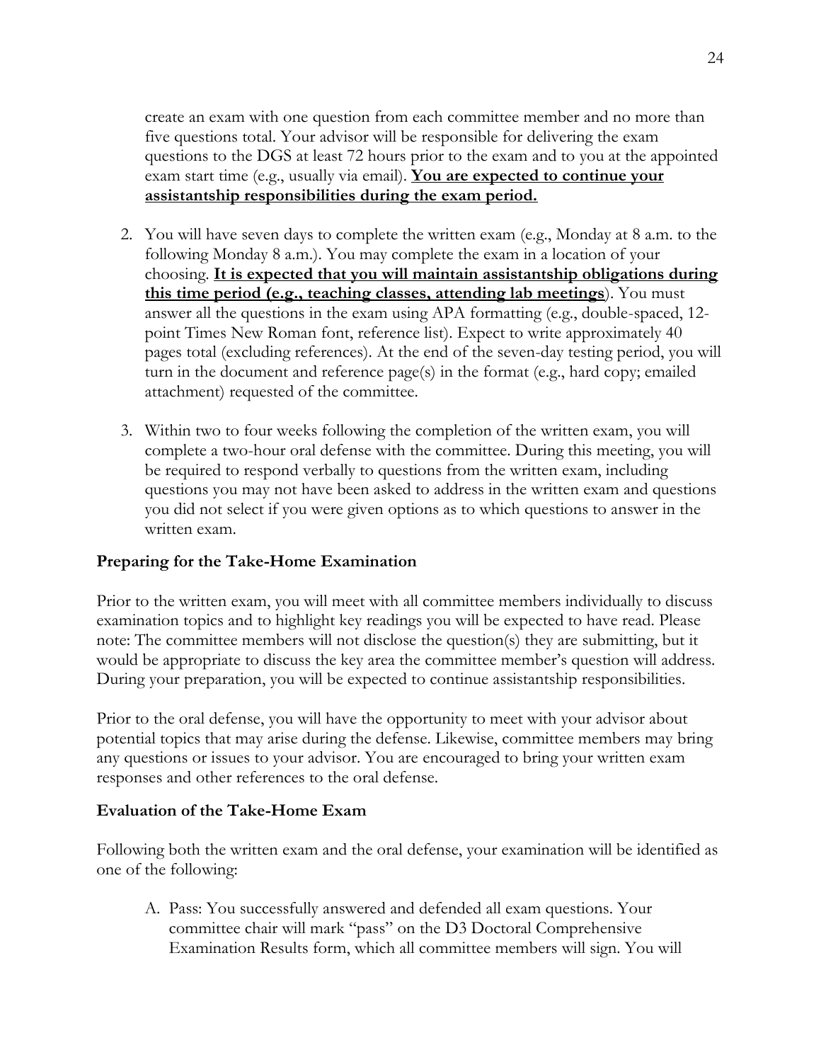create an exam with one question from each committee member and no more than five questions total. Your advisor will be responsible for delivering the exam questions to the DGS at least 72 hours prior to the exam and to you at the appointed exam start time (e.g., usually via email). **<u>You are expected to continue your assistantship responsibilities during the exam period.</u>**

2. You will have seven days to complete the written exam (e.g., Monday at 8 a.m. to the following Monday 8 a.m.). You may complete the exam in a location of your choosing. **<u>It is expected that you will maintain assistantship obligations during this time period (e.g., teaching classes, attending lab meetings</u>**). You must answer all the questions in the exam using APA formatting (e.g., double-spaced, 12-point Times New Roman font, reference list). Expect to write approximately 40 pages total (excluding references). At the end of the seven-day testing period, you will turn in the document and reference page(s) in the format (e.g., hard copy; emailed attachment) requested of the committee.

3. Within two to four weeks following the completion of the written exam, you will complete a two-hour oral defense with the committee. During this meeting, you will be required to respond verbally to questions from the written exam, including questions you may not have been asked to address in the written exam and questions you did not select if you were given options as to which questions to answer in the written exam.

### Preparing for the Take-Home Examination

Prior to the written exam, you will meet with all committee members individually to discuss examination topics and to highlight key readings you will be expected to have read. Please note: The committee members will not disclose the question(s) they are submitting, but it would be appropriate to discuss the key area the committee member's question will address. During your preparation, you will be expected to continue assistantship responsibilities.

Prior to the oral defense, you will have the opportunity to meet with your advisor about potential topics that may arise during the defense. Likewise, committee members may bring any questions or issues to your advisor. You are encouraged to bring your written exam responses and other references to the oral defense.

### Evaluation of the Take-Home Exam

Following both the written exam and the oral defense, your examination will be identified as one of the following:

A. Pass: You successfully answered and defended all exam questions. Your committee chair will mark "pass" on the D3 Doctoral Comprehensive Examination Results form, which all committee members will sign. You will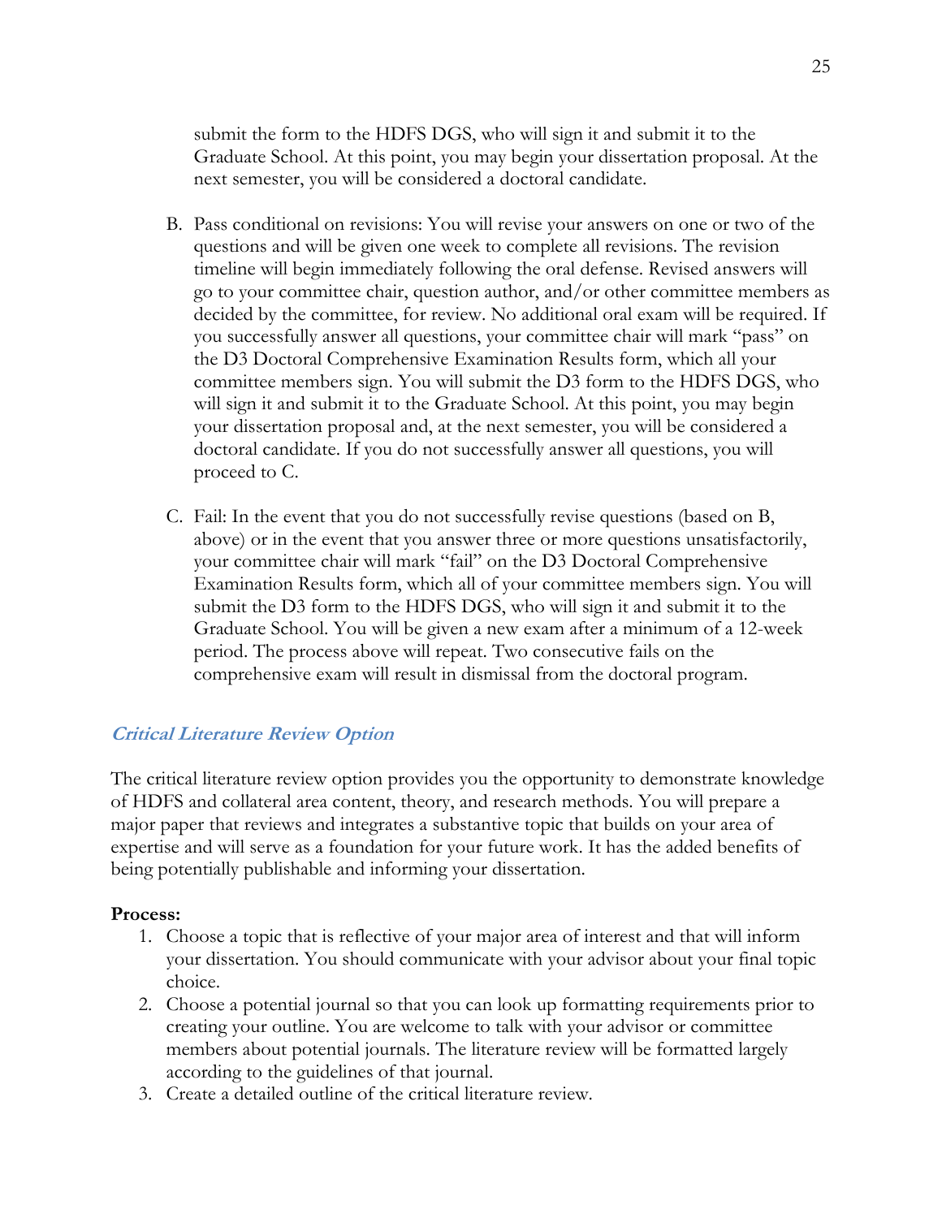submit the form to the HDFS DGS, who will sign it and submit it to the Graduate School. At this point, you may begin your dissertation proposal. At the next semester, you will be considered a doctoral candidate.

B. Pass conditional on revisions: You will revise your answers on one or two of the questions and will be given one week to complete all revisions. The revision timeline will begin immediately following the oral defense. Revised answers will go to your committee chair, question author, and/or other committee members as decided by the committee, for review. No additional oral exam will be required. If you successfully answer all questions, your committee chair will mark "pass" on the D3 Doctoral Comprehensive Examination Results form, which all your committee members sign. You will submit the D3 form to the HDFS DGS, who will sign it and submit it to the Graduate School. At this point, you may begin your dissertation proposal and, at the next semester, you will be considered a doctoral candidate. If you do not successfully answer all questions, you will proceed to C.

C. Fail: In the event that you do not successfully revise questions (based on B, above) or in the event that you answer three or more questions unsatisfactorily, your committee chair will mark "fail" on the D3 Doctoral Comprehensive Examination Results form, which all of your committee members sign. You will submit the D3 form to the HDFS DGS, who will sign it and submit it to the Graduate School. You will be given a new exam after a minimum of a 12-week period. The process above will repeat. Two consecutive fails on the comprehensive exam will result in dismissal from the doctoral program.

### *Critical Literature Review Option*

The critical literature review option provides you the opportunity to demonstrate knowledge of HDFS and collateral area content, theory, and research methods. You will prepare a major paper that reviews and integrates a substantive topic that builds on your area of expertise and will serve as a foundation for your future work. It has the added benefits of being potentially publishable and informing your dissertation.

**Process:**

1. Choose a topic that is reflective of your major area of interest and that will inform your dissertation. You should communicate with your advisor about your final topic choice.
2. Choose a potential journal so that you can look up formatting requirements prior to creating your outline. You are welcome to talk with your advisor or committee members about potential journals. The literature review will be formatted largely according to the guidelines of that journal.
3. Create a detailed outline of the critical literature review.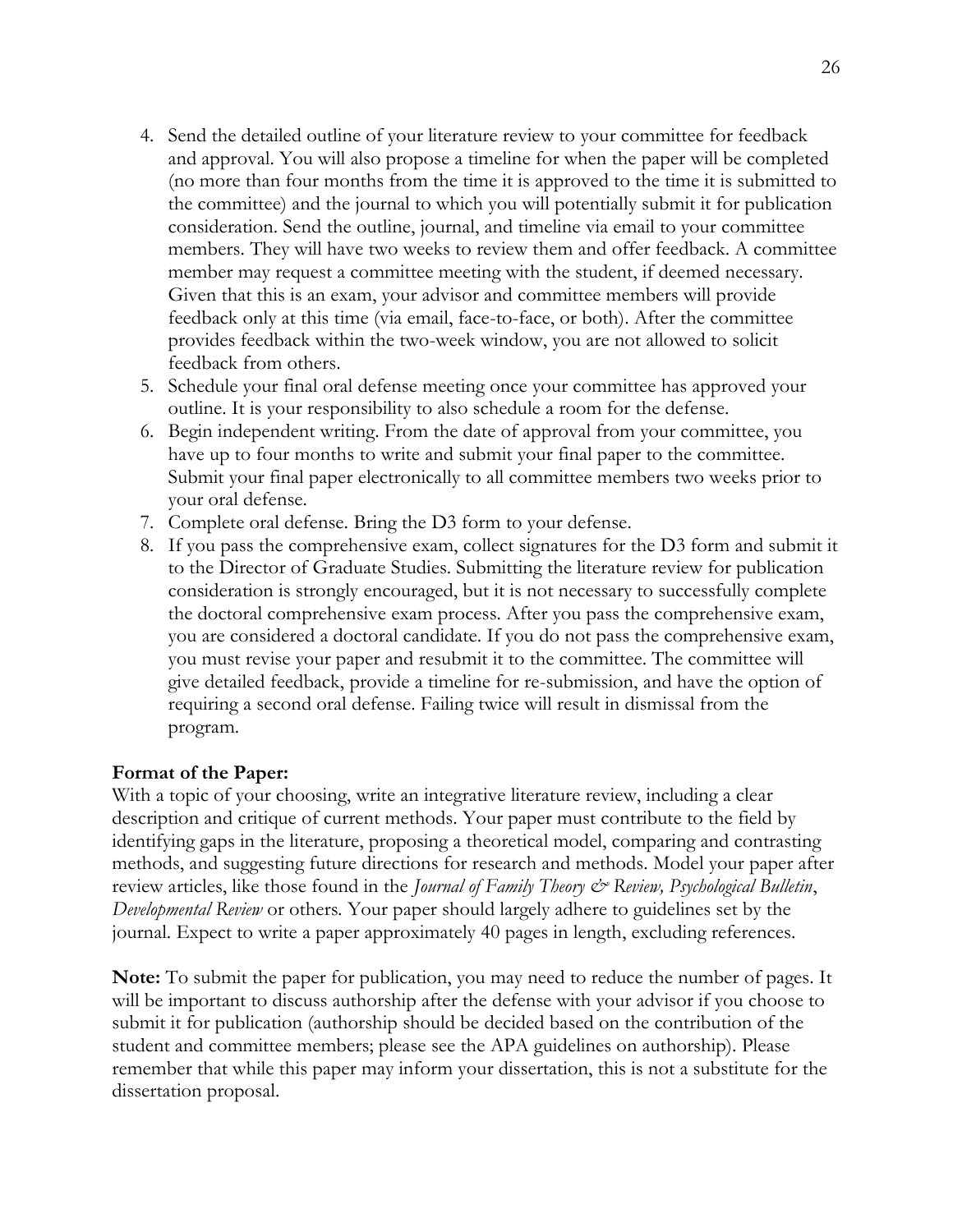4. Send the detailed outline of your literature review to your committee for feedback and approval. You will also propose a timeline for when the paper will be completed (no more than four months from the time it is approved to the time it is submitted to the committee) and the journal to which you will potentially submit it for publication consideration. Send the outline, journal, and timeline via email to your committee members. They will have two weeks to review them and offer feedback. A committee member may request a committee meeting with the student, if deemed necessary. Given that this is an exam, your advisor and committee members will provide feedback only at this time (via email, face-to-face, or both). After the committee provides feedback within the two-week window, you are not allowed to solicit feedback from others.
5. Schedule your final oral defense meeting once your committee has approved your outline. It is your responsibility to also schedule a room for the defense.
6. Begin independent writing. From the date of approval from your committee, you have up to four months to write and submit your final paper to the committee. Submit your final paper electronically to all committee members two weeks prior to your oral defense.
7. Complete oral defense. Bring the D3 form to your defense.
8. If you pass the comprehensive exam, collect signatures for the D3 form and submit it to the Director of Graduate Studies. Submitting the literature review for publication consideration is strongly encouraged, but it is not necessary to successfully complete the doctoral comprehensive exam process. After you pass the comprehensive exam, you are considered a doctoral candidate. If you do not pass the comprehensive exam, you must revise your paper and resubmit it to the committee. The committee will give detailed feedback, provide a timeline for re-submission, and have the option of requiring a second oral defense. Failing twice will result in dismissal from the program.

**Format of the Paper:**
With a topic of your choosing, write an integrative literature review, including a clear description and critique of current methods. Your paper must contribute to the field by identifying gaps in the literature, proposing a theoretical model, comparing and contrasting methods, and suggesting future directions for research and methods. Model your paper after review articles, like those found in the *Journal of Family Theory & Review, Psychological Bulletin*, *Developmental Review* or others. Your paper should largely adhere to guidelines set by the journal. Expect to write a paper approximately 40 pages in length, excluding references.

**Note:** To submit the paper for publication, you may need to reduce the number of pages. It will be important to discuss authorship after the defense with your advisor if you choose to submit it for publication (authorship should be decided based on the contribution of the student and committee members; please see the APA guidelines on authorship). Please remember that while this paper may inform your dissertation, this is not a substitute for the dissertation proposal.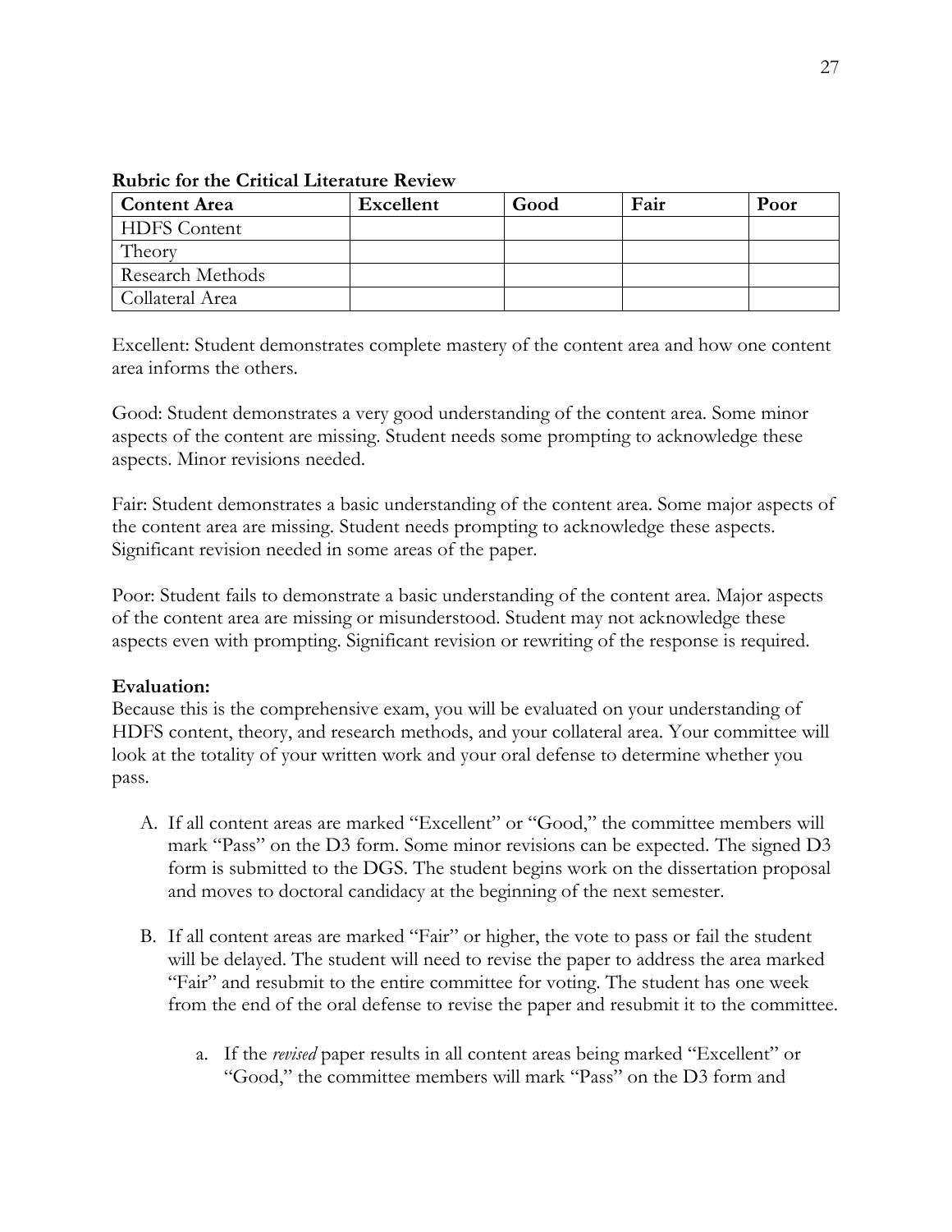**Rubric for the Critical Literature Review**

| Content Area | Excellent | Good | Fair | Poor |
| --- | --- | --- | --- | --- |
| HDFS Content | | | | |
| Theory | | | | |
| Research Methods | | | | |
| Collateral Area | | | | |

Excellent: Student demonstrates complete mastery of the content area and how one content area informs the others.

Good: Student demonstrates a very good understanding of the content area. Some minor aspects of the content are missing. Student needs some prompting to acknowledge these aspects. Minor revisions needed.

Fair: Student demonstrates a basic understanding of the content area. Some major aspects of the content area are missing. Student needs prompting to acknowledge these aspects. Significant revision needed in some areas of the paper.

Poor: Student fails to demonstrate a basic understanding of the content area. Major aspects of the content area are missing or misunderstood. Student may not acknowledge these aspects even with prompting. Significant revision or rewriting of the response is required.

**Evaluation:**
Because this is the comprehensive exam, you will be evaluated on your understanding of HDFS content, theory, and research methods, and your collateral area. Your committee will look at the totality of your written work and your oral defense to determine whether you pass.

A. If all content areas are marked "Excellent" or "Good," the committee members will mark "Pass" on the D3 form. Some minor revisions can be expected. The signed D3 form is submitted to the DGS. The student begins work on the dissertation proposal and moves to doctoral candidacy at the beginning of the next semester.

B. If all content areas are marked "Fair" or higher, the vote to pass or fail the student will be delayed. The student will need to revise the paper to address the area marked "Fair" and resubmit to the entire committee for voting. The student has one week from the end of the oral defense to revise the paper and resubmit it to the committee.

   a. If the *revised* paper results in all content areas being marked "Excellent" or "Good," the committee members will mark "Pass" on the D3 form and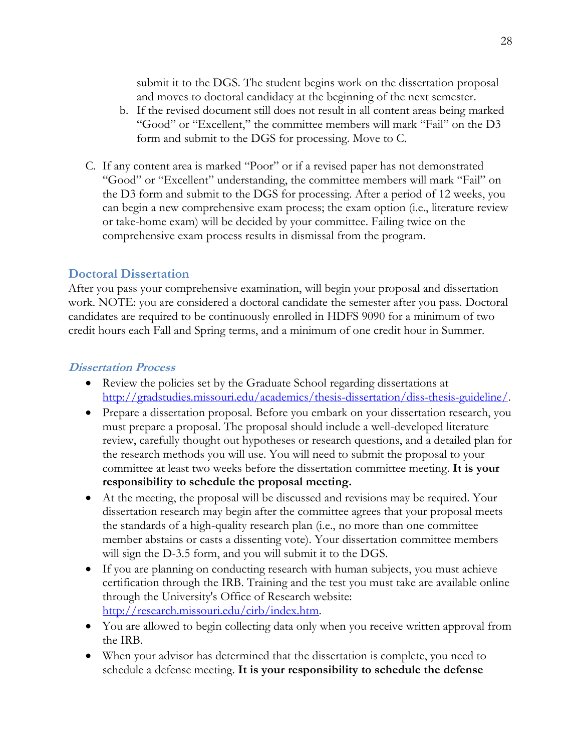submit it to the DGS. The student begins work on the dissertation proposal and moves to doctoral candidacy at the beginning of the next semester.

   b. If the revised document still does not result in all content areas being marked "Good" or "Excellent," the committee members will mark "Fail" on the D3 form and submit to the DGS for processing. Move to C.

C. If any content area is marked "Poor" or if a revised paper has not demonstrated "Good" or "Excellent" understanding, the committee members will mark "Fail" on the D3 form and submit to the DGS for processing. After a period of 12 weeks, you can begin a new comprehensive exam process; the exam option (i.e., literature review or take-home exam) will be decided by your committee. Failing twice on the comprehensive exam process results in dismissal from the program.

## Doctoral Dissertation

After you pass your comprehensive examination, will begin your proposal and dissertation work. NOTE: you are considered a doctoral candidate the semester after you pass. Doctoral candidates are required to be continuously enrolled in HDFS 9090 for a minimum of two credit hours each Fall and Spring terms, and a minimum of one credit hour in Summer.

### *Dissertation Process*

- Review the policies set by the Graduate School regarding dissertations at [http://gradstudies.missouri.edu/academics/thesis-dissertation/diss-thesis-guideline/](http://gradstudies.missouri.edu/academics/thesis-dissertation/diss-thesis-guideline/).
- Prepare a dissertation proposal. Before you embark on your dissertation research, you must prepare a proposal. The proposal should include a well-developed literature review, carefully thought out hypotheses or research questions, and a detailed plan for the research methods you will use. You will need to submit the proposal to your committee at least two weeks before the dissertation committee meeting. **It is your responsibility to schedule the proposal meeting.**
- At the meeting, the proposal will be discussed and revisions may be required. Your dissertation research may begin after the committee agrees that your proposal meets the standards of a high-quality research plan (i.e., no more than one committee member abstains or casts a dissenting vote). Your dissertation committee members will sign the D-3.5 form, and you will submit it to the DGS.
- If you are planning on conducting research with human subjects, you must achieve certification through the IRB. Training and the test you must take are available online through the University's Office of Research website: [http://research.missouri.edu/cirb/index.htm](http://research.missouri.edu/cirb/index.htm).
- You are allowed to begin collecting data only when you receive written approval from the IRB.
- When your advisor has determined that the dissertation is complete, you need to schedule a defense meeting. **It is your responsibility to schedule the defense**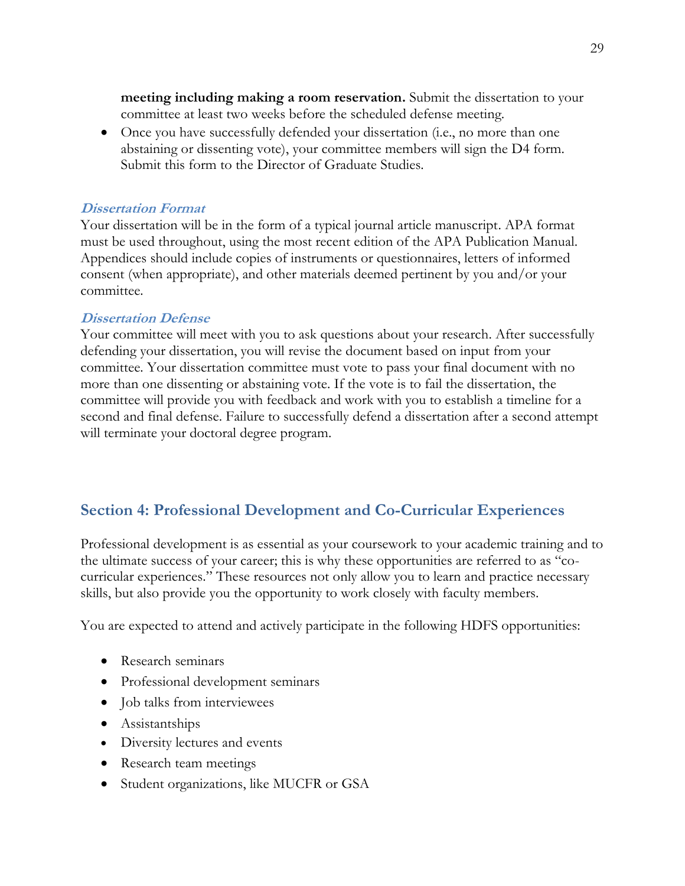**meeting including making a room reservation.** Submit the dissertation to your committee at least two weeks before the scheduled defense meeting.

- Once you have successfully defended your dissertation (i.e., no more than one abstaining or dissenting vote), your committee members will sign the D4 form. Submit this form to the Director of Graduate Studies.

### *Dissertation Format*

Your dissertation will be in the form of a typical journal article manuscript. APA format must be used throughout, using the most recent edition of the APA Publication Manual. Appendices should include copies of instruments or questionnaires, letters of informed consent (when appropriate), and other materials deemed pertinent by you and/or your committee.

### *Dissertation Defense*

Your committee will meet with you to ask questions about your research. After successfully defending your dissertation, you will revise the document based on input from your committee. Your dissertation committee must vote to pass your final document with no more than one dissenting or abstaining vote. If the vote is to fail the dissertation, the committee will provide you with feedback and work with you to establish a timeline for a second and final defense. Failure to successfully defend a dissertation after a second attempt will terminate your doctoral degree program.

## Section 4: Professional Development and Co-Curricular Experiences

Professional development is as essential as your coursework to your academic training and to the ultimate success of your career; this is why these opportunities are referred to as "co-curricular experiences." These resources not only allow you to learn and practice necessary skills, but also provide you the opportunity to work closely with faculty members.

You are expected to attend and actively participate in the following HDFS opportunities:

- Research seminars
- Professional development seminars
- Job talks from interviewees
- Assistantships
- Diversity lectures and events
- Research team meetings
- Student organizations, like MUCFR or GSA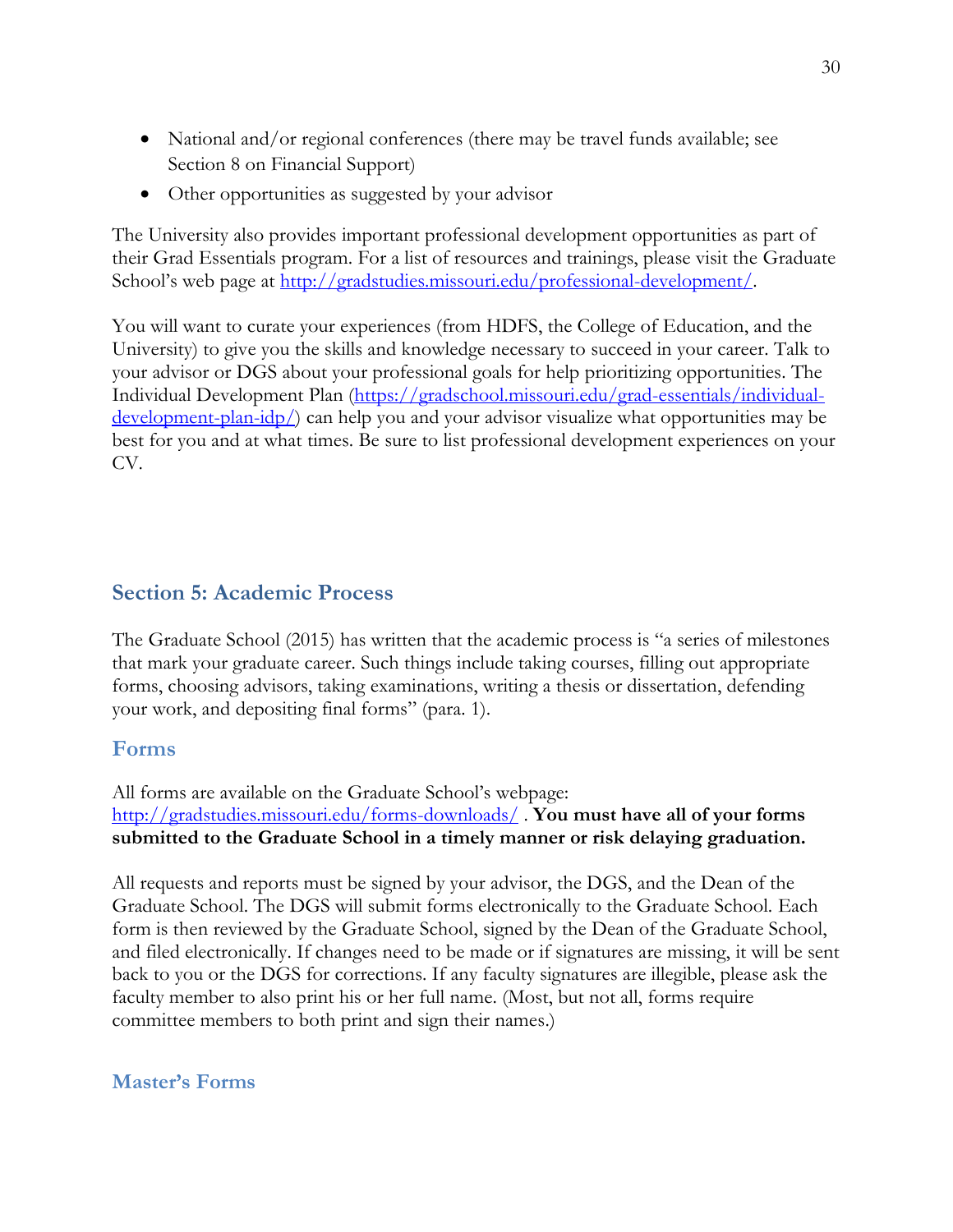- National and/or regional conferences (there may be travel funds available; see Section 8 on Financial Support)
- Other opportunities as suggested by your advisor

The University also provides important professional development opportunities as part of their Grad Essentials program. For a list of resources and trainings, please visit the Graduate School's web page at http://gradstudies.missouri.edu/professional-development/.

You will want to curate your experiences (from HDFS, the College of Education, and the University) to give you the skills and knowledge necessary to succeed in your career. Talk to your advisor or DGS about your professional goals for help prioritizing opportunities. The Individual Development Plan (https://gradschool.missouri.edu/grad-essentials/individual-development-plan-idp/) can help you and your advisor visualize what opportunities may be best for you and at what times. Be sure to list professional development experiences on your CV.

## Section 5: Academic Process

The Graduate School (2015) has written that the academic process is "a series of milestones that mark your graduate career. Such things include taking courses, filling out appropriate forms, choosing advisors, taking examinations, writing a thesis or dissertation, defending your work, and depositing final forms" (para. 1).

### Forms

All forms are available on the Graduate School's webpage: http://gradstudies.missouri.edu/forms-downloads/ . **You must have all of your forms submitted to the Graduate School in a timely manner or risk delaying graduation.**

All requests and reports must be signed by your advisor, the DGS, and the Dean of the Graduate School. The DGS will submit forms electronically to the Graduate School. Each form is then reviewed by the Graduate School, signed by the Dean of the Graduate School, and filed electronically. If changes need to be made or if signatures are missing, it will be sent back to you or the DGS for corrections. If any faculty signatures are illegible, please ask the faculty member to also print his or her full name. (Most, but not all, forms require committee members to both print and sign their names.)

### Master's Forms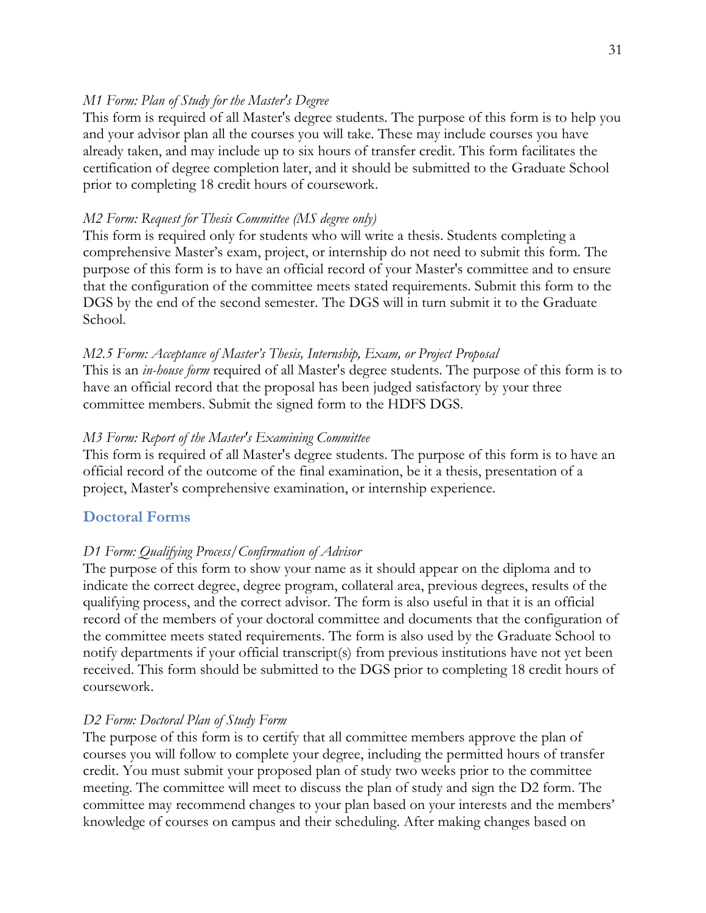*M1 Form: Plan of Study for the Master's Degree*

This form is required of all Master's degree students. The purpose of this form is to help you and your advisor plan all the courses you will take. These may include courses you have already taken, and may include up to six hours of transfer credit. This form facilitates the certification of degree completion later, and it should be submitted to the Graduate School prior to completing 18 credit hours of coursework.

*M2 Form: Request for Thesis Committee (MS degree only)*

This form is required only for students who will write a thesis. Students completing a comprehensive Master's exam, project, or internship do not need to submit this form. The purpose of this form is to have an official record of your Master's committee and to ensure that the configuration of the committee meets stated requirements. Submit this form to the DGS by the end of the second semester. The DGS will in turn submit it to the Graduate School.

*M2.5 Form: Acceptance of Master's Thesis, Internship, Exam, or Project Proposal*

This is an *in-house form* required of all Master's degree students. The purpose of this form is to have an official record that the proposal has been judged satisfactory by your three committee members. Submit the signed form to the HDFS DGS.

*M3 Form: Report of the Master's Examining Committee*

This form is required of all Master's degree students. The purpose of this form is to have an official record of the outcome of the final examination, be it a thesis, presentation of a project, Master's comprehensive examination, or internship experience.

## Doctoral Forms

*D1 Form: Qualifying Process/Confirmation of Advisor*

The purpose of this form to show your name as it should appear on the diploma and to indicate the correct degree, degree program, collateral area, previous degrees, results of the qualifying process, and the correct advisor. The form is also useful in that it is an official record of the members of your doctoral committee and documents that the configuration of the committee meets stated requirements. The form is also used by the Graduate School to notify departments if your official transcript(s) from previous institutions have not yet been received. This form should be submitted to the DGS prior to completing 18 credit hours of coursework.

*D2 Form: Doctoral Plan of Study Form*

The purpose of this form is to certify that all committee members approve the plan of courses you will follow to complete your degree, including the permitted hours of transfer credit. You must submit your proposed plan of study two weeks prior to the committee meeting. The committee will meet to discuss the plan of study and sign the D2 form. The committee may recommend changes to your plan based on your interests and the members' knowledge of courses on campus and their scheduling. After making changes based on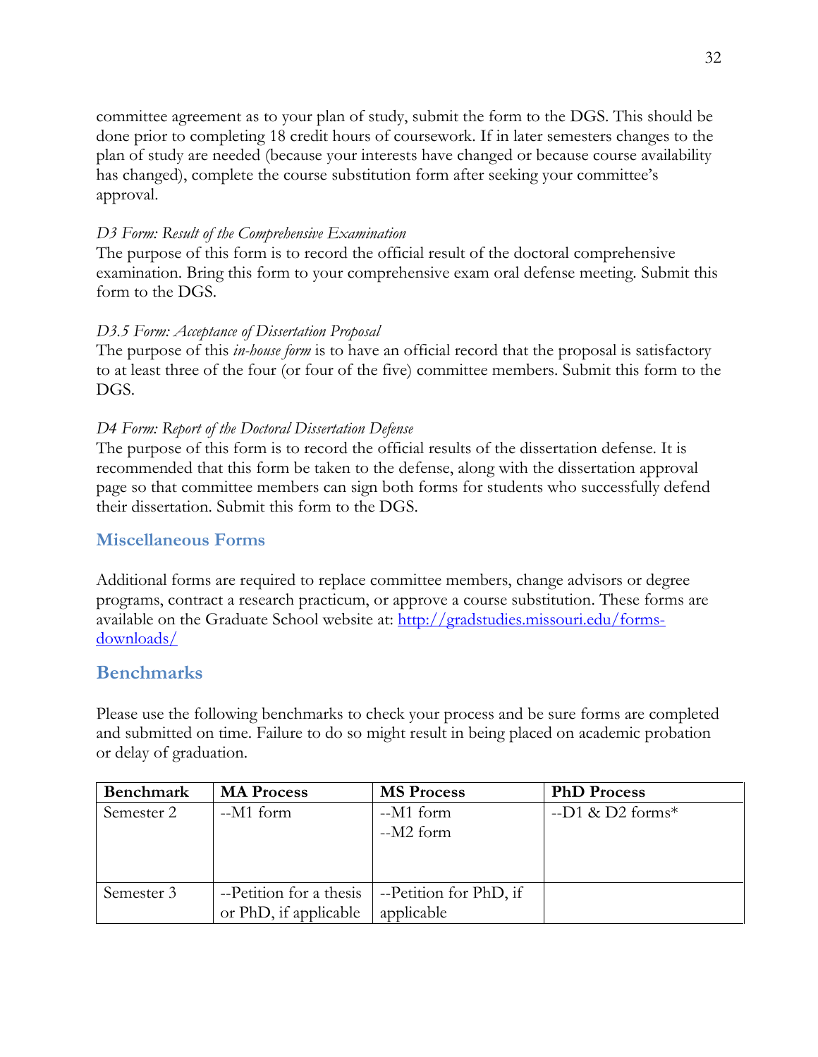committee agreement as to your plan of study, submit the form to the DGS. This should be done prior to completing 18 credit hours of coursework. If in later semesters changes to the plan of study are needed (because your interests have changed or because course availability has changed), complete the course substitution form after seeking your committee's approval.

*D3 Form: Result of the Comprehensive Examination*
The purpose of this form is to record the official result of the doctoral comprehensive examination. Bring this form to your comprehensive exam oral defense meeting. Submit this form to the DGS.

*D3.5 Form: Acceptance of Dissertation Proposal*
The purpose of this *in-house form* is to have an official record that the proposal is satisfactory to at least three of the four (or four of the five) committee members. Submit this form to the DGS.

*D4 Form: Report of the Doctoral Dissertation Defense*
The purpose of this form is to record the official results of the dissertation defense. It is recommended that this form be taken to the defense, along with the dissertation approval page so that committee members can sign both forms for students who successfully defend their dissertation. Submit this form to the DGS.

## Miscellaneous Forms

Additional forms are required to replace committee members, change advisors or degree programs, contract a research practicum, or approve a course substitution. These forms are available on the Graduate School website at: [http://gradstudies.missouri.edu/forms-downloads/](http://gradstudies.missouri.edu/forms-downloads/)

## Benchmarks

Please use the following benchmarks to check your process and be sure forms are completed and submitted on time. Failure to do so might result in being placed on academic probation or delay of graduation.

| Benchmark | MA Process | MS Process | PhD Process |
|---|---|---|---|
| Semester 2 | --M1 form | --M1 form<br>--M2 form | --D1 & D2 forms* |
| Semester 3 | --Petition for a thesis or PhD, if applicable | --Petition for PhD, if applicable | |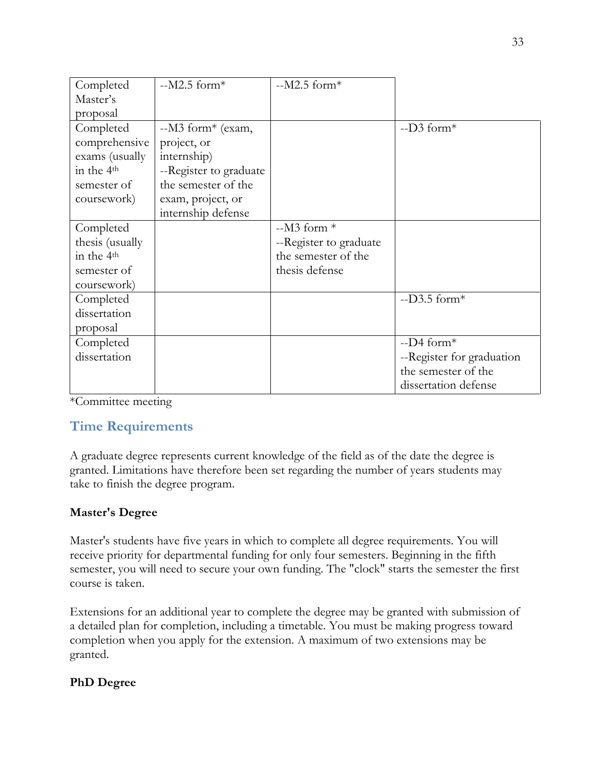| Completed Master's proposal | --M2.5 form* | --M2.5 form* | |
|---|---|---|---|
| Completed comprehensive exams (usually in the 4th semester of coursework) | --M3 form* (exam, project, or internship)<br>--Register to graduate the semester of the exam, project, or internship defense | | --D3 form* |
| Completed thesis (usually in the 4th semester of coursework) | | --M3 form *<br>--Register to graduate the semester of the thesis defense | |
| Completed dissertation proposal | | | --D3.5 form* |
| Completed dissertation | | | --D4 form*<br>--Register for graduation the semester of the dissertation defense |

*Committee meeting

## Time Requirements

A graduate degree represents current knowledge of the field as of the date the degree is granted. Limitations have therefore been set regarding the number of years students may take to finish the degree program.

**Master's Degree**

Master's students have five years in which to complete all degree requirements. You will receive priority for departmental funding for only four semesters. Beginning in the fifth semester, you will need to secure your own funding. The "clock" starts the semester the first course is taken.

Extensions for an additional year to complete the degree may be granted with submission of a detailed plan for completion, including a timetable. You must be making progress toward completion when you apply for the extension. A maximum of two extensions may be granted.

**PhD Degree**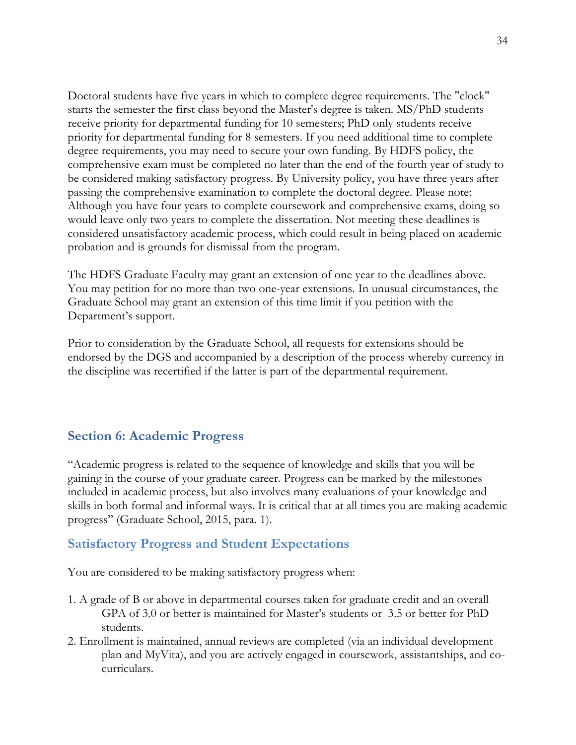Doctoral students have five years in which to complete degree requirements. The "clock" starts the semester the first class beyond the Master's degree is taken. MS/PhD students receive priority for departmental funding for 10 semesters; PhD only students receive priority for departmental funding for 8 semesters. If you need additional time to complete degree requirements, you may need to secure your own funding. By HDFS policy, the comprehensive exam must be completed no later than the end of the fourth year of study to be considered making satisfactory progress. By University policy, you have three years after passing the comprehensive examination to complete the doctoral degree. Please note: Although you have four years to complete coursework and comprehensive exams, doing so would leave only two years to complete the dissertation. Not meeting these deadlines is considered unsatisfactory academic process, which could result in being placed on academic probation and is grounds for dismissal from the program.

The HDFS Graduate Faculty may grant an extension of one year to the deadlines above. You may petition for no more than two one-year extensions. In unusual circumstances, the Graduate School may grant an extension of this time limit if you petition with the Department's support.

Prior to consideration by the Graduate School, all requests for extensions should be endorsed by the DGS and accompanied by a description of the process whereby currency in the discipline was recertified if the latter is part of the departmental requirement.

## Section 6: Academic Progress

"Academic progress is related to the sequence of knowledge and skills that you will be gaining in the course of your graduate career. Progress can be marked by the milestones included in academic process, but also involves many evaluations of your knowledge and skills in both formal and informal ways. It is critical that at all times you are making academic progress" (Graduate School, 2015, para. 1).

### Satisfactory Progress and Student Expectations

You are considered to be making satisfactory progress when:

1. A grade of B or above in departmental courses taken for graduate credit and an overall GPA of 3.0 or better is maintained for Master's students or 3.5 or better for PhD students.
2. Enrollment is maintained, annual reviews are completed (via an individual development plan and MyVita), and you are actively engaged in coursework, assistantships, and co-curriculars.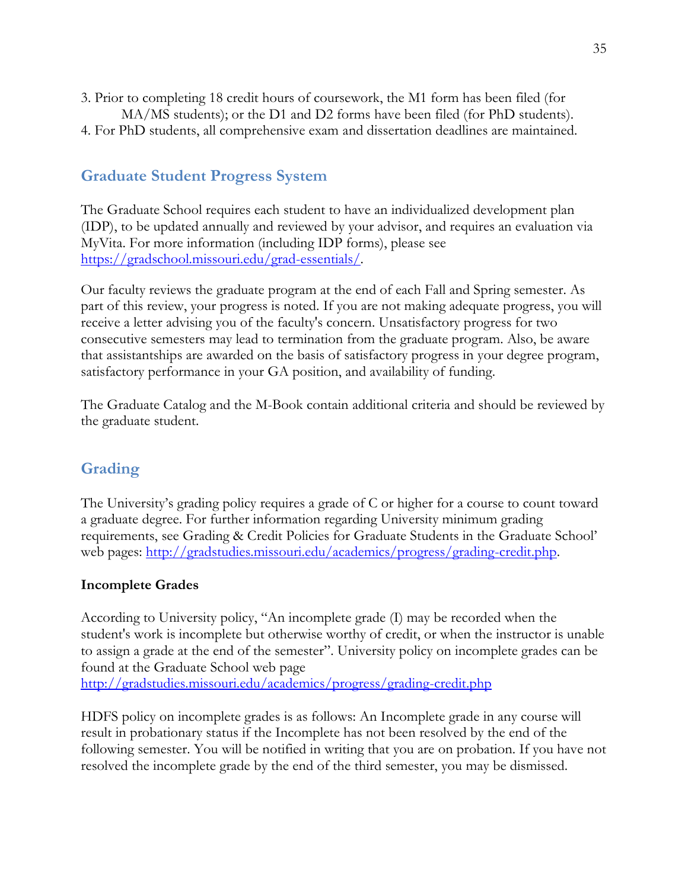3. Prior to completing 18 credit hours of coursework, the M1 form has been filed (for MA/MS students); or the D1 and D2 forms have been filed (for PhD students).
4. For PhD students, all comprehensive exam and dissertation deadlines are maintained.

## Graduate Student Progress System

The Graduate School requires each student to have an individualized development plan (IDP), to be updated annually and reviewed by your advisor, and requires an evaluation via MyVita. For more information (including IDP forms), please see https://gradschool.missouri.edu/grad-essentials/.

Our faculty reviews the graduate program at the end of each Fall and Spring semester. As part of this review, your progress is noted. If you are not making adequate progress, you will receive a letter advising you of the faculty's concern. Unsatisfactory progress for two consecutive semesters may lead to termination from the graduate program. Also, be aware that assistantships are awarded on the basis of satisfactory progress in your degree program, satisfactory performance in your GA position, and availability of funding.

The Graduate Catalog and the M-Book contain additional criteria and should be reviewed by the graduate student.

## Grading

The University's grading policy requires a grade of C or higher for a course to count toward a graduate degree. For further information regarding University minimum grading requirements, see Grading & Credit Policies for Graduate Students in the Graduate School' web pages: http://gradstudies.missouri.edu/academics/progress/grading-credit.php.

### Incomplete Grades

According to University policy, "An incomplete grade (I) may be recorded when the student's work is incomplete but otherwise worthy of credit, or when the instructor is unable to assign a grade at the end of the semester". University policy on incomplete grades can be found at the Graduate School web page http://gradstudies.missouri.edu/academics/progress/grading-credit.php

HDFS policy on incomplete grades is as follows: An Incomplete grade in any course will result in probationary status if the Incomplete has not been resolved by the end of the following semester. You will be notified in writing that you are on probation. If you have not resolved the incomplete grade by the end of the third semester, you may be dismissed.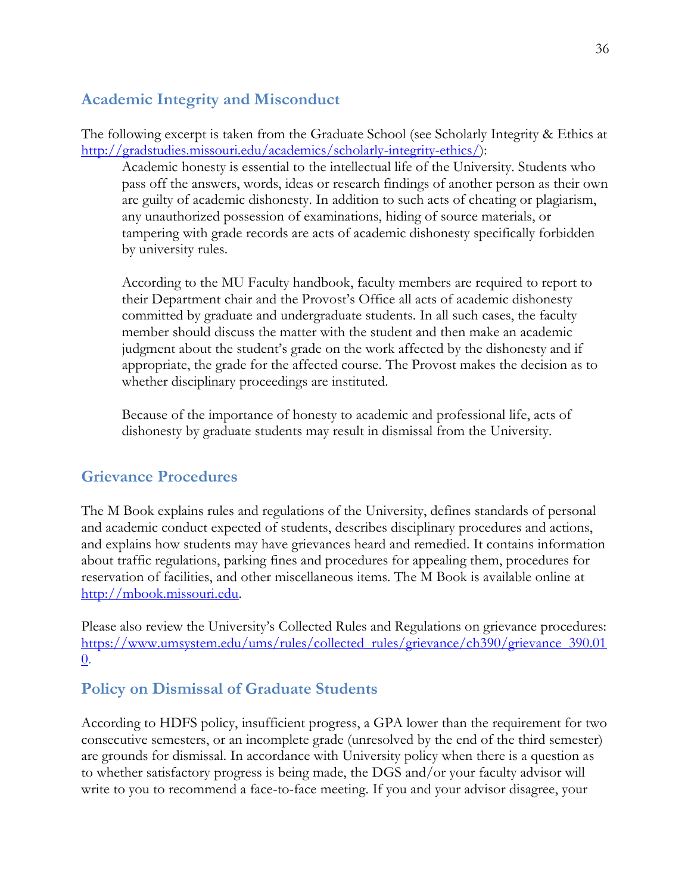## Academic Integrity and Misconduct

The following excerpt is taken from the Graduate School (see Scholarly Integrity & Ethics at http://gradstudies.missouri.edu/academics/scholarly-integrity-ethics/):

> Academic honesty is essential to the intellectual life of the University. Students who pass off the answers, words, ideas or research findings of another person as their own are guilty of academic dishonesty. In addition to such acts of cheating or plagiarism, any unauthorized possession of examinations, hiding of source materials, or tampering with grade records are acts of academic dishonesty specifically forbidden by university rules.
>
> According to the MU Faculty handbook, faculty members are required to report to their Department chair and the Provost's Office all acts of academic dishonesty committed by graduate and undergraduate students. In all such cases, the faculty member should discuss the matter with the student and then make an academic judgment about the student's grade on the work affected by the dishonesty and if appropriate, the grade for the affected course. The Provost makes the decision as to whether disciplinary proceedings are instituted.
>
> Because of the importance of honesty to academic and professional life, acts of dishonesty by graduate students may result in dismissal from the University.

## Grievance Procedures

The M Book explains rules and regulations of the University, defines standards of personal and academic conduct expected of students, describes disciplinary procedures and actions, and explains how students may have grievances heard and remedied. It contains information about traffic regulations, parking fines and procedures for appealing them, procedures for reservation of facilities, and other miscellaneous items. The M Book is available online at http://mbook.missouri.edu.

Please also review the University's Collected Rules and Regulations on grievance procedures: https://www.umsystem.edu/ums/rules/collected_rules/grievance/ch390/grievance_390.010.

## Policy on Dismissal of Graduate Students

According to HDFS policy, insufficient progress, a GPA lower than the requirement for two consecutive semesters, or an incomplete grade (unresolved by the end of the third semester) are grounds for dismissal. In accordance with University policy when there is a question as to whether satisfactory progress is being made, the DGS and/or your faculty advisor will write to you to recommend a face-to-face meeting. If you and your advisor disagree, your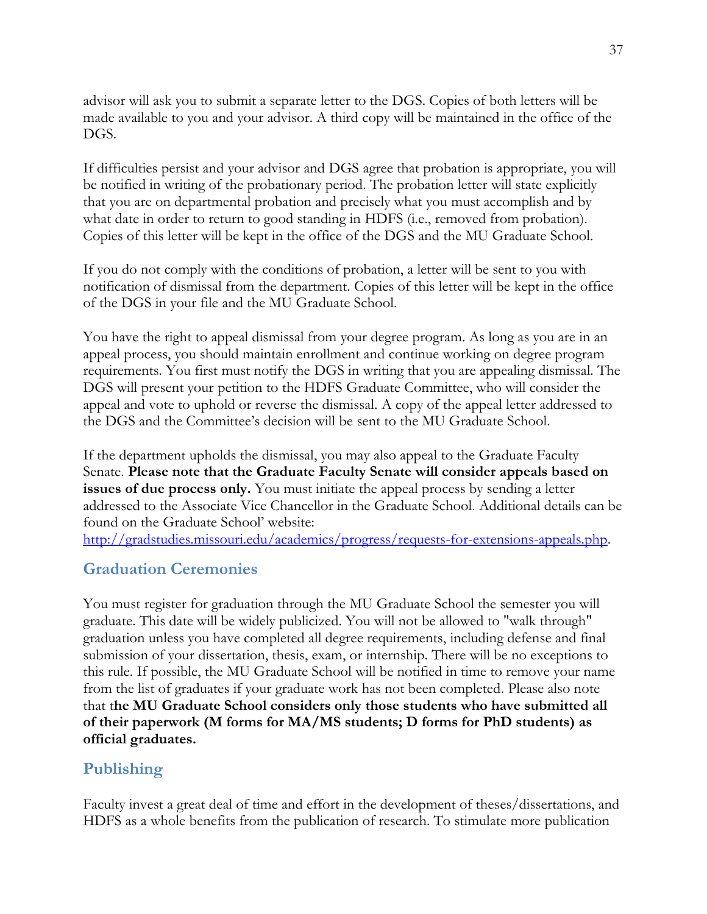advisor will ask you to submit a separate letter to the DGS. Copies of both letters will be made available to you and your advisor. A third copy will be maintained in the office of the DGS.

If difficulties persist and your advisor and DGS agree that probation is appropriate, you will be notified in writing of the probationary period. The probation letter will state explicitly that you are on departmental probation and precisely what you must accomplish and by what date in order to return to good standing in HDFS (i.e., removed from probation). Copies of this letter will be kept in the office of the DGS and the MU Graduate School.

If you do not comply with the conditions of probation, a letter will be sent to you with notification of dismissal from the department. Copies of this letter will be kept in the office of the DGS in your file and the MU Graduate School.

You have the right to appeal dismissal from your degree program. As long as you are in an appeal process, you should maintain enrollment and continue working on degree program requirements. You first must notify the DGS in writing that you are appealing dismissal. The DGS will present your petition to the HDFS Graduate Committee, who will consider the appeal and vote to uphold or reverse the dismissal. A copy of the appeal letter addressed to the DGS and the Committee's decision will be sent to the MU Graduate School.

If the department upholds the dismissal, you may also appeal to the Graduate Faculty Senate. **Please note that the Graduate Faculty Senate will consider appeals based on issues of due process only.** You must initiate the appeal process by sending a letter addressed to the Associate Vice Chancellor in the Graduate School. Additional details can be found on the Graduate School' website: [http://gradstudies.missouri.edu/academics/progress/requests-for-extensions-appeals.php](http://gradstudies.missouri.edu/academics/progress/requests-for-extensions-appeals.php).

## Graduation Ceremonies

You must register for graduation through the MU Graduate School the semester you will graduate. This date will be widely publicized. You will not be allowed to "walk through" graduation unless you have completed all degree requirements, including defense and final submission of your dissertation, thesis, exam, or internship. There will be no exceptions to this rule. If possible, the MU Graduate School will be notified in time to remove your name from the list of graduates if your graduate work has not been completed. Please also note that t**he MU Graduate School considers only those students who have submitted all of their paperwork (M forms for MA/MS students; D forms for PhD students) as official graduates.**

## Publishing

Faculty invest a great deal of time and effort in the development of theses/dissertations, and HDFS as a whole benefits from the publication of research. To stimulate more publication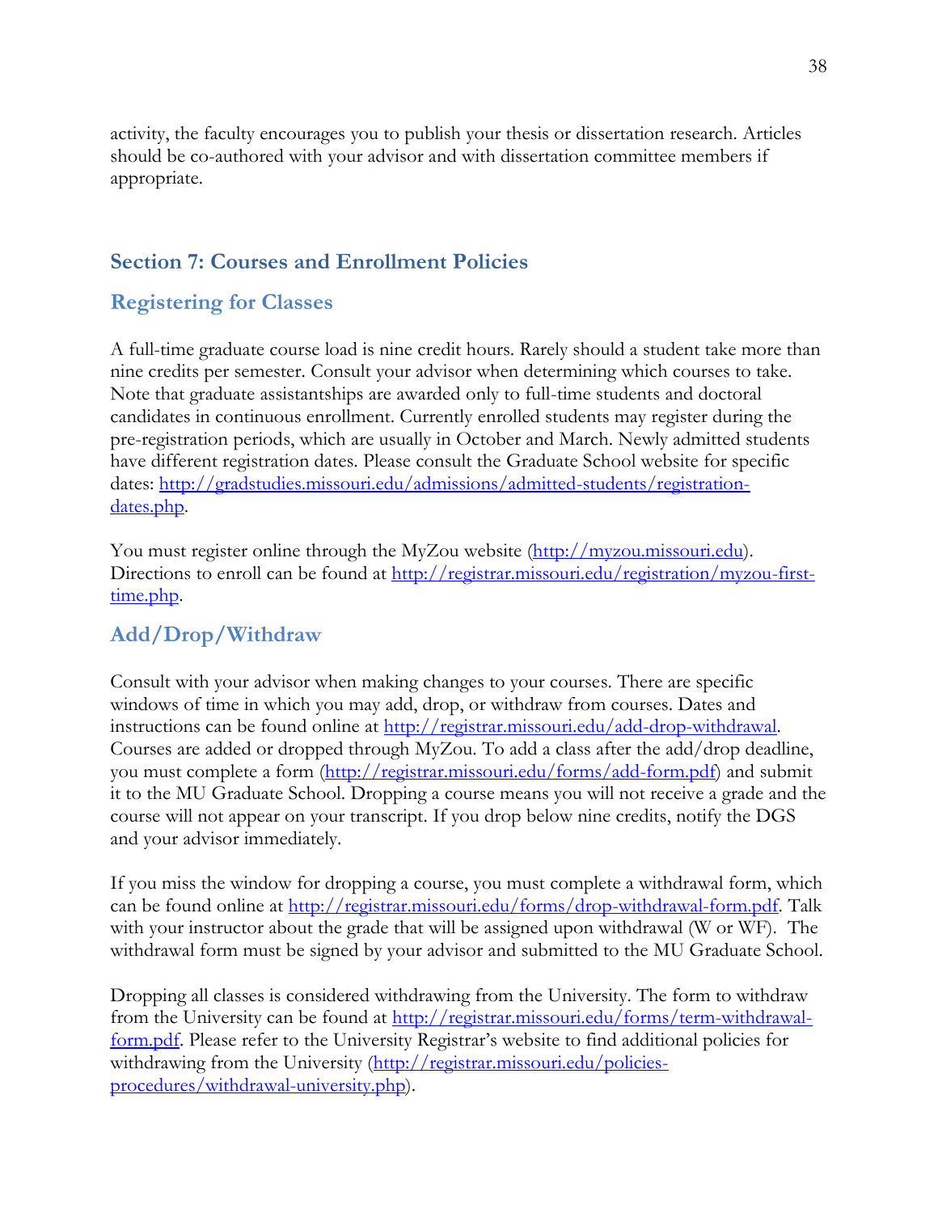activity, the faculty encourages you to publish your thesis or dissertation research. Articles should be co-authored with your advisor and with dissertation committee members if appropriate.

## Section 7: Courses and Enrollment Policies

### Registering for Classes

A full-time graduate course load is nine credit hours. Rarely should a student take more than nine credits per semester. Consult your advisor when determining which courses to take. Note that graduate assistantships are awarded only to full-time students and doctoral candidates in continuous enrollment. Currently enrolled students may register during the pre-registration periods, which are usually in October and March. Newly admitted students have different registration dates. Please consult the Graduate School website for specific dates: [http://gradstudies.missouri.edu/admissions/admitted-students/registration-dates.php](http://gradstudies.missouri.edu/admissions/admitted-students/registration-dates.php).

You must register online through the MyZou website ([http://myzou.missouri.edu](http://myzou.missouri.edu)). Directions to enroll can be found at [http://registrar.missouri.edu/registration/myzou-first-time.php](http://registrar.missouri.edu/registration/myzou-first-time.php).

### Add/Drop/Withdraw

Consult with your advisor when making changes to your courses. There are specific windows of time in which you may add, drop, or withdraw from courses. Dates and instructions can be found online at [http://registrar.missouri.edu/add-drop-withdrawal](http://registrar.missouri.edu/add-drop-withdrawal). Courses are added or dropped through MyZou. To add a class after the add/drop deadline, you must complete a form ([http://registrar.missouri.edu/forms/add-form.pdf](http://registrar.missouri.edu/forms/add-form.pdf)) and submit it to the MU Graduate School. Dropping a course means you will not receive a grade and the course will not appear on your transcript. If you drop below nine credits, notify the DGS and your advisor immediately.

If you miss the window for dropping a course, you must complete a withdrawal form, which can be found online at [http://registrar.missouri.edu/forms/drop-withdrawal-form.pdf](http://registrar.missouri.edu/forms/drop-withdrawal-form.pdf). Talk with your instructor about the grade that will be assigned upon withdrawal (W or WF). The withdrawal form must be signed by your advisor and submitted to the MU Graduate School.

Dropping all classes is considered withdrawing from the University. The form to withdraw from the University can be found at [http://registrar.missouri.edu/forms/term-withdrawal-form.pdf](http://registrar.missouri.edu/forms/term-withdrawal-form.pdf). Please refer to the University Registrar's website to find additional policies for withdrawing from the University ([http://registrar.missouri.edu/policies-procedures/withdrawal-university.php](http://registrar.missouri.edu/policies-procedures/withdrawal-university.php)).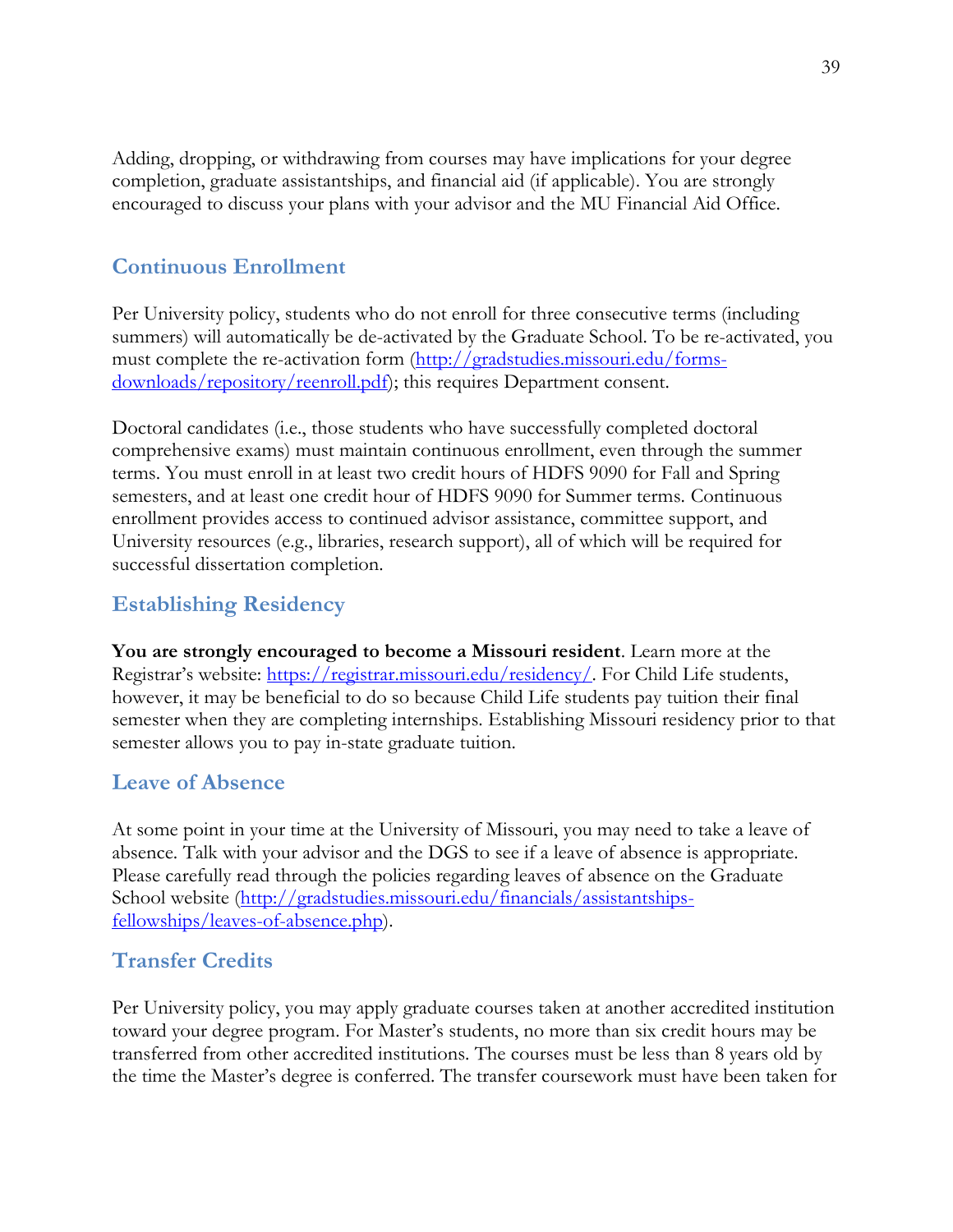Adding, dropping, or withdrawing from courses may have implications for your degree completion, graduate assistantships, and financial aid (if applicable). You are strongly encouraged to discuss your plans with your advisor and the MU Financial Aid Office.

## Continuous Enrollment

Per University policy, students who do not enroll for three consecutive terms (including summers) will automatically be de-activated by the Graduate School. To be re-activated, you must complete the re-activation form ([http://gradstudies.missouri.edu/forms-downloads/repository/reenroll.pdf](http://gradstudies.missouri.edu/forms-downloads/repository/reenroll.pdf)); this requires Department consent.

Doctoral candidates (i.e., those students who have successfully completed doctoral comprehensive exams) must maintain continuous enrollment, even through the summer terms. You must enroll in at least two credit hours of HDFS 9090 for Fall and Spring semesters, and at least one credit hour of HDFS 9090 for Summer terms. Continuous enrollment provides access to continued advisor assistance, committee support, and University resources (e.g., libraries, research support), all of which will be required for successful dissertation completion.

## Establishing Residency

**You are strongly encouraged to become a Missouri resident**. Learn more at the Registrar's website: [https://registrar.missouri.edu/residency/](https://registrar.missouri.edu/residency/). For Child Life students, however, it may be beneficial to do so because Child Life students pay tuition their final semester when they are completing internships. Establishing Missouri residency prior to that semester allows you to pay in-state graduate tuition.

## Leave of Absence

At some point in your time at the University of Missouri, you may need to take a leave of absence. Talk with your advisor and the DGS to see if a leave of absence is appropriate. Please carefully read through the policies regarding leaves of absence on the Graduate School website ([http://gradstudies.missouri.edu/financials/assistantships-fellowships/leaves-of-absence.php](http://gradstudies.missouri.edu/financials/assistantships-fellowships/leaves-of-absence.php)).

## Transfer Credits

Per University policy, you may apply graduate courses taken at another accredited institution toward your degree program. For Master's students, no more than six credit hours may be transferred from other accredited institutions. The courses must be less than 8 years old by the time the Master's degree is conferred. The transfer coursework must have been taken for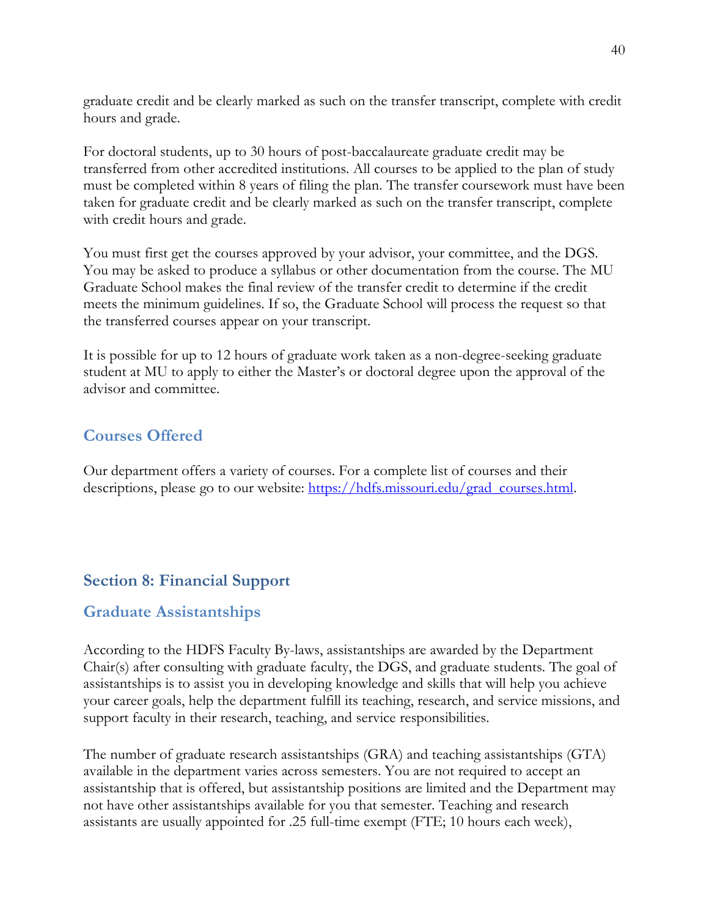graduate credit and be clearly marked as such on the transfer transcript, complete with credit hours and grade.

For doctoral students, up to 30 hours of post-baccalaureate graduate credit may be transferred from other accredited institutions. All courses to be applied to the plan of study must be completed within 8 years of filing the plan. The transfer coursework must have been taken for graduate credit and be clearly marked as such on the transfer transcript, complete with credit hours and grade.

You must first get the courses approved by your advisor, your committee, and the DGS. You may be asked to produce a syllabus or other documentation from the course. The MU Graduate School makes the final review of the transfer credit to determine if the credit meets the minimum guidelines. If so, the Graduate School will process the request so that the transferred courses appear on your transcript.

It is possible for up to 12 hours of graduate work taken as a non-degree-seeking graduate student at MU to apply to either the Master's or doctoral degree upon the approval of the advisor and committee.

### Courses Offered

Our department offers a variety of courses. For a complete list of courses and their descriptions, please go to our website: https://hdfs.missouri.edu/grad_courses.html.

## Section 8: Financial Support

### Graduate Assistantships

According to the HDFS Faculty By-laws, assistantships are awarded by the Department Chair(s) after consulting with graduate faculty, the DGS, and graduate students. The goal of assistantships is to assist you in developing knowledge and skills that will help you achieve your career goals, help the department fulfill its teaching, research, and service missions, and support faculty in their research, teaching, and service responsibilities.

The number of graduate research assistantships (GRA) and teaching assistantships (GTA) available in the department varies across semesters. You are not required to accept an assistantship that is offered, but assistantship positions are limited and the Department may not have other assistantships available for you that semester. Teaching and research assistants are usually appointed for .25 full-time exempt (FTE; 10 hours each week),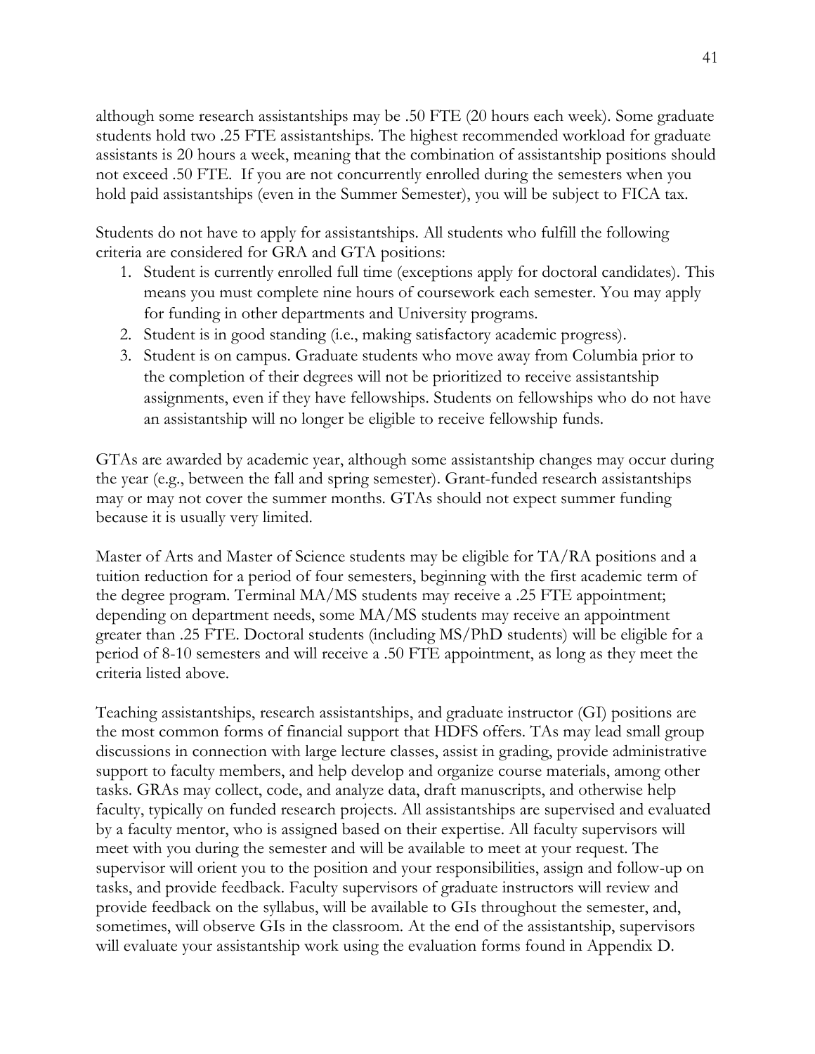although some research assistantships may be .50 FTE (20 hours each week). Some graduate students hold two .25 FTE assistantships. The highest recommended workload for graduate assistants is 20 hours a week, meaning that the combination of assistantship positions should not exceed .50 FTE. If you are not concurrently enrolled during the semesters when you hold paid assistantships (even in the Summer Semester), you will be subject to FICA tax.

Students do not have to apply for assistantships. All students who fulfill the following criteria are considered for GRA and GTA positions:

1. Student is currently enrolled full time (exceptions apply for doctoral candidates). This means you must complete nine hours of coursework each semester. You may apply for funding in other departments and University programs.
2. Student is in good standing (i.e., making satisfactory academic progress).
3. Student is on campus. Graduate students who move away from Columbia prior to the completion of their degrees will not be prioritized to receive assistantship assignments, even if they have fellowships. Students on fellowships who do not have an assistantship will no longer be eligible to receive fellowship funds.

GTAs are awarded by academic year, although some assistantship changes may occur during the year (e.g., between the fall and spring semester). Grant-funded research assistantships may or may not cover the summer months. GTAs should not expect summer funding because it is usually very limited.

Master of Arts and Master of Science students may be eligible for TA/RA positions and a tuition reduction for a period of four semesters, beginning with the first academic term of the degree program. Terminal MA/MS students may receive a .25 FTE appointment; depending on department needs, some MA/MS students may receive an appointment greater than .25 FTE. Doctoral students (including MS/PhD students) will be eligible for a period of 8-10 semesters and will receive a .50 FTE appointment, as long as they meet the criteria listed above.

Teaching assistantships, research assistantships, and graduate instructor (GI) positions are the most common forms of financial support that HDFS offers. TAs may lead small group discussions in connection with large lecture classes, assist in grading, provide administrative support to faculty members, and help develop and organize course materials, among other tasks. GRAs may collect, code, and analyze data, draft manuscripts, and otherwise help faculty, typically on funded research projects. All assistantships are supervised and evaluated by a faculty mentor, who is assigned based on their expertise. All faculty supervisors will meet with you during the semester and will be available to meet at your request. The supervisor will orient you to the position and your responsibilities, assign and follow-up on tasks, and provide feedback. Faculty supervisors of graduate instructors will review and provide feedback on the syllabus, will be available to GIs throughout the semester, and, sometimes, will observe GIs in the classroom. At the end of the assistantship, supervisors will evaluate your assistantship work using the evaluation forms found in Appendix D.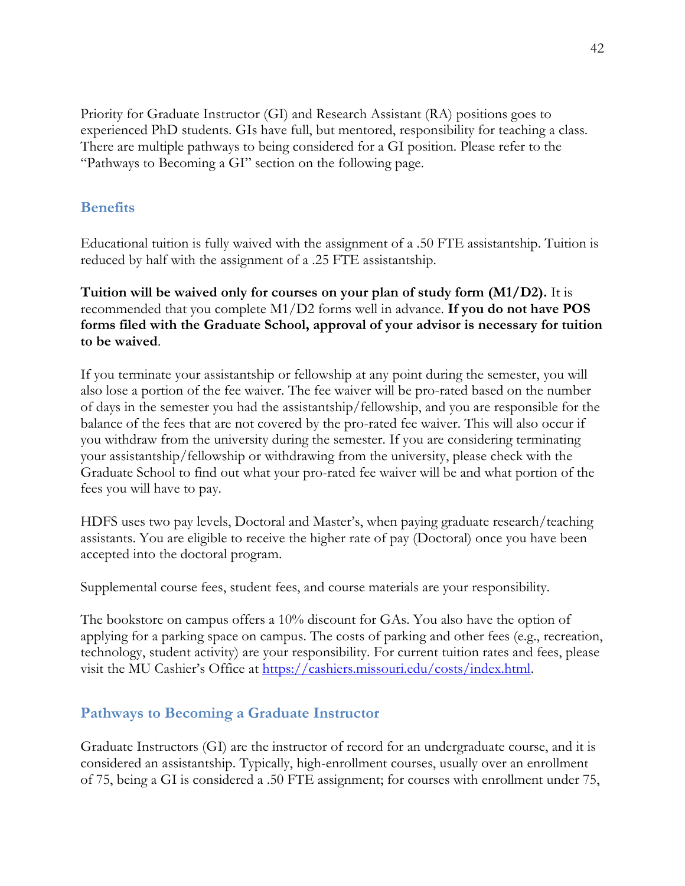Priority for Graduate Instructor (GI) and Research Assistant (RA) positions goes to experienced PhD students. GIs have full, but mentored, responsibility for teaching a class. There are multiple pathways to being considered for a GI position. Please refer to the "Pathways to Becoming a GI" section on the following page.

## Benefits

Educational tuition is fully waived with the assignment of a .50 FTE assistantship. Tuition is reduced by half with the assignment of a .25 FTE assistantship.

**Tuition will be waived only for courses on your plan of study form (M1/D2).** It is recommended that you complete M1/D2 forms well in advance. **If you do not have POS forms filed with the Graduate School, approval of your advisor is necessary for tuition to be waived**.

If you terminate your assistantship or fellowship at any point during the semester, you will also lose a portion of the fee waiver. The fee waiver will be pro-rated based on the number of days in the semester you had the assistantship/fellowship, and you are responsible for the balance of the fees that are not covered by the pro-rated fee waiver. This will also occur if you withdraw from the university during the semester. If you are considering terminating your assistantship/fellowship or withdrawing from the university, please check with the Graduate School to find out what your pro-rated fee waiver will be and what portion of the fees you will have to pay.

HDFS uses two pay levels, Doctoral and Master's, when paying graduate research/teaching assistants. You are eligible to receive the higher rate of pay (Doctoral) once you have been accepted into the doctoral program.

Supplemental course fees, student fees, and course materials are your responsibility.

The bookstore on campus offers a 10% discount for GAs. You also have the option of applying for a parking space on campus. The costs of parking and other fees (e.g., recreation, technology, student activity) are your responsibility. For current tuition rates and fees, please visit the MU Cashier's Office at [https://cashiers.missouri.edu/costs/index.html](https://cashiers.missouri.edu/costs/index.html).

## Pathways to Becoming a Graduate Instructor

Graduate Instructors (GI) are the instructor of record for an undergraduate course, and it is considered an assistantship. Typically, high-enrollment courses, usually over an enrollment of 75, being a GI is considered a .50 FTE assignment; for courses with enrollment under 75,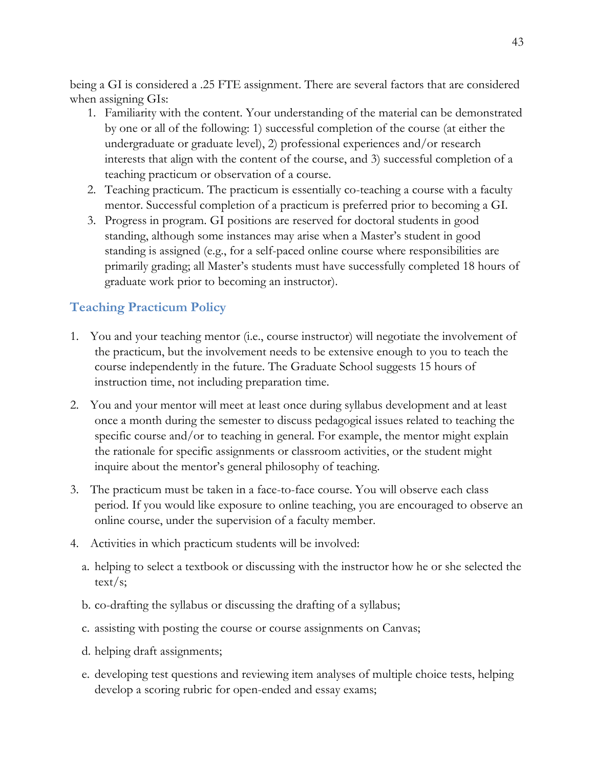being a GI is considered a .25 FTE assignment. There are several factors that are considered when assigning GIs:

1. Familiarity with the content. Your understanding of the material can be demonstrated by one or all of the following: 1) successful completion of the course (at either the undergraduate or graduate level), 2) professional experiences and/or research interests that align with the content of the course, and 3) successful completion of a teaching practicum or observation of a course.
2. Teaching practicum. The practicum is essentially co-teaching a course with a faculty mentor. Successful completion of a practicum is preferred prior to becoming a GI.
3. Progress in program. GI positions are reserved for doctoral students in good standing, although some instances may arise when a Master's student in good standing is assigned (e.g., for a self-paced online course where responsibilities are primarily grading; all Master's students must have successfully completed 18 hours of graduate work prior to becoming an instructor).

## Teaching Practicum Policy

1. You and your teaching mentor (i.e., course instructor) will negotiate the involvement of the practicum, but the involvement needs to be extensive enough to you to teach the course independently in the future. The Graduate School suggests 15 hours of instruction time, not including preparation time.

2. You and your mentor will meet at least once during syllabus development and at least once a month during the semester to discuss pedagogical issues related to teaching the specific course and/or to teaching in general. For example, the mentor might explain the rationale for specific assignments or classroom activities, or the student might inquire about the mentor's general philosophy of teaching.

3. The practicum must be taken in a face-to-face course. You will observe each class period. If you would like exposure to online teaching, you are encouraged to observe an online course, under the supervision of a faculty member.

4. Activities in which practicum students will be involved:

   a. helping to select a textbook or discussing with the instructor how he or she selected the text/s;

   b. co-drafting the syllabus or discussing the drafting of a syllabus;

   c. assisting with posting the course or course assignments on Canvas;

   d. helping draft assignments;

   e. developing test questions and reviewing item analyses of multiple choice tests, helping develop a scoring rubric for open-ended and essay exams;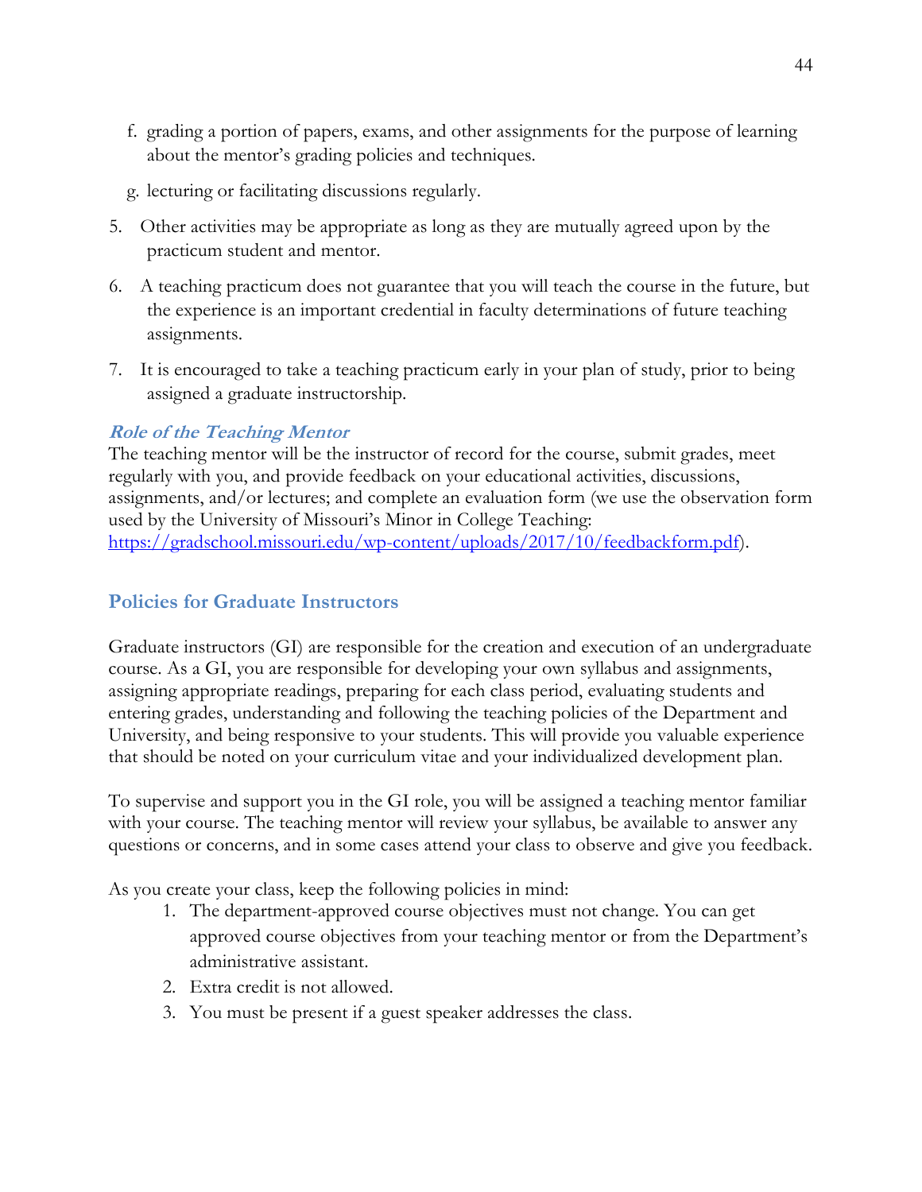f. grading a portion of papers, exams, and other assignments for the purpose of learning about the mentor's grading policies and techniques.

g. lecturing or facilitating discussions regularly.

5. Other activities may be appropriate as long as they are mutually agreed upon by the practicum student and mentor.

6. A teaching practicum does not guarantee that you will teach the course in the future, but the experience is an important credential in faculty determinations of future teaching assignments.

7. It is encouraged to take a teaching practicum early in your plan of study, prior to being assigned a graduate instructorship.

### *Role of the Teaching Mentor*

The teaching mentor will be the instructor of record for the course, submit grades, meet regularly with you, and provide feedback on your educational activities, discussions, assignments, and/or lectures; and complete an evaluation form (we use the observation form used by the University of Missouri's Minor in College Teaching: https://gradschool.missouri.edu/wp-content/uploads/2017/10/feedbackform.pdf).

## Policies for Graduate Instructors

Graduate instructors (GI) are responsible for the creation and execution of an undergraduate course. As a GI, you are responsible for developing your own syllabus and assignments, assigning appropriate readings, preparing for each class period, evaluating students and entering grades, understanding and following the teaching policies of the Department and University, and being responsive to your students. This will provide you valuable experience that should be noted on your curriculum vitae and your individualized development plan.

To supervise and support you in the GI role, you will be assigned a teaching mentor familiar with your course. The teaching mentor will review your syllabus, be available to answer any questions or concerns, and in some cases attend your class to observe and give you feedback.

As you create your class, keep the following policies in mind:

1. The department-approved course objectives must not change. You can get approved course objectives from your teaching mentor or from the Department's administrative assistant.
2. Extra credit is not allowed.
3. You must be present if a guest speaker addresses the class.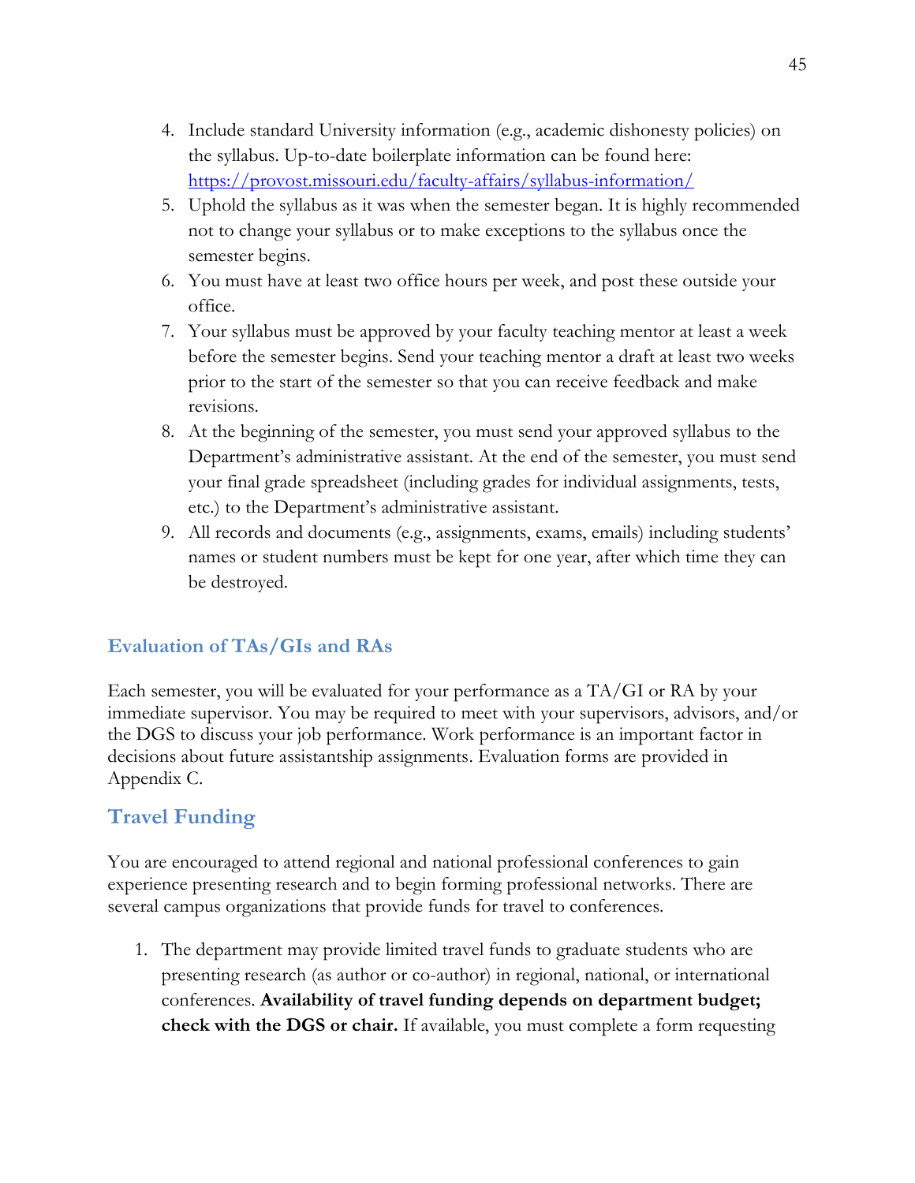4. Include standard University information (e.g., academic dishonesty policies) on the syllabus. Up-to-date boilerplate information can be found here: [https://provost.missouri.edu/faculty-affairs/syllabus-information/](https://provost.missouri.edu/faculty-affairs/syllabus-information/)
5. Uphold the syllabus as it was when the semester began. It is highly recommended not to change your syllabus or to make exceptions to the syllabus once the semester begins.
6. You must have at least two office hours per week, and post these outside your office.
7. Your syllabus must be approved by your faculty teaching mentor at least a week before the semester begins. Send your teaching mentor a draft at least two weeks prior to the start of the semester so that you can receive feedback and make revisions.
8. At the beginning of the semester, you must send your approved syllabus to the Department's administrative assistant. At the end of the semester, you must send your final grade spreadsheet (including grades for individual assignments, tests, etc.) to the Department's administrative assistant.
9. All records and documents (e.g., assignments, exams, emails) including students' names or student numbers must be kept for one year, after which time they can be destroyed.

### Evaluation of TAs/GIs and RAs

Each semester, you will be evaluated for your performance as a TA/GI or RA by your immediate supervisor. You may be required to meet with your supervisors, advisors, and/or the DGS to discuss your job performance. Work performance is an important factor in decisions about future assistantship assignments. Evaluation forms are provided in Appendix C.

## Travel Funding

You are encouraged to attend regional and national professional conferences to gain experience presenting research and to begin forming professional networks. There are several campus organizations that provide funds for travel to conferences.

1. The department may provide limited travel funds to graduate students who are presenting research (as author or co-author) in regional, national, or international conferences. **Availability of travel funding depends on department budget; check with the DGS or chair.** If available, you must complete a form requesting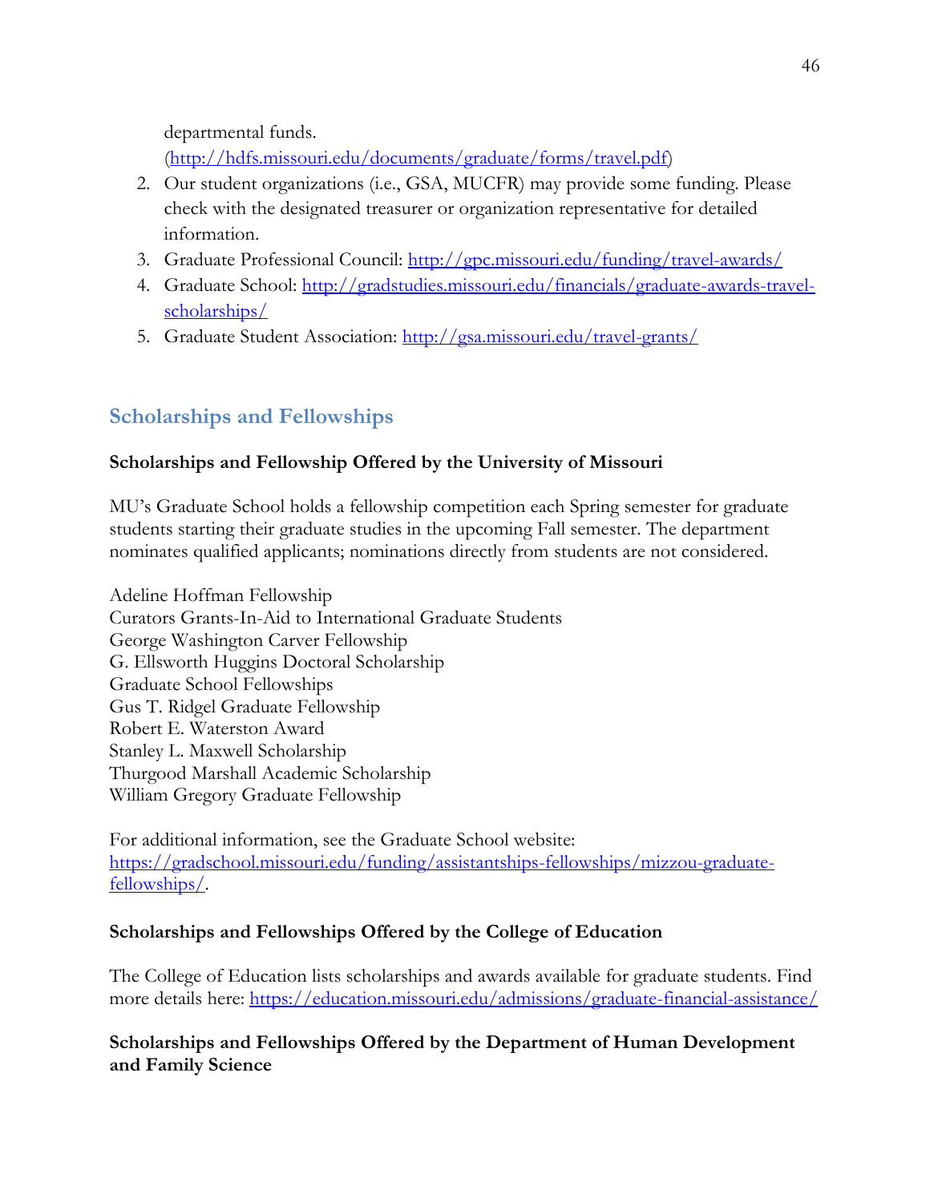departmental funds.
(http://hdfs.missouri.edu/documents/graduate/forms/travel.pdf)

2. Our student organizations (i.e., GSA, MUCFR) may provide some funding. Please check with the designated treasurer or organization representative for detailed information.
3. Graduate Professional Council: http://gpc.missouri.edu/funding/travel-awards/
4. Graduate School: http://gradstudies.missouri.edu/financials/graduate-awards-travel-scholarships/
5. Graduate Student Association: http://gsa.missouri.edu/travel-grants/

## Scholarships and Fellowships

**Scholarships and Fellowship Offered by the University of Missouri**

MU's Graduate School holds a fellowship competition each Spring semester for graduate students starting their graduate studies in the upcoming Fall semester. The department nominates qualified applicants; nominations directly from students are not considered.

Adeline Hoffman Fellowship
Curators Grants-In-Aid to International Graduate Students
George Washington Carver Fellowship
G. Ellsworth Huggins Doctoral Scholarship
Graduate School Fellowships
Gus T. Ridgel Graduate Fellowship
Robert E. Waterston Award
Stanley L. Maxwell Scholarship
Thurgood Marshall Academic Scholarship
William Gregory Graduate Fellowship

For additional information, see the Graduate School website: https://gradschool.missouri.edu/funding/assistantships-fellowships/mizzou-graduate-fellowships/.

**Scholarships and Fellowships Offered by the College of Education**

The College of Education lists scholarships and awards available for graduate students. Find more details here: https://education.missouri.edu/admissions/graduate-financial-assistance/

**Scholarships and Fellowships Offered by the Department of Human Development and Family Science**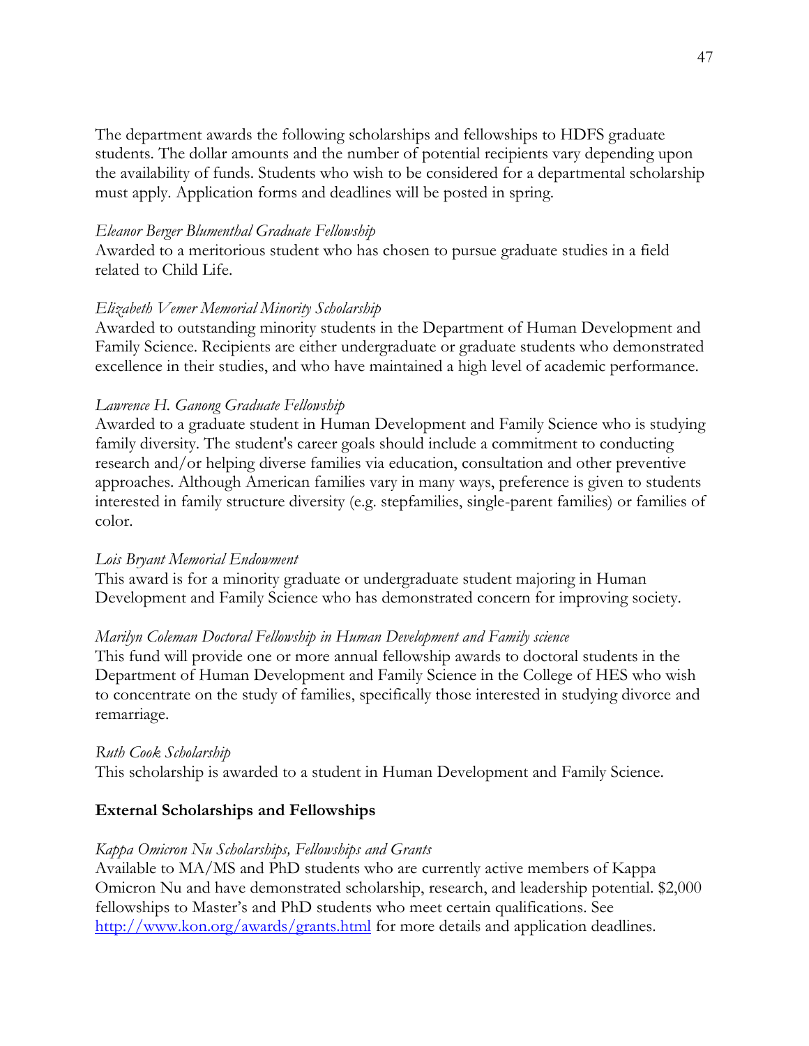The department awards the following scholarships and fellowships to HDFS graduate students. The dollar amounts and the number of potential recipients vary depending upon the availability of funds. Students who wish to be considered for a departmental scholarship must apply. Application forms and deadlines will be posted in spring.

*Eleanor Berger Blumenthal Graduate Fellowship*
Awarded to a meritorious student who has chosen to pursue graduate studies in a field related to Child Life.

*Elizabeth Vemer Memorial Minority Scholarship*
Awarded to outstanding minority students in the Department of Human Development and Family Science. Recipients are either undergraduate or graduate students who demonstrated excellence in their studies, and who have maintained a high level of academic performance.

*Lawrence H. Ganong Graduate Fellowship*
Awarded to a graduate student in Human Development and Family Science who is studying family diversity. The student's career goals should include a commitment to conducting research and/or helping diverse families via education, consultation and other preventive approaches. Although American families vary in many ways, preference is given to students interested in family structure diversity (e.g. stepfamilies, single-parent families) or families of color.

*Lois Bryant Memorial Endowment*
This award is for a minority graduate or undergraduate student majoring in Human Development and Family Science who has demonstrated concern for improving society.

*Marilyn Coleman Doctoral Fellowship in Human Development and Family science*
This fund will provide one or more annual fellowship awards to doctoral students in the Department of Human Development and Family Science in the College of HES who wish to concentrate on the study of families, specifically those interested in studying divorce and remarriage.

*Ruth Cook Scholarship*
This scholarship is awarded to a student in Human Development and Family Science.

**External Scholarships and Fellowships**

*Kappa Omicron Nu Scholarships, Fellowships and Grants*
Available to MA/MS and PhD students who are currently active members of Kappa Omicron Nu and have demonstrated scholarship, research, and leadership potential. $2,000 fellowships to Master's and PhD students who meet certain qualifications. See [http://www.kon.org/awards/grants.html](http://www.kon.org/awards/grants.html) for more details and application deadlines.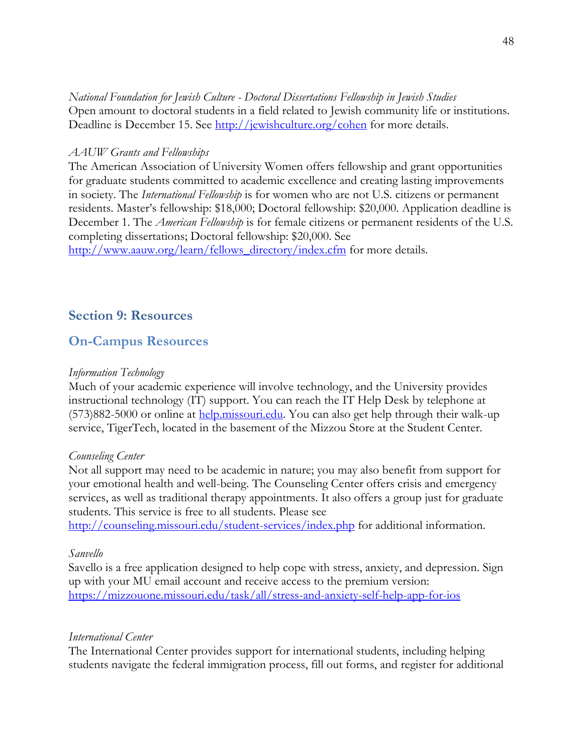*National Foundation for Jewish Culture - Doctoral Dissertations Fellowship in Jewish Studies*
Open amount to doctoral students in a field related to Jewish community life or institutions. Deadline is December 15. See http://jewishculture.org/cohen for more details.

*AAUW Grants and Fellowships*
The American Association of University Women offers fellowship and grant opportunities for graduate students committed to academic excellence and creating lasting improvements in society. The *International Fellowship* is for women who are not U.S. citizens or permanent residents. Master's fellowship: $18,000; Doctoral fellowship: $20,000. Application deadline is December 1. The *American Fellowship* is for female citizens or permanent residents of the U.S. completing dissertations; Doctoral fellowship: $20,000. See http://www.aauw.org/learn/fellows_directory/index.cfm for more details.

## Section 9: Resources

### On-Campus Resources

*Information Technology*
Much of your academic experience will involve technology, and the University provides instructional technology (IT) support. You can reach the IT Help Desk by telephone at (573)882-5000 or online at help.missouri.edu. You can also get help through their walk-up service, TigerTech, located in the basement of the Mizzou Store at the Student Center.

*Counseling Center*
Not all support may need to be academic in nature; you may also benefit from support for your emotional health and well-being. The Counseling Center offers crisis and emergency services, as well as traditional therapy appointments. It also offers a group just for graduate students. This service is free to all students. Please see http://counseling.missouri.edu/student-services/index.php for additional information.

*Sanvello*
Savello is a free application designed to help cope with stress, anxiety, and depression. Sign up with your MU email account and receive access to the premium version: https://mizzouone.missouri.edu/task/all/stress-and-anxiety-self-help-app-for-ios

*International Center*
The International Center provides support for international students, including helping students navigate the federal immigration process, fill out forms, and register for additional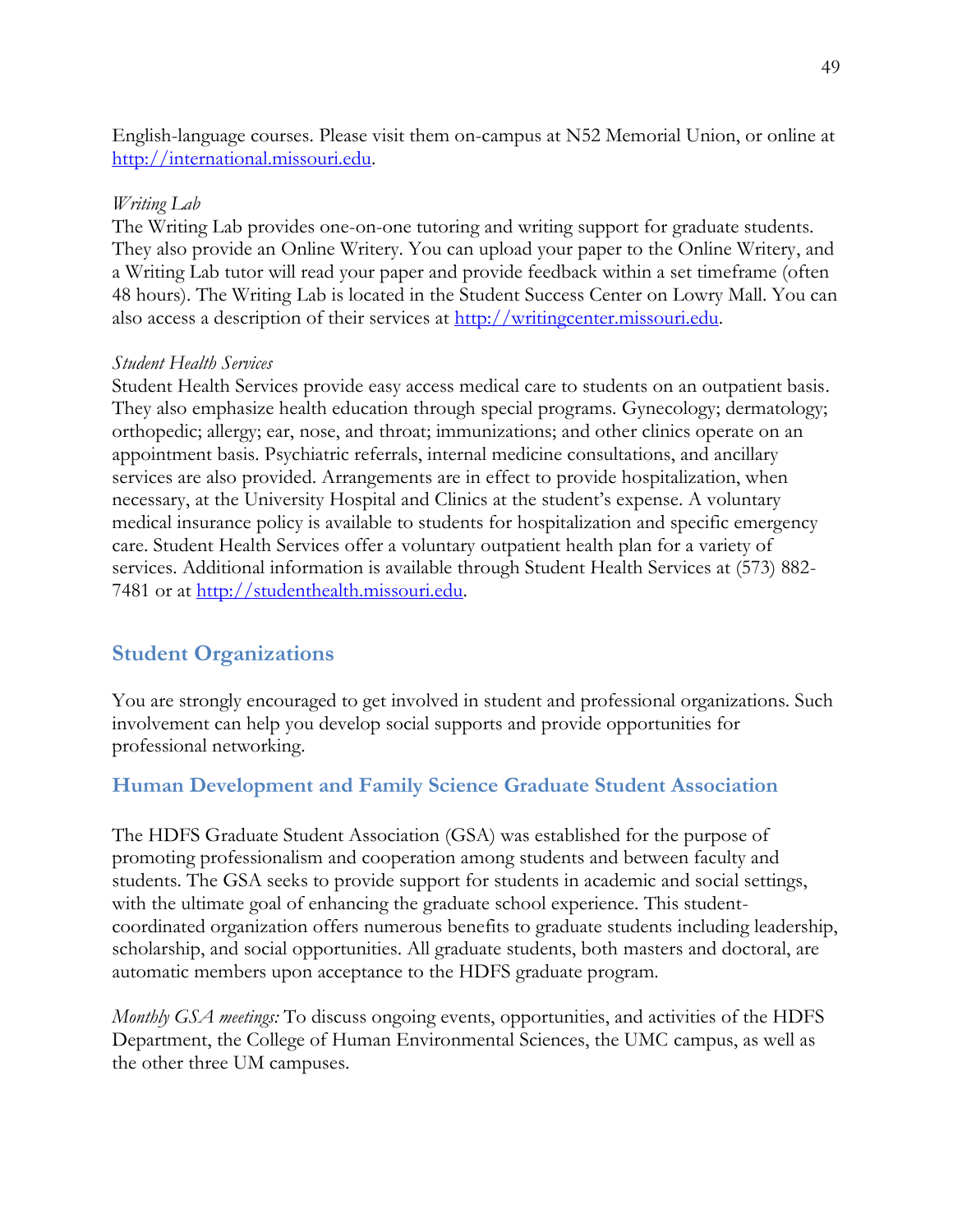English-language courses. Please visit them on-campus at N52 Memorial Union, or online at [http://international.missouri.edu](http://international.missouri.edu).

*Writing Lab*

The Writing Lab provides one-on-one tutoring and writing support for graduate students. They also provide an Online Writery. You can upload your paper to the Online Writery, and a Writing Lab tutor will read your paper and provide feedback within a set timeframe (often 48 hours). The Writing Lab is located in the Student Success Center on Lowry Mall. You can also access a description of their services at [http://writingcenter.missouri.edu](http://writingcenter.missouri.edu).

*Student Health Services*

Student Health Services provide easy access medical care to students on an outpatient basis. They also emphasize health education through special programs. Gynecology; dermatology; orthopedic; allergy; ear, nose, and throat; immunizations; and other clinics operate on an appointment basis. Psychiatric referrals, internal medicine consultations, and ancillary services are also provided. Arrangements are in effect to provide hospitalization, when necessary, at the University Hospital and Clinics at the student's expense. A voluntary medical insurance policy is available to students for hospitalization and specific emergency care. Student Health Services offer a voluntary outpatient health plan for a variety of services. Additional information is available through Student Health Services at (573) 882-7481 or at [http://studenthealth.missouri.edu](http://studenthealth.missouri.edu).

## Student Organizations

You are strongly encouraged to get involved in student and professional organizations. Such involvement can help you develop social supports and provide opportunities for professional networking.

### Human Development and Family Science Graduate Student Association

The HDFS Graduate Student Association (GSA) was established for the purpose of promoting professionalism and cooperation among students and between faculty and students. The GSA seeks to provide support for students in academic and social settings, with the ultimate goal of enhancing the graduate school experience. This student-coordinated organization offers numerous benefits to graduate students including leadership, scholarship, and social opportunities. All graduate students, both masters and doctoral, are automatic members upon acceptance to the HDFS graduate program.

*Monthly GSA meetings:* To discuss ongoing events, opportunities, and activities of the HDFS Department, the College of Human Environmental Sciences, the UMC campus, as well as the other three UM campuses.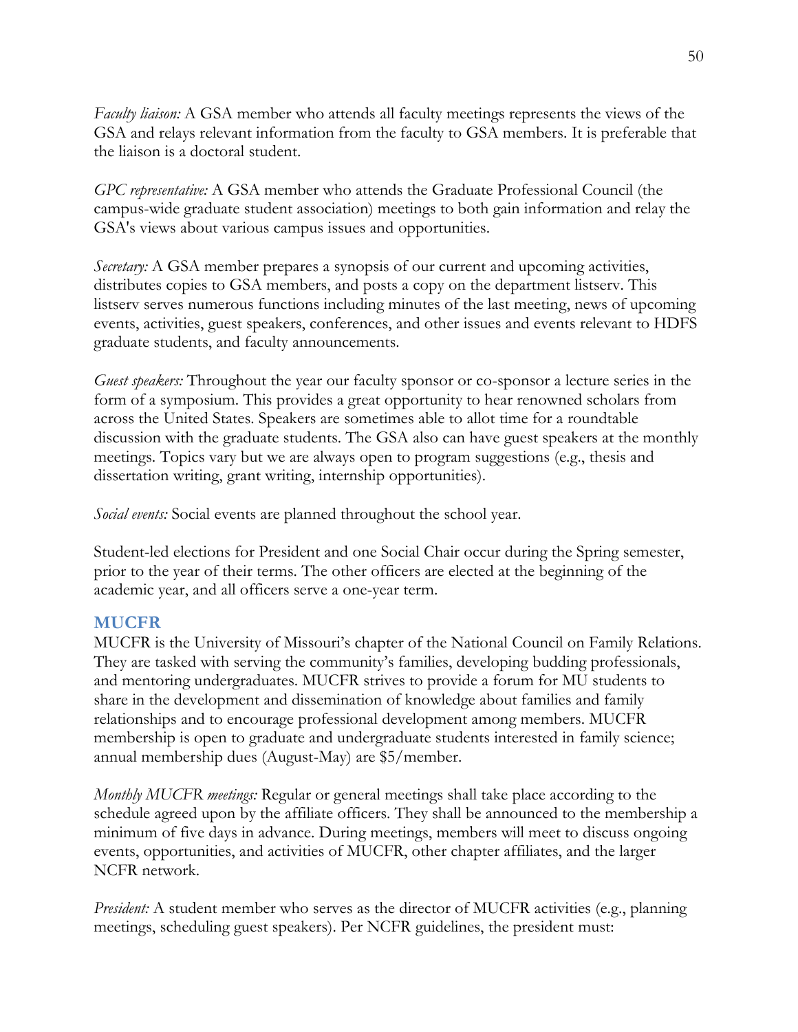*Faculty liaison:* A GSA member who attends all faculty meetings represents the views of the GSA and relays relevant information from the faculty to GSA members. It is preferable that the liaison is a doctoral student.

*GPC representative:* A GSA member who attends the Graduate Professional Council (the campus-wide graduate student association) meetings to both gain information and relay the GSA's views about various campus issues and opportunities.

*Secretary:* A GSA member prepares a synopsis of our current and upcoming activities, distributes copies to GSA members, and posts a copy on the department listserv. This listserv serves numerous functions including minutes of the last meeting, news of upcoming events, activities, guest speakers, conferences, and other issues and events relevant to HDFS graduate students, and faculty announcements.

*Guest speakers:* Throughout the year our faculty sponsor or co-sponsor a lecture series in the form of a symposium. This provides a great opportunity to hear renowned scholars from across the United States. Speakers are sometimes able to allot time for a roundtable discussion with the graduate students. The GSA also can have guest speakers at the monthly meetings. Topics vary but we are always open to program suggestions (e.g., thesis and dissertation writing, grant writing, internship opportunities).

*Social events:* Social events are planned throughout the school year.

Student-led elections for President and one Social Chair occur during the Spring semester, prior to the year of their terms. The other officers are elected at the beginning of the academic year, and all officers serve a one-year term.

## MUCFR

MUCFR is the University of Missouri's chapter of the National Council on Family Relations. They are tasked with serving the community's families, developing budding professionals, and mentoring undergraduates. MUCFR strives to provide a forum for MU students to share in the development and dissemination of knowledge about families and family relationships and to encourage professional development among members. MUCFR membership is open to graduate and undergraduate students interested in family science; annual membership dues (August-May) are $5/member.

*Monthly MUCFR meetings:* Regular or general meetings shall take place according to the schedule agreed upon by the affiliate officers. They shall be announced to the membership a minimum of five days in advance. During meetings, members will meet to discuss ongoing events, opportunities, and activities of MUCFR, other chapter affiliates, and the larger NCFR network.

*President:* A student member who serves as the director of MUCFR activities (e.g., planning meetings, scheduling guest speakers). Per NCFR guidelines, the president must: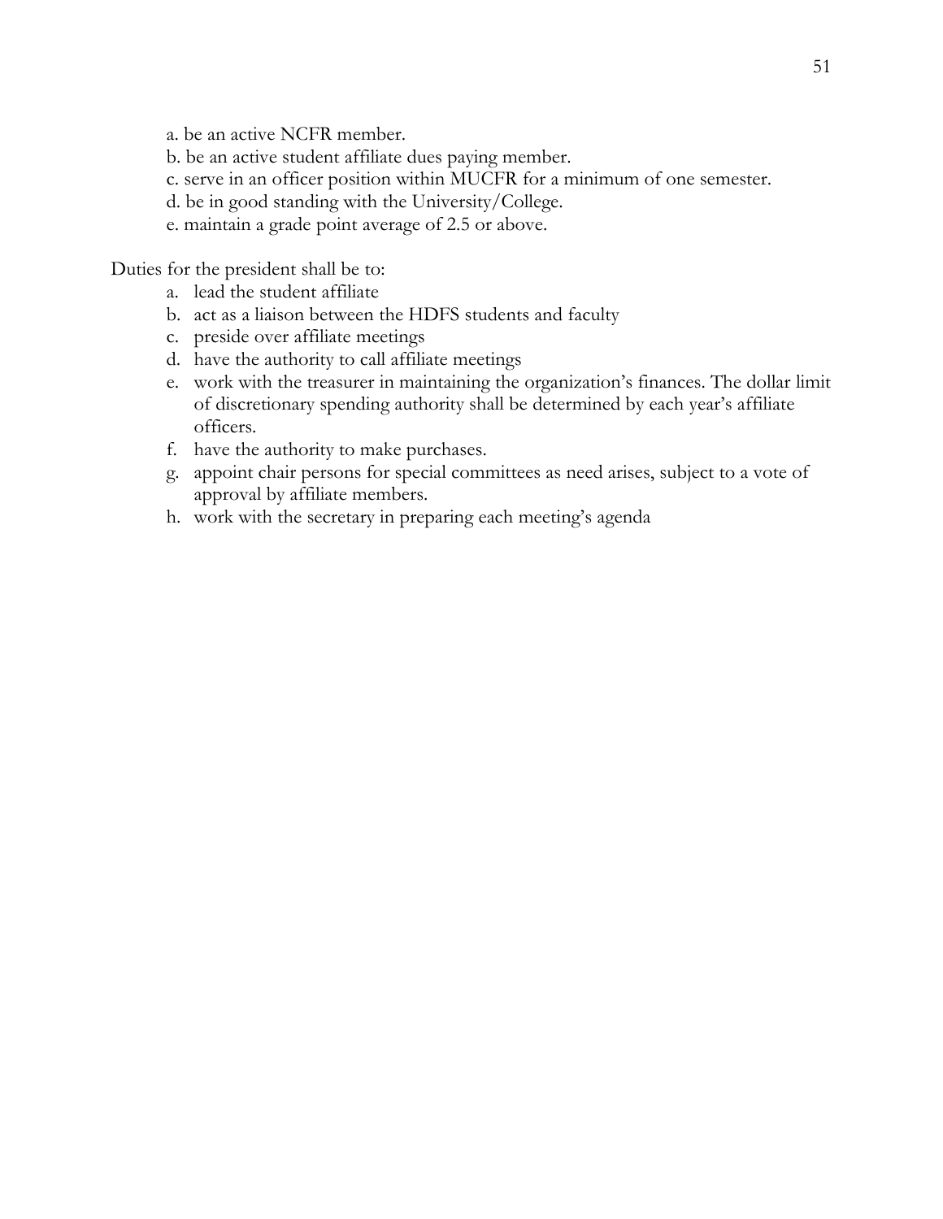a. be an active NCFR member.
b. be an active student affiliate dues paying member.
c. serve in an officer position within MUCFR for a minimum of one semester.
d. be in good standing with the University/College.
e. maintain a grade point average of 2.5 or above.

Duties for the president shall be to:

a. lead the student affiliate
b. act as a liaison between the HDFS students and faculty
c. preside over affiliate meetings
d. have the authority to call affiliate meetings
e. work with the treasurer in maintaining the organization's finances. The dollar limit of discretionary spending authority shall be determined by each year's affiliate officers.
f. have the authority to make purchases.
g. appoint chair persons for special committees as need arises, subject to a vote of approval by affiliate members.
h. work with the secretary in preparing each meeting's agenda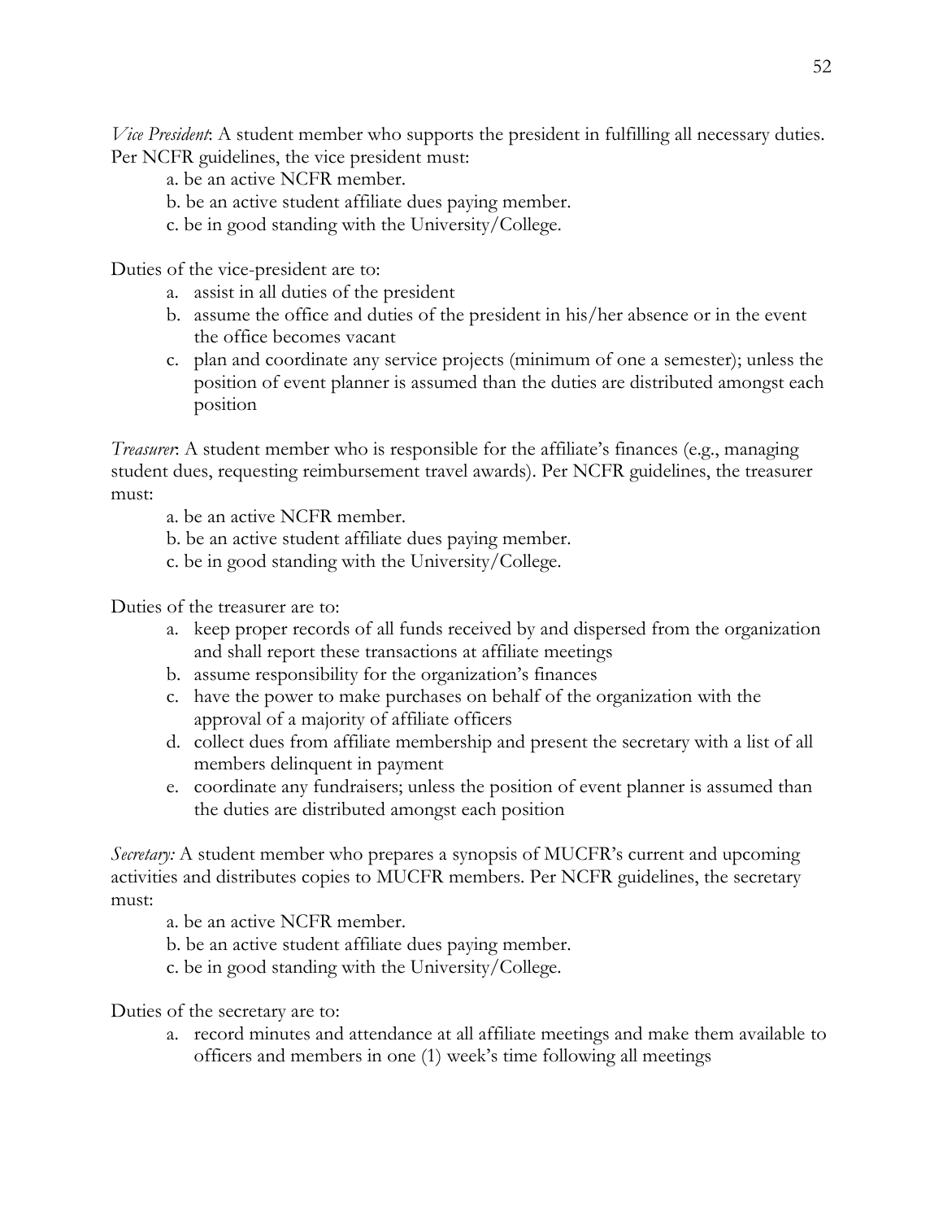*Vice President*: A student member who supports the president in fulfilling all necessary duties. Per NCFR guidelines, the vice president must:

a. be an active NCFR member.
b. be an active student affiliate dues paying member.
c. be in good standing with the University/College.

Duties of the vice-president are to:

a. assist in all duties of the president
b. assume the office and duties of the president in his/her absence or in the event the office becomes vacant
c. plan and coordinate any service projects (minimum of one a semester); unless the position of event planner is assumed than the duties are distributed amongst each position

*Treasurer*: A student member who is responsible for the affiliate's finances (e.g., managing student dues, requesting reimbursement travel awards). Per NCFR guidelines, the treasurer must:

a. be an active NCFR member.
b. be an active student affiliate dues paying member.
c. be in good standing with the University/College.

Duties of the treasurer are to:

a. keep proper records of all funds received by and dispersed from the organization and shall report these transactions at affiliate meetings
b. assume responsibility for the organization's finances
c. have the power to make purchases on behalf of the organization with the approval of a majority of affiliate officers
d. collect dues from affiliate membership and present the secretary with a list of all members delinquent in payment
e. coordinate any fundraisers; unless the position of event planner is assumed than the duties are distributed amongst each position

*Secretary:* A student member who prepares a synopsis of MUCFR's current and upcoming activities and distributes copies to MUCFR members. Per NCFR guidelines, the secretary must:

a. be an active NCFR member.
b. be an active student affiliate dues paying member.
c. be in good standing with the University/College.

Duties of the secretary are to:

a. record minutes and attendance at all affiliate meetings and make them available to officers and members in one (1) week's time following all meetings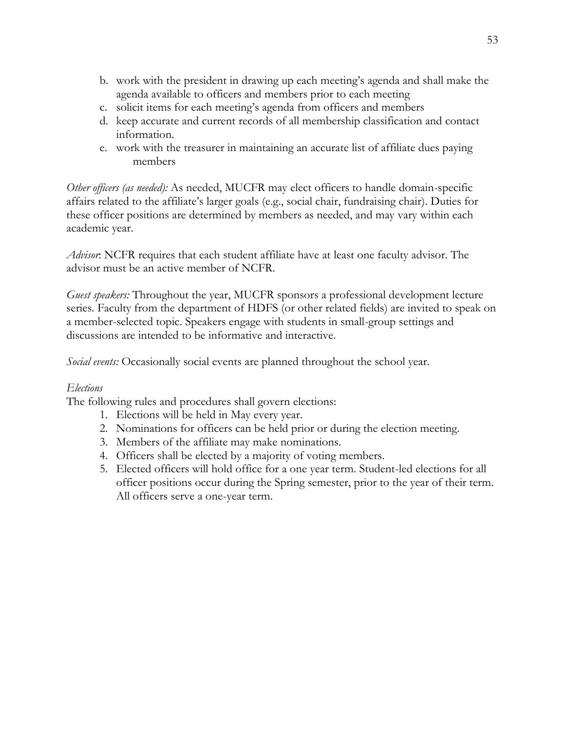b. work with the president in drawing up each meeting's agenda and shall make the agenda available to officers and members prior to each meeting
c. solicit items for each meeting's agenda from officers and members
d. keep accurate and current records of all membership classification and contact information.
e. work with the treasurer in maintaining an accurate list of affiliate dues paying members

*Other officers (as needed):* As needed, MUCFR may elect officers to handle domain-specific affairs related to the affiliate's larger goals (e.g., social chair, fundraising chair). Duties for these officer positions are determined by members as needed, and may vary within each academic year.

*Advisor*: NCFR requires that each student affiliate have at least one faculty advisor. The advisor must be an active member of NCFR.

*Guest speakers:* Throughout the year, MUCFR sponsors a professional development lecture series. Faculty from the department of HDFS (or other related fields) are invited to speak on a member-selected topic. Speakers engage with students in small-group settings and discussions are intended to be informative and interactive.

*Social events:* Occasionally social events are planned throughout the school year.

*Elections*

The following rules and procedures shall govern elections:

1. Elections will be held in May every year.
2. Nominations for officers can be held prior or during the election meeting.
3. Members of the affiliate may make nominations.
4. Officers shall be elected by a majority of voting members.
5. Elected officers will hold office for a one year term. Student-led elections for all officer positions occur during the Spring semester, prior to the year of their term. All officers serve a one-year term.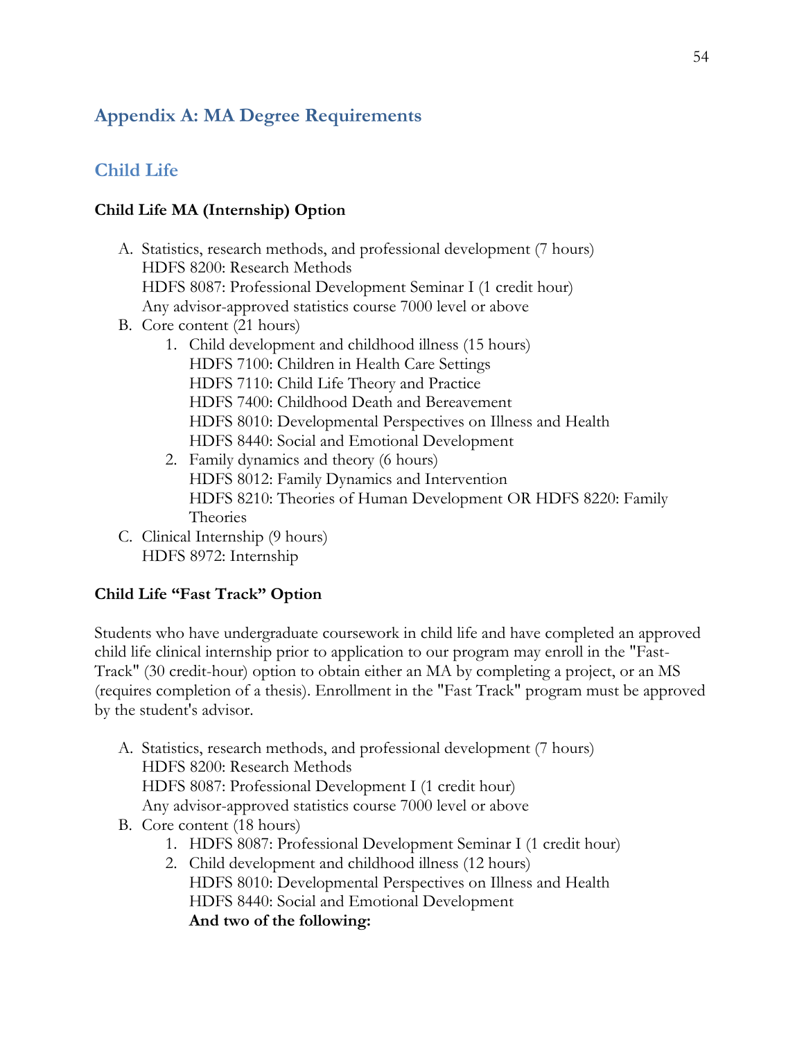## Appendix A: MA Degree Requirements

### Child Life

**Child Life MA (Internship) Option**

A. Statistics, research methods, and professional development (7 hours)
   HDFS 8200: Research Methods
   HDFS 8087: Professional Development Seminar I (1 credit hour)
   Any advisor-approved statistics course 7000 level or above
B. Core content (21 hours)
   1. Child development and childhood illness (15 hours)
      HDFS 7100: Children in Health Care Settings
      HDFS 7110: Child Life Theory and Practice
      HDFS 7400: Childhood Death and Bereavement
      HDFS 8010: Developmental Perspectives on Illness and Health
      HDFS 8440: Social and Emotional Development
   2. Family dynamics and theory (6 hours)
      HDFS 8012: Family Dynamics and Intervention
      HDFS 8210: Theories of Human Development OR HDFS 8220: Family Theories
C. Clinical Internship (9 hours)
   HDFS 8972: Internship

**Child Life "Fast Track" Option**

Students who have undergraduate coursework in child life and have completed an approved child life clinical internship prior to application to our program may enroll in the "Fast-Track" (30 credit-hour) option to obtain either an MA by completing a project, or an MS (requires completion of a thesis). Enrollment in the "Fast Track" program must be approved by the student's advisor.

A. Statistics, research methods, and professional development (7 hours)
   HDFS 8200: Research Methods
   HDFS 8087: Professional Development I (1 credit hour)
   Any advisor-approved statistics course 7000 level or above
B. Core content (18 hours)
   1. HDFS 8087: Professional Development Seminar I (1 credit hour)
   2. Child development and childhood illness (12 hours)
      HDFS 8010: Developmental Perspectives on Illness and Health
      HDFS 8440: Social and Emotional Development
      **And two of the following:**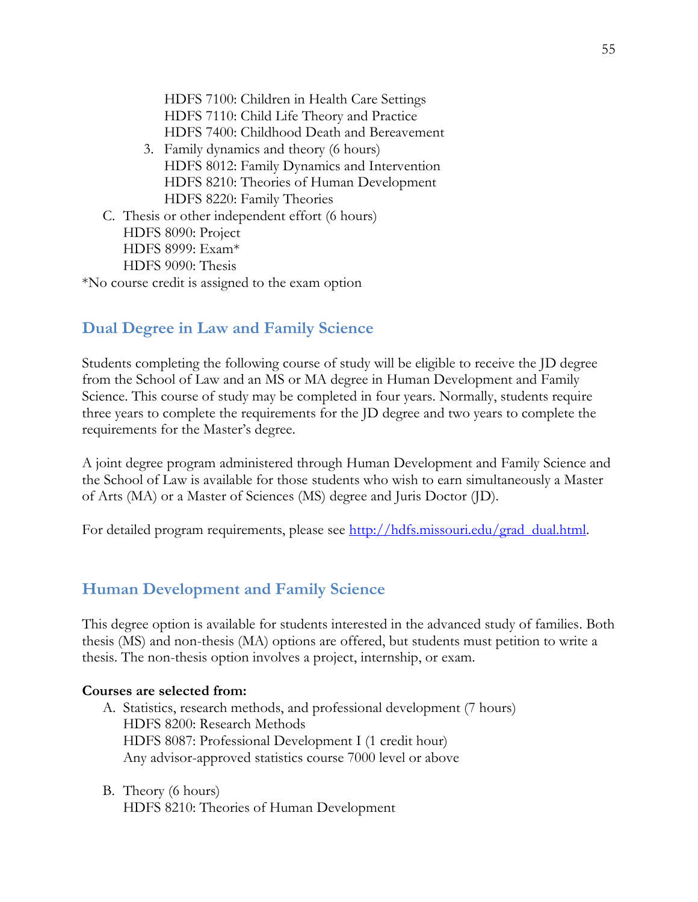HDFS 7100: Children in Health Care Settings
HDFS 7110: Child Life Theory and Practice
HDFS 7400: Childhood Death and Bereavement

3. Family dynamics and theory (6 hours)
   HDFS 8012: Family Dynamics and Intervention
   HDFS 8210: Theories of Human Development
   HDFS 8220: Family Theories

C. Thesis or other independent effort (6 hours)
   HDFS 8090: Project
   HDFS 8999: Exam*
   HDFS 9090: Thesis

*No course credit is assigned to the exam option

## Dual Degree in Law and Family Science

Students completing the following course of study will be eligible to receive the JD degree from the School of Law and an MS or MA degree in Human Development and Family Science. This course of study may be completed in four years. Normally, students require three years to complete the requirements for the JD degree and two years to complete the requirements for the Master's degree.

A joint degree program administered through Human Development and Family Science and the School of Law is available for those students who wish to earn simultaneously a Master of Arts (MA) or a Master of Sciences (MS) degree and Juris Doctor (JD).

For detailed program requirements, please see [http://hdfs.missouri.edu/grad_dual.html](http://hdfs.missouri.edu/grad_dual.html).

## Human Development and Family Science

This degree option is available for students interested in the advanced study of families. Both thesis (MS) and non-thesis (MA) options are offered, but students must petition to write a thesis. The non-thesis option involves a project, internship, or exam.

**Courses are selected from:**

A. Statistics, research methods, and professional development (7 hours)
   HDFS 8200: Research Methods
   HDFS 8087: Professional Development I (1 credit hour)
   Any advisor-approved statistics course 7000 level or above

B. Theory (6 hours)
   HDFS 8210: Theories of Human Development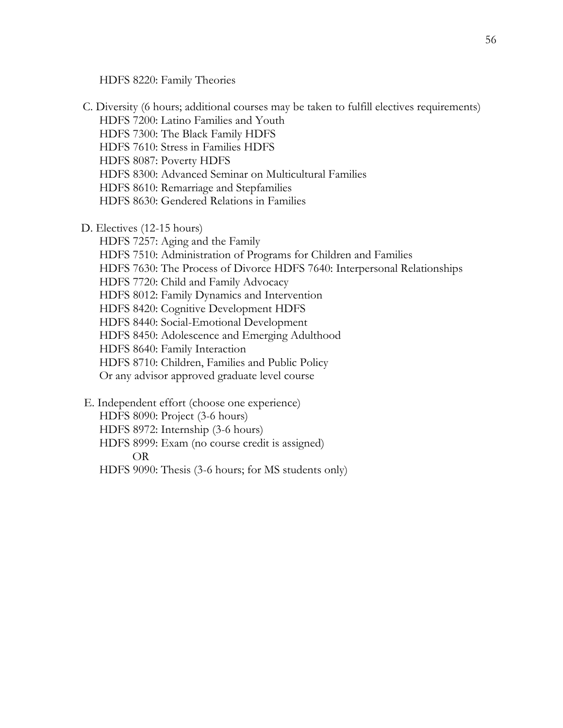HDFS 8220: Family Theories

C. Diversity (6 hours; additional courses may be taken to fulfill electives requirements)

HDFS 7200: Latino Families and Youth
HDFS 7300: The Black Family HDFS
HDFS 7610: Stress in Families HDFS
HDFS 8087: Poverty HDFS
HDFS 8300: Advanced Seminar on Multicultural Families
HDFS 8610: Remarriage and Stepfamilies
HDFS 8630: Gendered Relations in Families

D. Electives (12-15 hours)

HDFS 7257: Aging and the Family
HDFS 7510: Administration of Programs for Children and Families
HDFS 7630: The Process of Divorce HDFS 7640: Interpersonal Relationships
HDFS 7720: Child and Family Advocacy
HDFS 8012: Family Dynamics and Intervention
HDFS 8420: Cognitive Development HDFS
HDFS 8440: Social-Emotional Development
HDFS 8450: Adolescence and Emerging Adulthood
HDFS 8640: Family Interaction
HDFS 8710: Children, Families and Public Policy
Or any advisor approved graduate level course

E. Independent effort (choose one experience)

HDFS 8090: Project (3-6 hours)
HDFS 8972: Internship (3-6 hours)
HDFS 8999: Exam (no course credit is assigned)
OR
HDFS 9090: Thesis (3-6 hours; for MS students only)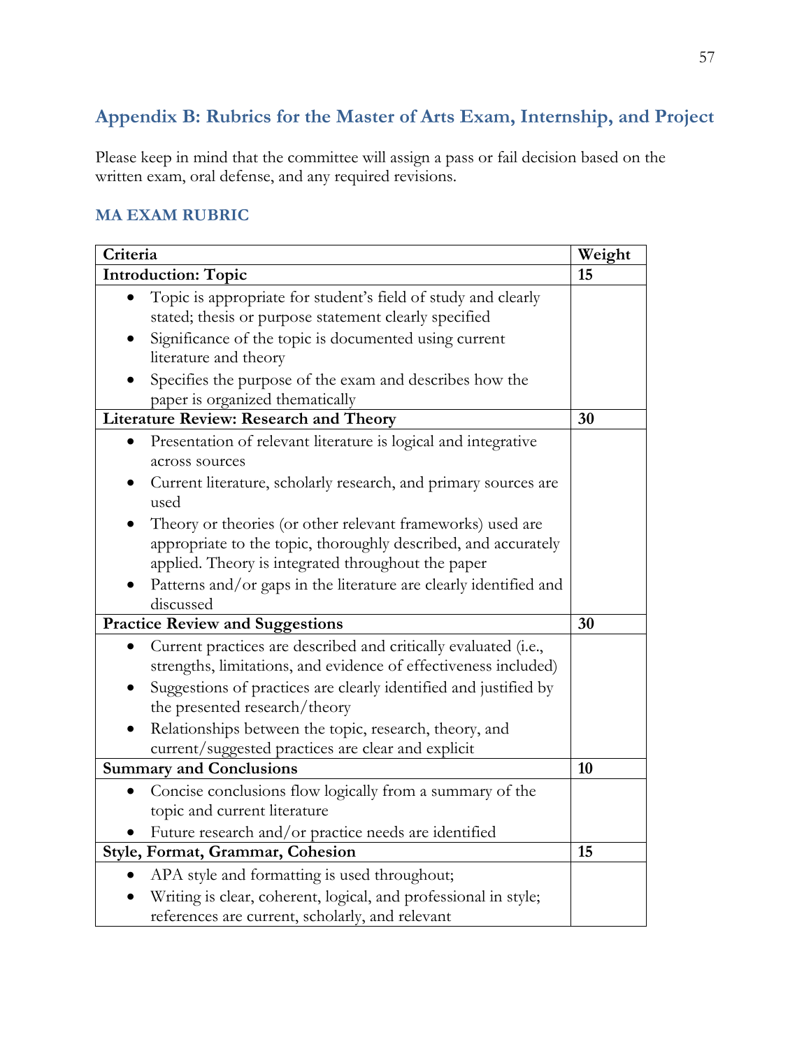## Appendix B: Rubrics for the Master of Arts Exam, Internship, and Project

Please keep in mind that the committee will assign a pass or fail decision based on the written exam, oral defense, and any required revisions.

### MA EXAM RUBRIC

| Criteria | Weight |
|---|---|
| **Introduction: Topic** | **15** |
| • Topic is appropriate for student's field of study and clearly stated; thesis or purpose statement clearly specified<br>• Significance of the topic is documented using current literature and theory<br>• Specifies the purpose of the exam and describes how the paper is organized thematically | |
| **Literature Review: Research and Theory** | **30** |
| • Presentation of relevant literature is logical and integrative across sources<br>• Current literature, scholarly research, and primary sources are used<br>• Theory or theories (or other relevant frameworks) used are appropriate to the topic, thoroughly described, and accurately applied. Theory is integrated throughout the paper<br>• Patterns and/or gaps in the literature are clearly identified and discussed | |
| **Practice Review and Suggestions** | **30** |
| • Current practices are described and critically evaluated (i.e., strengths, limitations, and evidence of effectiveness included)<br>• Suggestions of practices are clearly identified and justified by the presented research/theory<br>• Relationships between the topic, research, theory, and current/suggested practices are clear and explicit | |
| **Summary and Conclusions** | **10** |
| • Concise conclusions flow logically from a summary of the topic and current literature<br>• Future research and/or practice needs are identified | |
| **Style, Format, Grammar, Cohesion** | **15** |
| • APA style and formatting is used throughout;<br>• Writing is clear, coherent, logical, and professional in style; references are current, scholarly, and relevant | |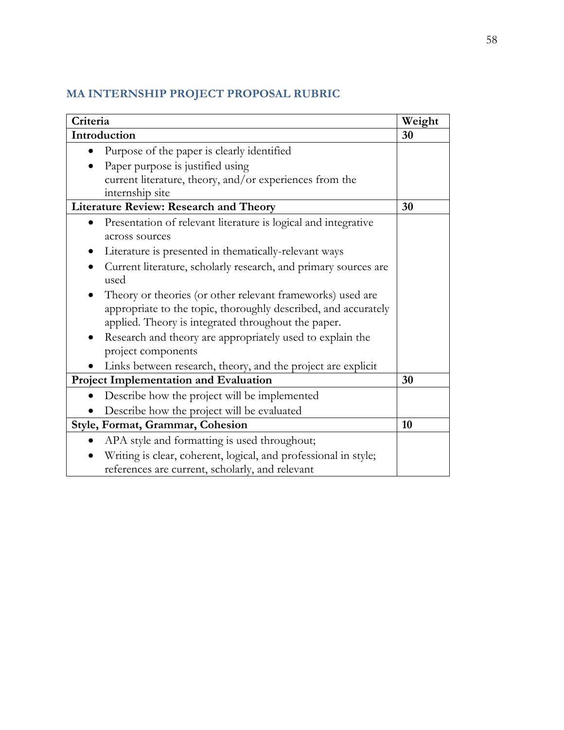## MA INTERNSHIP PROJECT PROPOSAL RUBRIC

| Criteria | Weight |
|---|---|
| **Introduction** | **30** |
| • Purpose of the paper is clearly identified<br>• Paper purpose is justified using current literature, theory, and/or experiences from the internship site | |
| **Literature Review: Research and Theory** | **30** |
| • Presentation of relevant literature is logical and integrative across sources<br>• Literature is presented in thematically-relevant ways<br>• Current literature, scholarly research, and primary sources are used<br>• Theory or theories (or other relevant frameworks) used are appropriate to the topic, thoroughly described, and accurately applied. Theory is integrated throughout the paper.<br>• Research and theory are appropriately used to explain the project components<br>• Links between research, theory, and the project are explicit | |
| **Project Implementation and Evaluation** | **30** |
| • Describe how the project will be implemented<br>• Describe how the project will be evaluated | |
| **Style, Format, Grammar, Cohesion** | **10** |
| • APA style and formatting is used throughout;<br>• Writing is clear, coherent, logical, and professional in style; references are current, scholarly, and relevant | |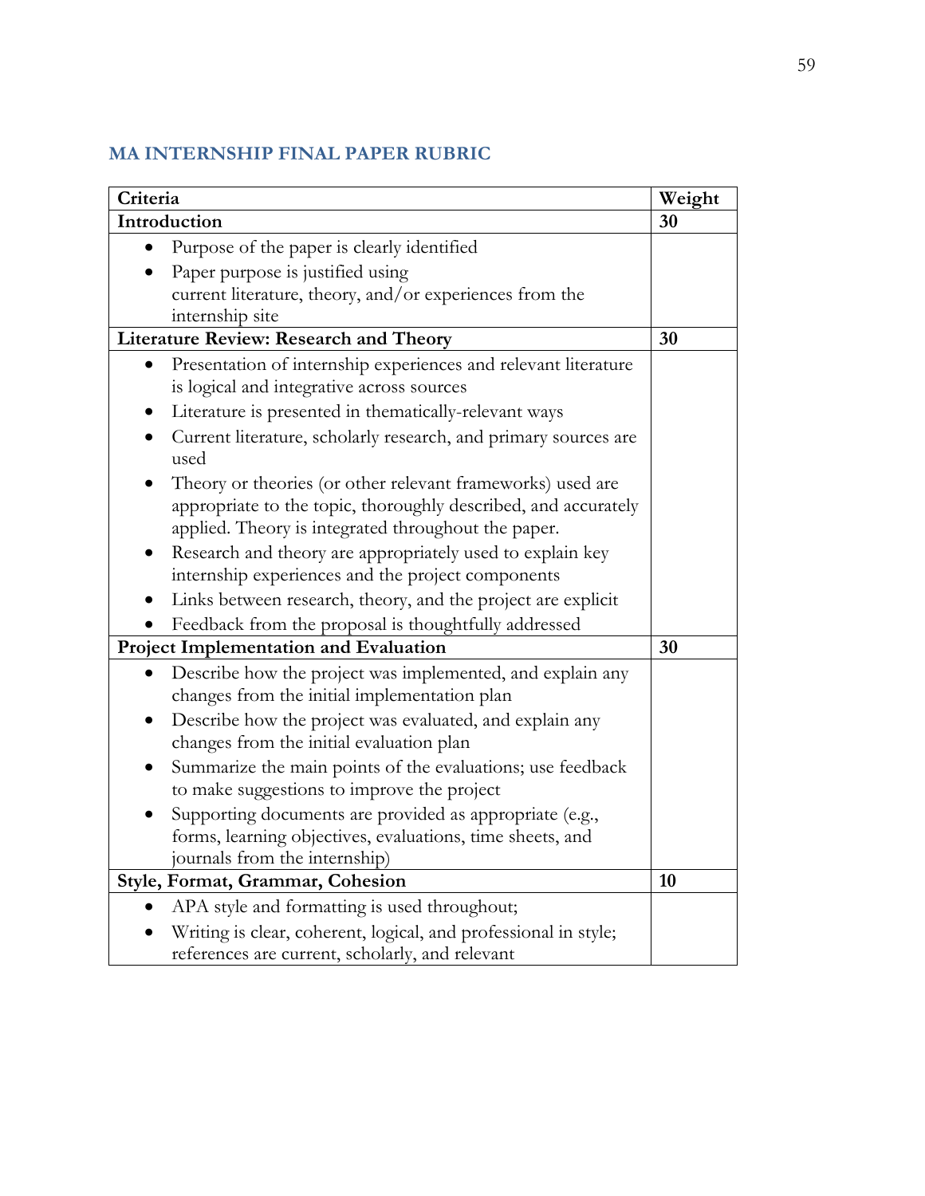## MA INTERNSHIP FINAL PAPER RUBRIC

| Criteria | Weight |
|---|---|
| **Introduction** | **30** |
| • Purpose of the paper is clearly identified<br>• Paper purpose is justified using current literature, theory, and/or experiences from the internship site | |
| **Literature Review: Research and Theory** | **30** |
| • Presentation of internship experiences and relevant literature is logical and integrative across sources<br>• Literature is presented in thematically-relevant ways<br>• Current literature, scholarly research, and primary sources are used<br>• Theory or theories (or other relevant frameworks) used are appropriate to the topic, thoroughly described, and accurately applied. Theory is integrated throughout the paper.<br>• Research and theory are appropriately used to explain key internship experiences and the project components<br>• Links between research, theory, and the project are explicit<br>• Feedback from the proposal is thoughtfully addressed | |
| **Project Implementation and Evaluation** | **30** |
| • Describe how the project was implemented, and explain any changes from the initial implementation plan<br>• Describe how the project was evaluated, and explain any changes from the initial evaluation plan<br>• Summarize the main points of the evaluations; use feedback to make suggestions to improve the project<br>• Supporting documents are provided as appropriate (e.g., forms, learning objectives, evaluations, time sheets, and journals from the internship) | |
| **Style, Format, Grammar, Cohesion** | **10** |
| • APA style and formatting is used throughout;<br>• Writing is clear, coherent, logical, and professional in style; references are current, scholarly, and relevant | |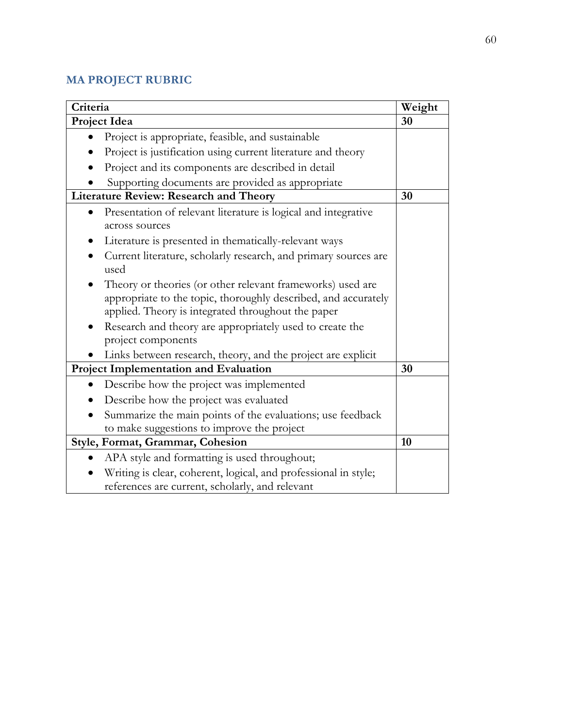## MA PROJECT RUBRIC

| Criteria | Weight |
|---|---|
| **Project Idea** | **30** |
| • Project is appropriate, feasible, and sustainable<br>• Project is justification using current literature and theory<br>• Project and its components are described in detail<br>• Supporting documents are provided as appropriate | |
| **Literature Review: Research and Theory** | **30** |
| • Presentation of relevant literature is logical and integrative across sources<br>• Literature is presented in thematically-relevant ways<br>• Current literature, scholarly research, and primary sources are used<br>• Theory or theories (or other relevant frameworks) used are appropriate to the topic, thoroughly described, and accurately applied. Theory is integrated throughout the paper<br>• Research and theory are appropriately used to create the project components<br>• Links between research, theory, and the project are explicit | |
| **Project Implementation and Evaluation** | **30** |
| • Describe how the project was implemented<br>• Describe how the project was evaluated<br>• Summarize the main points of the evaluations; use feedback to make suggestions to improve the project | |
| **Style, Format, Grammar, Cohesion** | **10** |
| • APA style and formatting is used throughout;<br>• Writing is clear, coherent, logical, and professional in style; references are current, scholarly, and relevant | |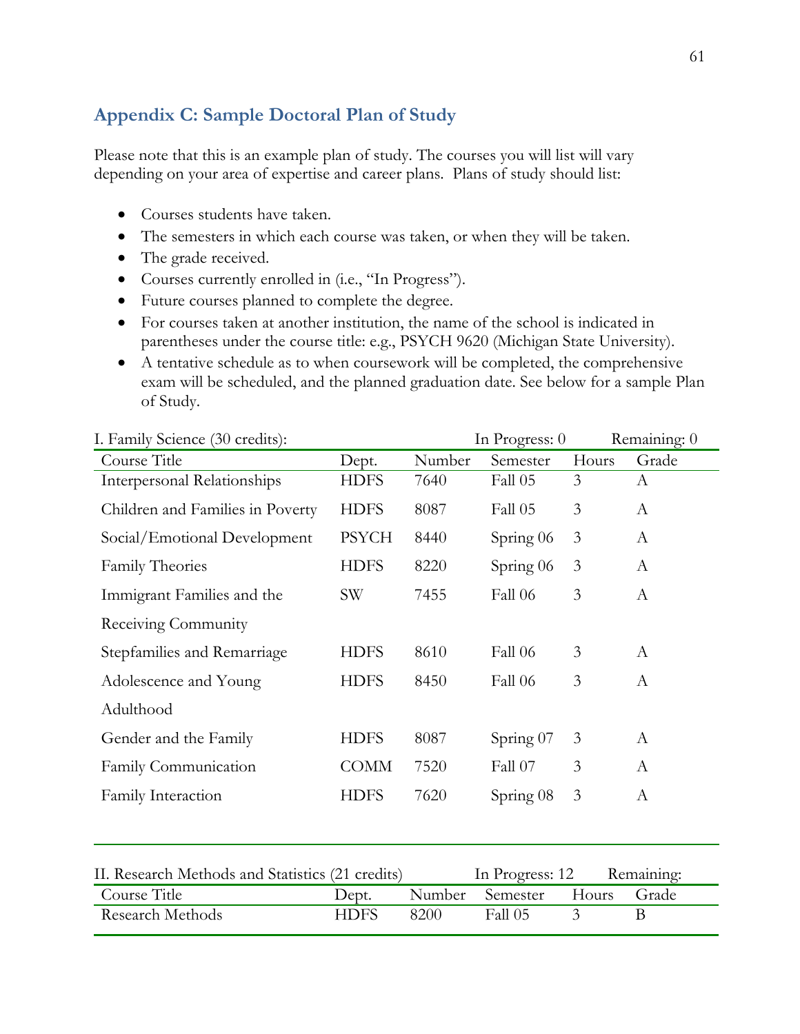## Appendix C: Sample Doctoral Plan of Study

Please note that this is an example plan of study. The courses you will list will vary depending on your area of expertise and career plans. Plans of study should list:

- Courses students have taken.
- The semesters in which each course was taken, or when they will be taken.
- The grade received.
- Courses currently enrolled in (i.e., "In Progress").
- Future courses planned to complete the degree.
- For courses taken at another institution, the name of the school is indicated in parentheses under the course title: e.g., PSYCH 9620 (Michigan State University).
- A tentative schedule as to when coursework will be completed, the comprehensive exam will be scheduled, and the planned graduation date. See below for a sample Plan of Study.

I. Family Science (30 credits): In Progress: 0 Remaining: 0

| Course Title | Dept. | Number | Semester | Hours | Grade |
|---|---|---|---|---|---|
| Interpersonal Relationships | HDFS | 7640 | Fall 05 | 3 | A |
| Children and Families in Poverty | HDFS | 8087 | Fall 05 | 3 | A |
| Social/Emotional Development | PSYCH | 8440 | Spring 06 | 3 | A |
| Family Theories | HDFS | 8220 | Spring 06 | 3 | A |
| Immigrant Families and the Receiving Community | SW | 7455 | Fall 06 | 3 | A |
| Stepfamilies and Remarriage | HDFS | 8610 | Fall 06 | 3 | A |
| Adolescence and Young Adulthood | HDFS | 8450 | Fall 06 | 3 | A |
| Gender and the Family | HDFS | 8087 | Spring 07 | 3 | A |
| Family Communication | COMM | 7520 | Fall 07 | 3 | A |
| Family Interaction | HDFS | 7620 | Spring 08 | 3 | A |

II. Research Methods and Statistics (21 credits) In Progress: 12 Remaining:

| Course Title | Dept. | Number | Semester | Hours | Grade |
|---|---|---|---|---|---|
| Research Methods | HDFS | 8200 | Fall 05 | 3 | B |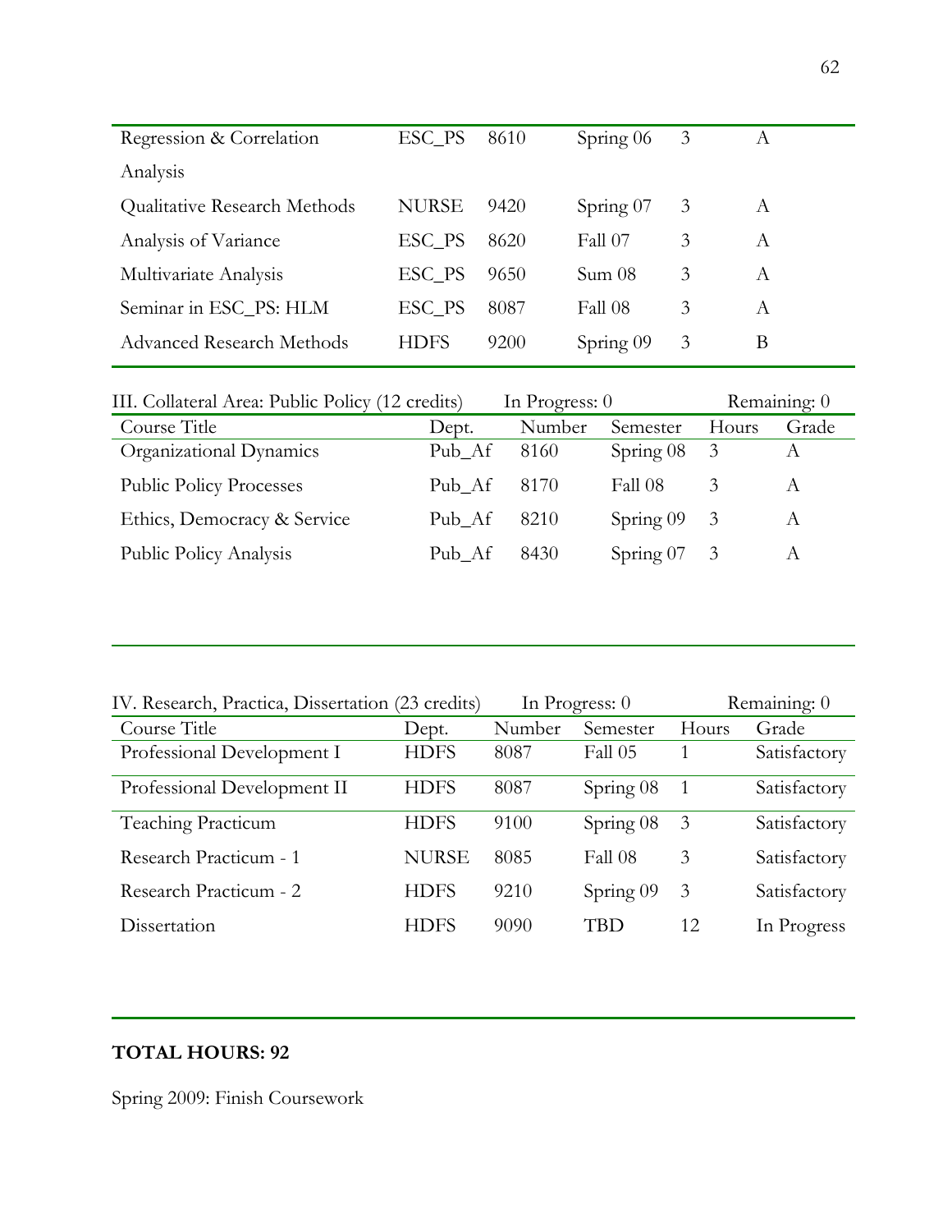| | | | | | |
|---|---|---|---|---|---|
| Regression & Correlation Analysis | ESC_PS | 8610 | Spring 06 | 3 | A |
| Qualitative Research Methods | NURSE | 9420 | Spring 07 | 3 | A |
| Analysis of Variance | ESC_PS | 8620 | Fall 07 | 3 | A |
| Multivariate Analysis | ESC_PS | 9650 | Sum 08 | 3 | A |
| Seminar in ESC_PS: HLM | ESC_PS | 8087 | Fall 08 | 3 | A |
| Advanced Research Methods | HDFS | 9200 | Spring 09 | 3 | B |

III. Collateral Area: Public Policy (12 credits) In Progress: 0 Remaining: 0

| Course Title | Dept. | Number | Semester | Hours | Grade |
|---|---|---|---|---|---|
| Organizational Dynamics | Pub_Af | 8160 | Spring 08 | 3 | A |
| Public Policy Processes | Pub_Af | 8170 | Fall 08 | 3 | A |
| Ethics, Democracy & Service | Pub_Af | 8210 | Spring 09 | 3 | A |
| Public Policy Analysis | Pub_Af | 8430 | Spring 07 | 3 | A |

IV. Research, Practica, Dissertation (23 credits) In Progress: 0 Remaining: 0

| Course Title | Dept. | Number | Semester | Hours | Grade |
|---|---|---|---|---|---|
| Professional Development I | HDFS | 8087 | Fall 05 | 1 | Satisfactory |
| Professional Development II | HDFS | 8087 | Spring 08 | 1 | Satisfactory |
| Teaching Practicum | HDFS | 9100 | Spring 08 | 3 | Satisfactory |
| Research Practicum - 1 | NURSE | 8085 | Fall 08 | 3 | Satisfactory |
| Research Practicum - 2 | HDFS | 9210 | Spring 09 | 3 | Satisfactory |
| Dissertation | HDFS | 9090 | TBD | 12 | In Progress |

**TOTAL HOURS: 92**

Spring 2009: Finish Coursework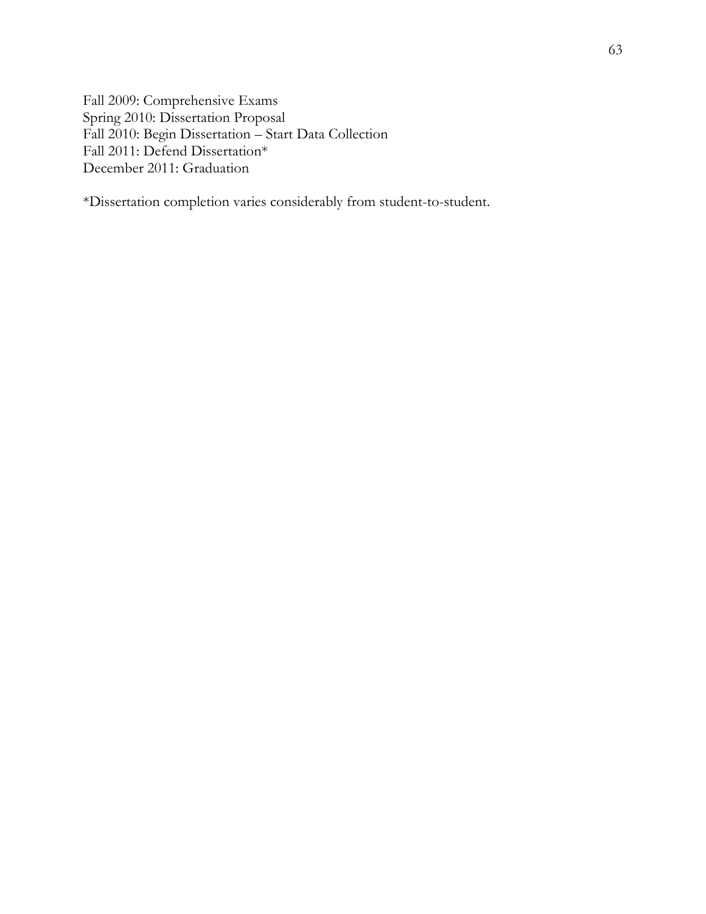Fall 2009: Comprehensive Exams
Spring 2010: Dissertation Proposal
Fall 2010: Begin Dissertation – Start Data Collection
Fall 2011: Defend Dissertation*
December 2011: Graduation

*Dissertation completion varies considerably from student-to-student.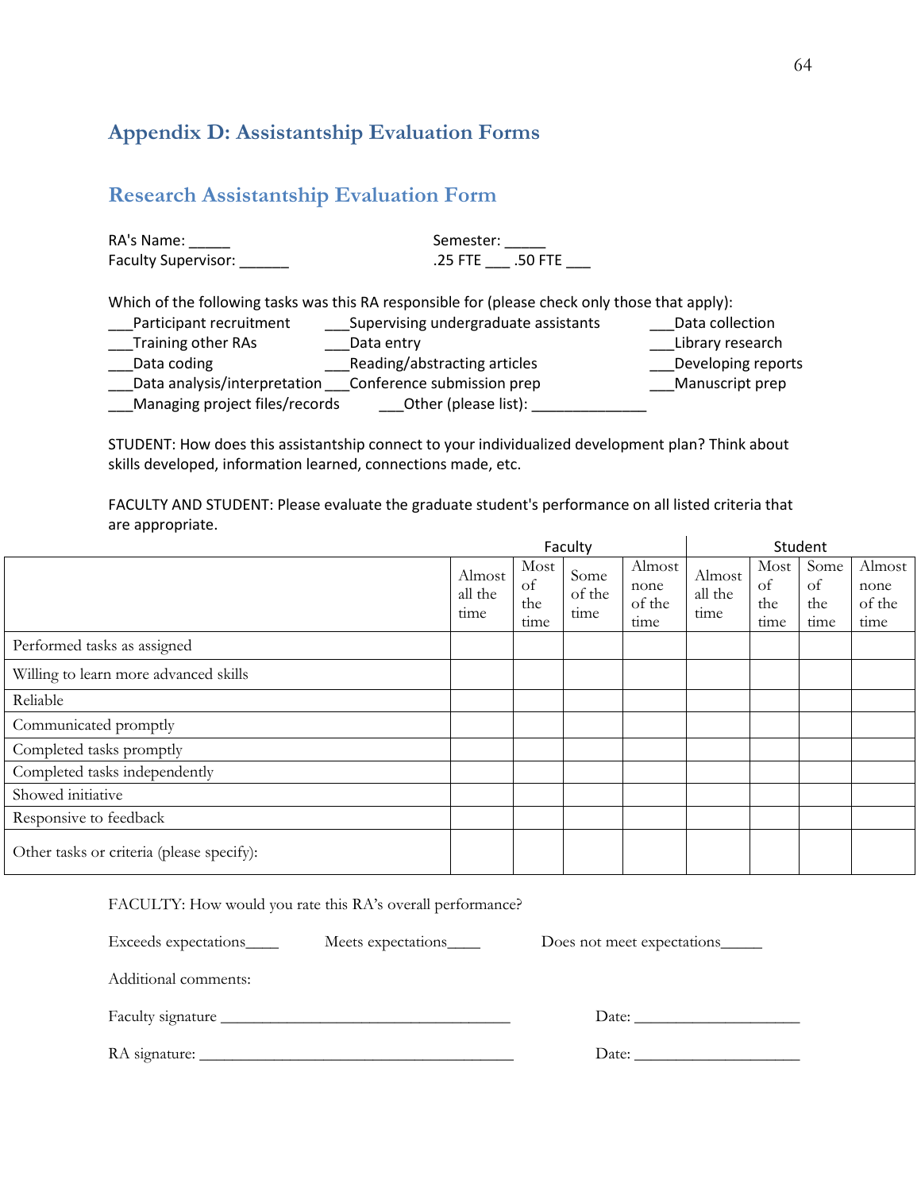# Appendix D: Assistantship Evaluation Forms

## Research Assistantship Evaluation Form

RA's Name: _____  
Faculty Supervisor: ______

Semester: _____  
.25 FTE ___ .50 FTE ___

Which of the following tasks was this RA responsible for (please check only those that apply):

___Participant recruitment ___Supervising undergraduate assistants ___Data collection  
___Training other RAs ___Data entry ___Library research  
___Data coding ___Reading/abstracting articles ___Developing reports  
___Data analysis/interpretation ___Conference submission prep ___Manuscript prep  
___Managing project files/records ___Other (please list): ______________

STUDENT: How does this assistantship connect to your individualized development plan? Think about skills developed, information learned, connections made, etc.

FACULTY AND STUDENT: Please evaluate the graduate student's performance on all listed criteria that are appropriate.

| | Faculty | | | | Student | | | |
|---|---|---|---|---|---|---|---|---|
| | Almost all the time | Most of the time | Some of the time | Almost none of the time | Almost all the time | Most of the time | Some of the time | Almost none of the time |
| Performed tasks as assigned | | | | | | | | |
| Willing to learn more advanced skills | | | | | | | | |
| Reliable | | | | | | | | |
| Communicated promptly | | | | | | | | |
| Completed tasks promptly | | | | | | | | |
| Completed tasks independently | | | | | | | | |
| Showed initiative | | | | | | | | |
| Responsive to feedback | | | | | | | | |
| Other tasks or criteria (please specify): | | | | | | | | |

FACULTY: How would you rate this RA's overall performance?

Exceeds expectations____ Meets expectations____ Does not meet expectations_____

Additional comments:

Faculty signature ____________________________________ Date: _____________________

RA signature: ________________________________________ Date: _____________________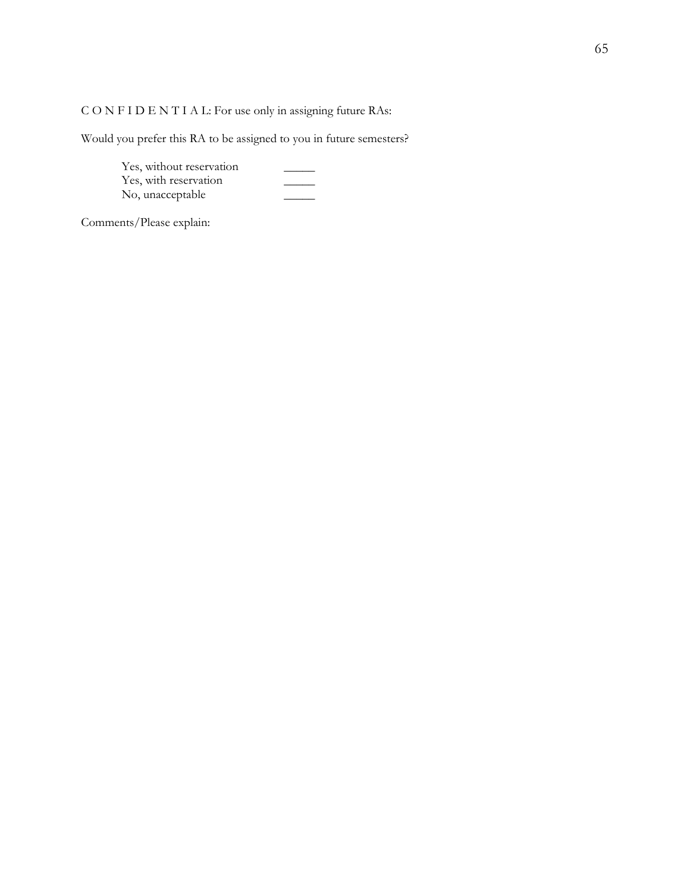C O N F I D E N T I A L: For use only in assigning future RAs:

Would you prefer this RA to be assigned to you in future semesters?

| | |
|---|---|
| Yes, without reservation | _____ |
| Yes, with reservation | _____ |
| No, unacceptable | _____ |

Comments/Please explain: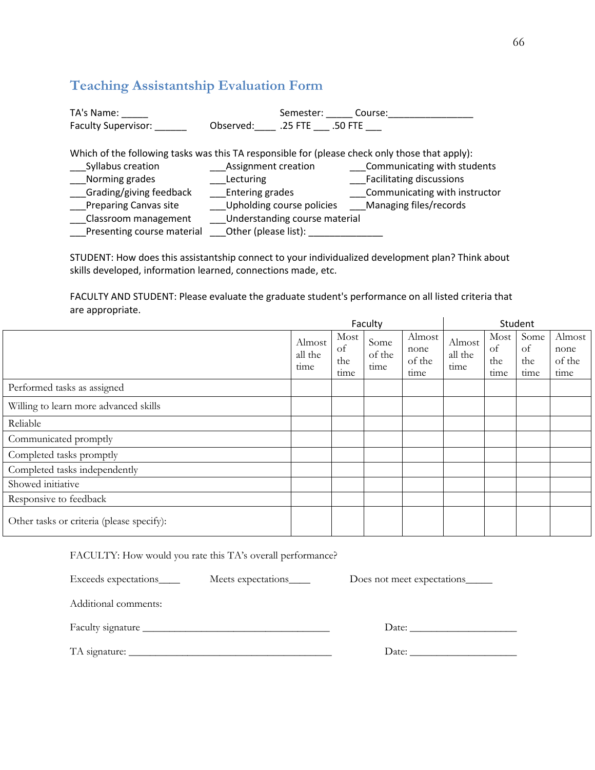## Teaching Assistantship Evaluation Form

TA's Name: _____ Semester: _____ Course:________________

Faculty Supervisor: ______ Observed:____ .25 FTE ___ .50 FTE ___

Which of the following tasks was this TA responsible for (please check only those that apply):

___Syllabus creation
___Assignment creation
___Communicating with students
___Norming grades
___Lecturing
___Facilitating discussions
___Grading/giving feedback
___Entering grades
___Communicating with instructor
___Preparing Canvas site
___Upholding course policies
___Managing files/records
___Classroom management
___Understanding course material
___Presenting course material
___Other (please list): ______________

STUDENT: How does this assistantship connect to your individualized development plan? Think about skills developed, information learned, connections made, etc.

FACULTY AND STUDENT: Please evaluate the graduate student's performance on all listed criteria that are appropriate.

| | Faculty | | | | Student | | | |
|---|---|---|---|---|---|---|---|---|
| | Almost all the time | Most of the time | Some of the time | Almost none of the time | Almost all the time | Most of the time | Some of the time | Almost none of the time |
| Performed tasks as assigned | | | | | | | | |
| Willing to learn more advanced skills | | | | | | | | |
| Reliable | | | | | | | | |
| Communicated promptly | | | | | | | | |
| Completed tasks promptly | | | | | | | | |
| Completed tasks independently | | | | | | | | |
| Showed initiative | | | | | | | | |
| Responsive to feedback | | | | | | | | |
| Other tasks or criteria (please specify): | | | | | | | | |

FACULTY: How would you rate this TA's overall performance?

Exceeds expectations____ Meets expectations____ Does not meet expectations_____

Additional comments:

Faculty signature ____________________________________ Date: _____________________

TA signature: ________________________________________ Date: _____________________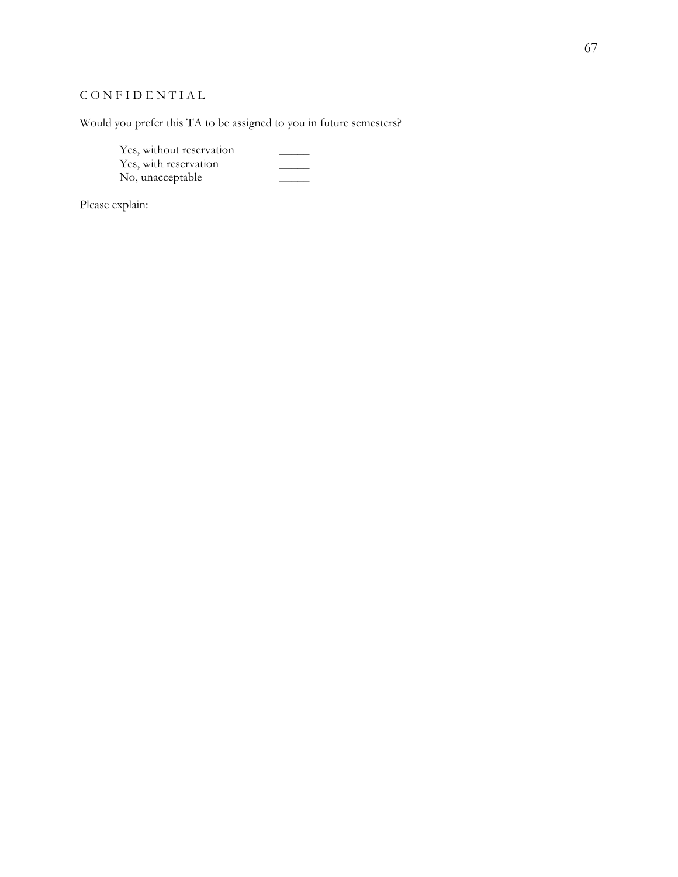C O N F I D E N T I A L

Would you prefer this TA to be assigned to you in future semesters?

| | |
|---|---|
| Yes, without reservation | _____ |
| Yes, with reservation | _____ |
| No, unacceptable | _____ |

Please explain: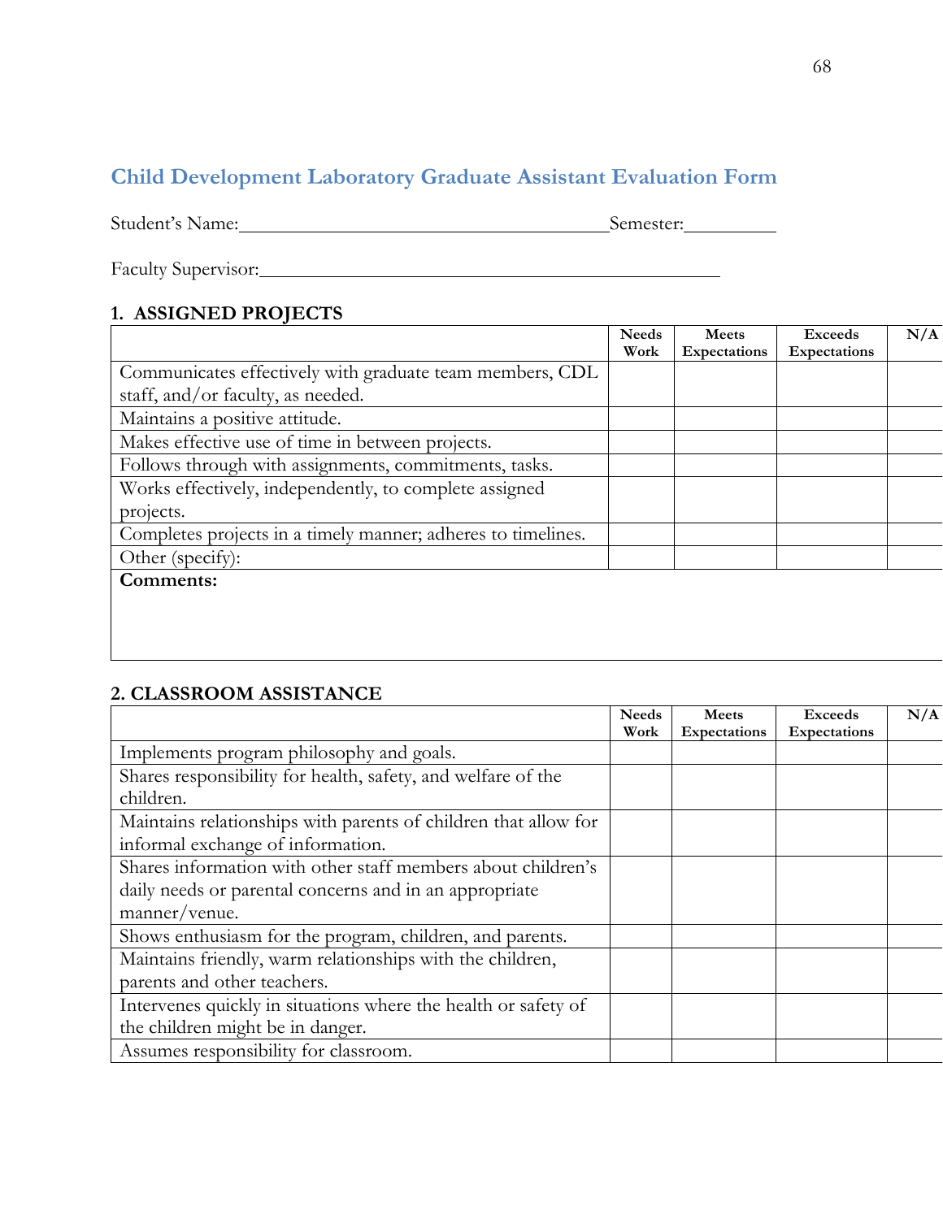## Child Development Laboratory Graduate Assistant Evaluation Form

Student's Name:_______________________________________Semester:__________

Faculty Supervisor:_________________________________________________

### 1. ASSIGNED PROJECTS

| | Needs Work | Meets Expectations | Exceeds Expectations | N/A |
|---|---|---|---|---|
| Communicates effectively with graduate team members, CDL staff, and/or faculty, as needed. | | | | |
| Maintains a positive attitude. | | | | |
| Makes effective use of time in between projects. | | | | |
| Follows through with assignments, commitments, tasks. | | | | |
| Works effectively, independently, to complete assigned projects. | | | | |
| Completes projects in a timely manner; adheres to timelines. | | | | |
| Other (specify): | | | | |
| **Comments:** | | | | |

### 2. CLASSROOM ASSISTANCE

| | Needs Work | Meets Expectations | Exceeds Expectations | N/A |
|---|---|---|---|---|
| Implements program philosophy and goals. | | | | |
| Shares responsibility for health, safety, and welfare of the children. | | | | |
| Maintains relationships with parents of children that allow for informal exchange of information. | | | | |
| Shares information with other staff members about children's daily needs or parental concerns and in an appropriate manner/venue. | | | | |
| Shows enthusiasm for the program, children, and parents. | | | | |
| Maintains friendly, warm relationships with the children, parents and other teachers. | | | | |
| Intervenes quickly in situations where the health or safety of the children might be in danger. | | | | |
| Assumes responsibility for classroom. | | | | |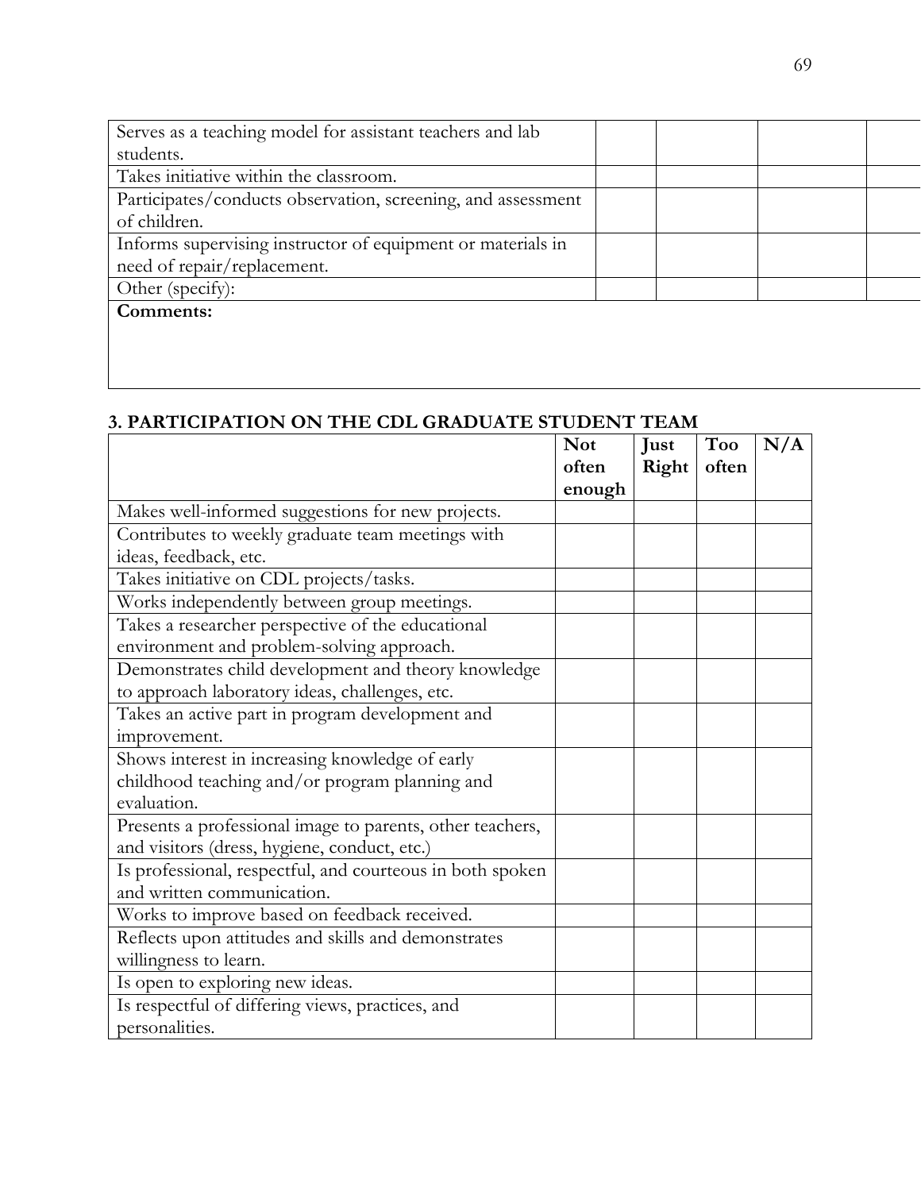| | | | | |
|---|---|---|---|---|
| Serves as a teaching model for assistant teachers and lab students. | | | | |
| Takes initiative within the classroom. | | | | |
| Participates/conducts observation, screening, and assessment of children. | | | | |
| Informs supervising instructor of equipment or materials in need of repair/replacement. | | | | |
| Other (specify): | | | | |
| **Comments:** | | | | |

### 3. PARTICIPATION ON THE CDL GRADUATE STUDENT TEAM

| | **Not often enough** | **Just Right** | **Too often** | **N/A** |
|---|---|---|---|---|
| Makes well-informed suggestions for new projects. | | | | |
| Contributes to weekly graduate team meetings with ideas, feedback, etc. | | | | |
| Takes initiative on CDL projects/tasks. | | | | |
| Works independently between group meetings. | | | | |
| Takes a researcher perspective of the educational environment and problem-solving approach. | | | | |
| Demonstrates child development and theory knowledge to approach laboratory ideas, challenges, etc. | | | | |
| Takes an active part in program development and improvement. | | | | |
| Shows interest in increasing knowledge of early childhood teaching and/or program planning and evaluation. | | | | |
| Presents a professional image to parents, other teachers, and visitors (dress, hygiene, conduct, etc.) | | | | |
| Is professional, respectful, and courteous in both spoken and written communication. | | | | |
| Works to improve based on feedback received. | | | | |
| Reflects upon attitudes and skills and demonstrates willingness to learn. | | | | |
| Is open to exploring new ideas. | | | | |
| Is respectful of differing views, practices, and personalities. | | | | |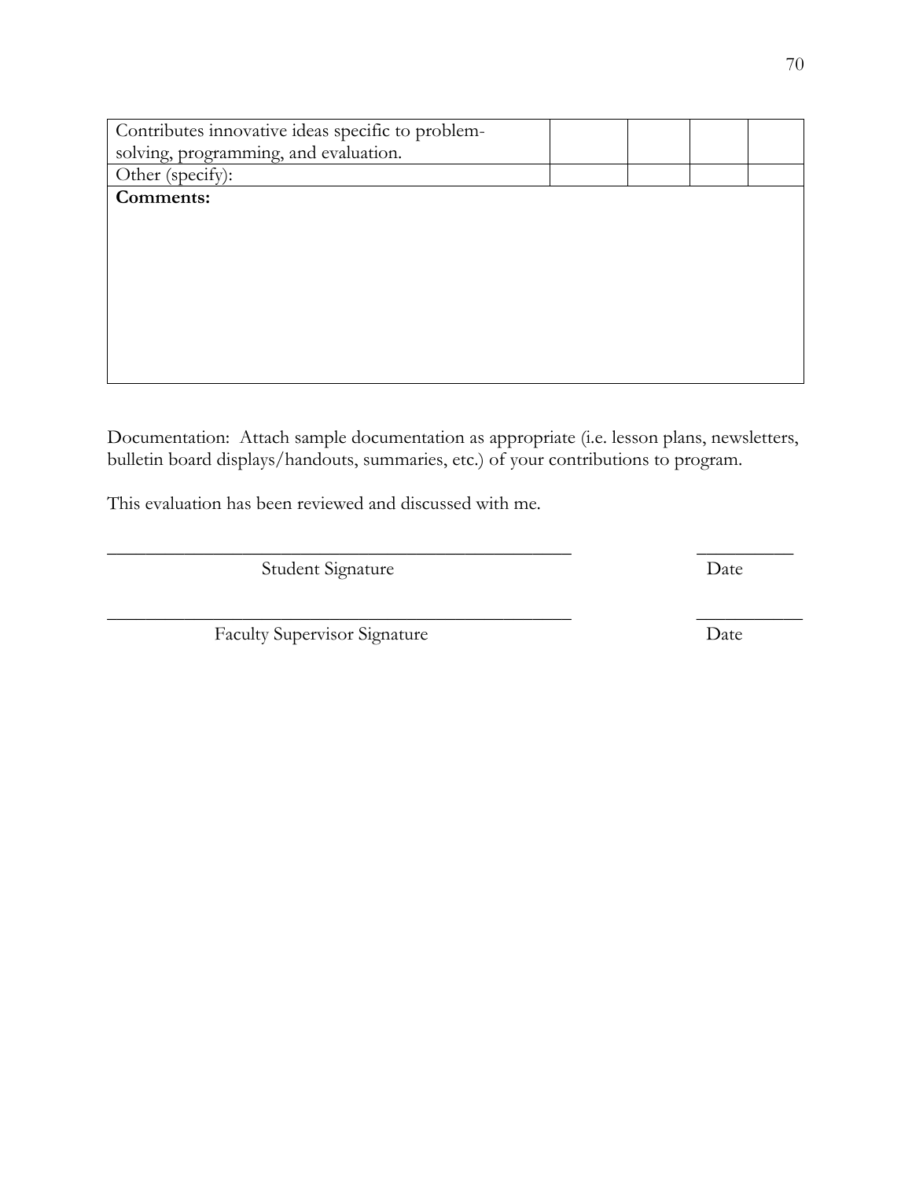| | | | | |
|---|---|---|---|---|
| Contributes innovative ideas specific to problem-solving, programming, and evaluation. | | | | |
| Other (specify): | | | | |
| **Comments:** | | | | |

Documentation: Attach sample documentation as appropriate (i.e. lesson plans, newsletters, bulletin board displays/handouts, summaries, etc.) of your contributions to program.

This evaluation has been reviewed and discussed with me.

_______________________________________________ __________
Student Signature Date

_______________________________________________ __________
Faculty Supervisor Signature Date